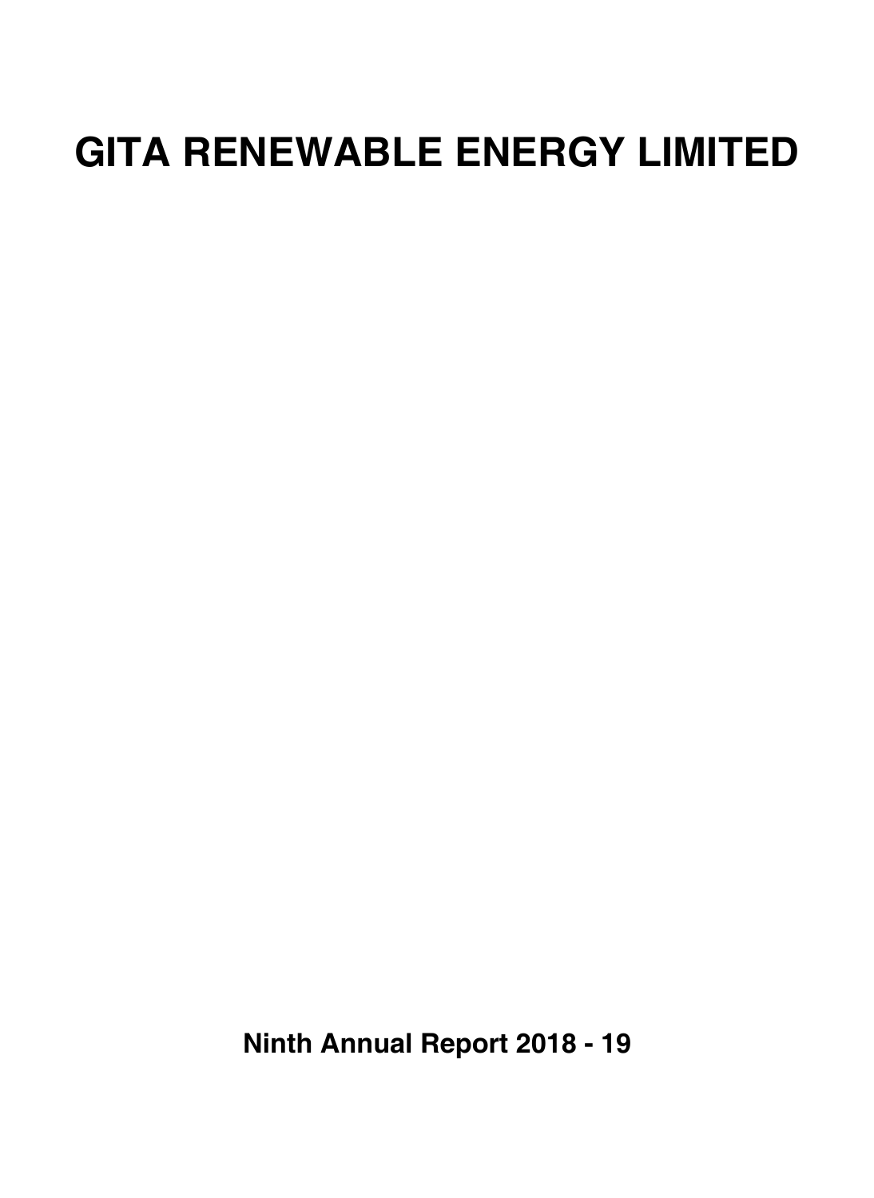# GITA RENEWABLE ENERGY LIMITED

**Ninth Annual Report 2018 - 19**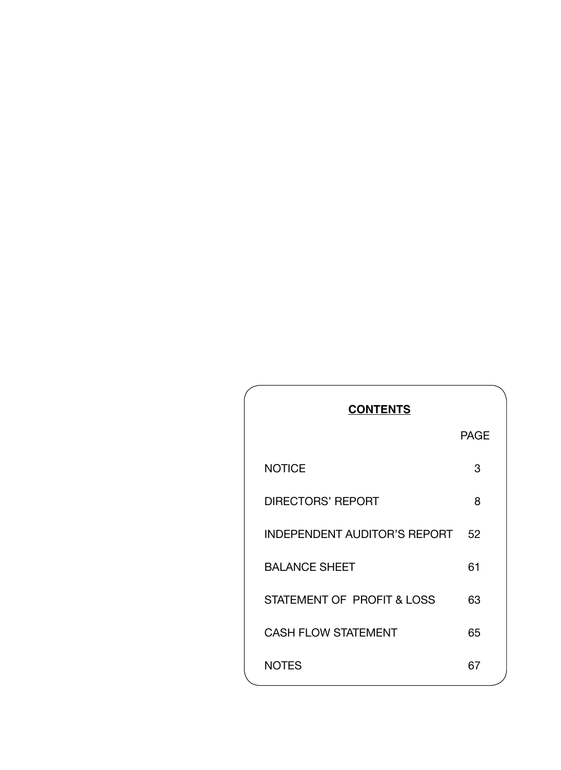## CONTENTS

| | PAGE |
|---|---|
| NOTICE | 3 |
| DIRECTORS' REPORT | 8 |
| INDEPENDENT AUDITOR'S REPORT | 52 |
| BALANCE SHEET | 61 |
| STATEMENT OF PROFIT & LOSS | 63 |
| CASH FLOW STATEMENT | 65 |
| NOTES | 67 |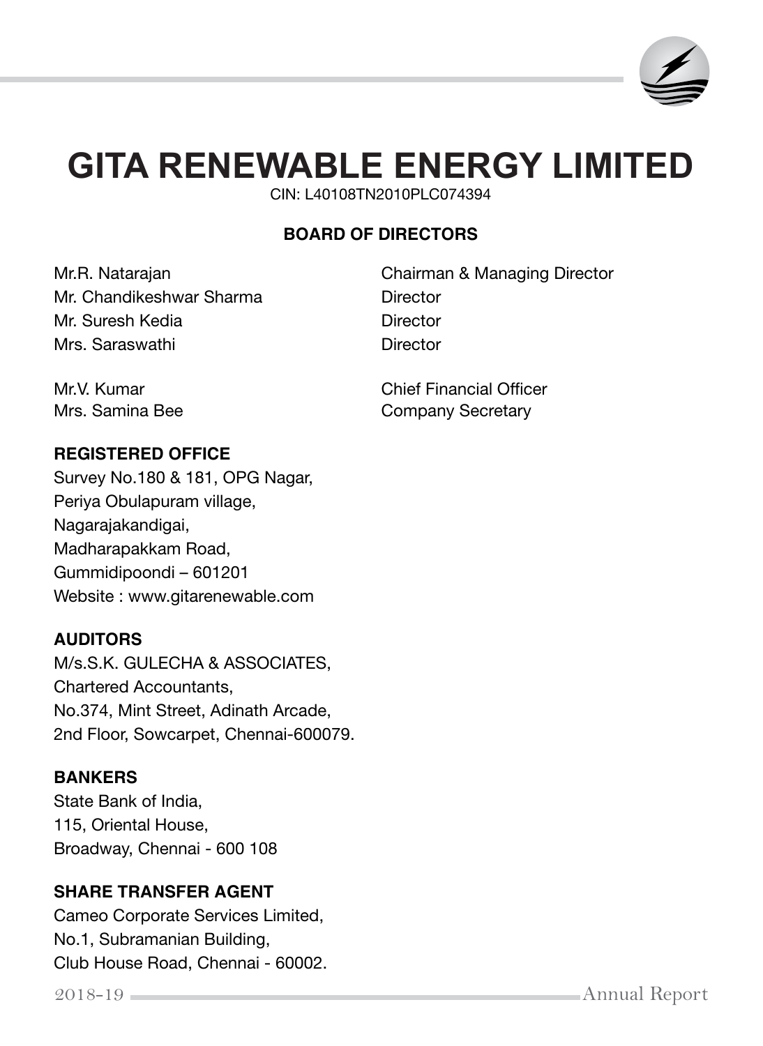# GITA RENEWABLE ENERGY LIMITED

CIN: L40108TN2010PLC074394

## BOARD OF DIRECTORS

| | |
|---|---|
| Mr.R. Natarajan | Chairman & Managing Director |
| Mr. Chandikeshwar Sharma | Director |
| Mr. Suresh Kedia | Director |
| Mrs. Saraswathi | Director |
| | |
| Mr.V. Kumar | Chief Financial Officer |
| Mrs. Samina Bee | Company Secretary |

**REGISTERED OFFICE**

Survey No.180 & 181, OPG Nagar,
Periya Obulapuram village,
Nagarajakandigai,
Madharapakkam Road,
Gummidipoondi – 601201
Website : www.gitarenewable.com

**AUDITORS**

M/s.S.K. GULECHA & ASSOCIATES,
Chartered Accountants,
No.374, Mint Street, Adinath Arcade,
2nd Floor, Sowcarpet, Chennai-600079.

**BANKERS**

State Bank of India,
115, Oriental House,
Broadway, Chennai - 600 108

**SHARE TRANSFER AGENT**

Cameo Corporate Services Limited,
No.1, Subramanian Building,
Club House Road, Chennai - 60002.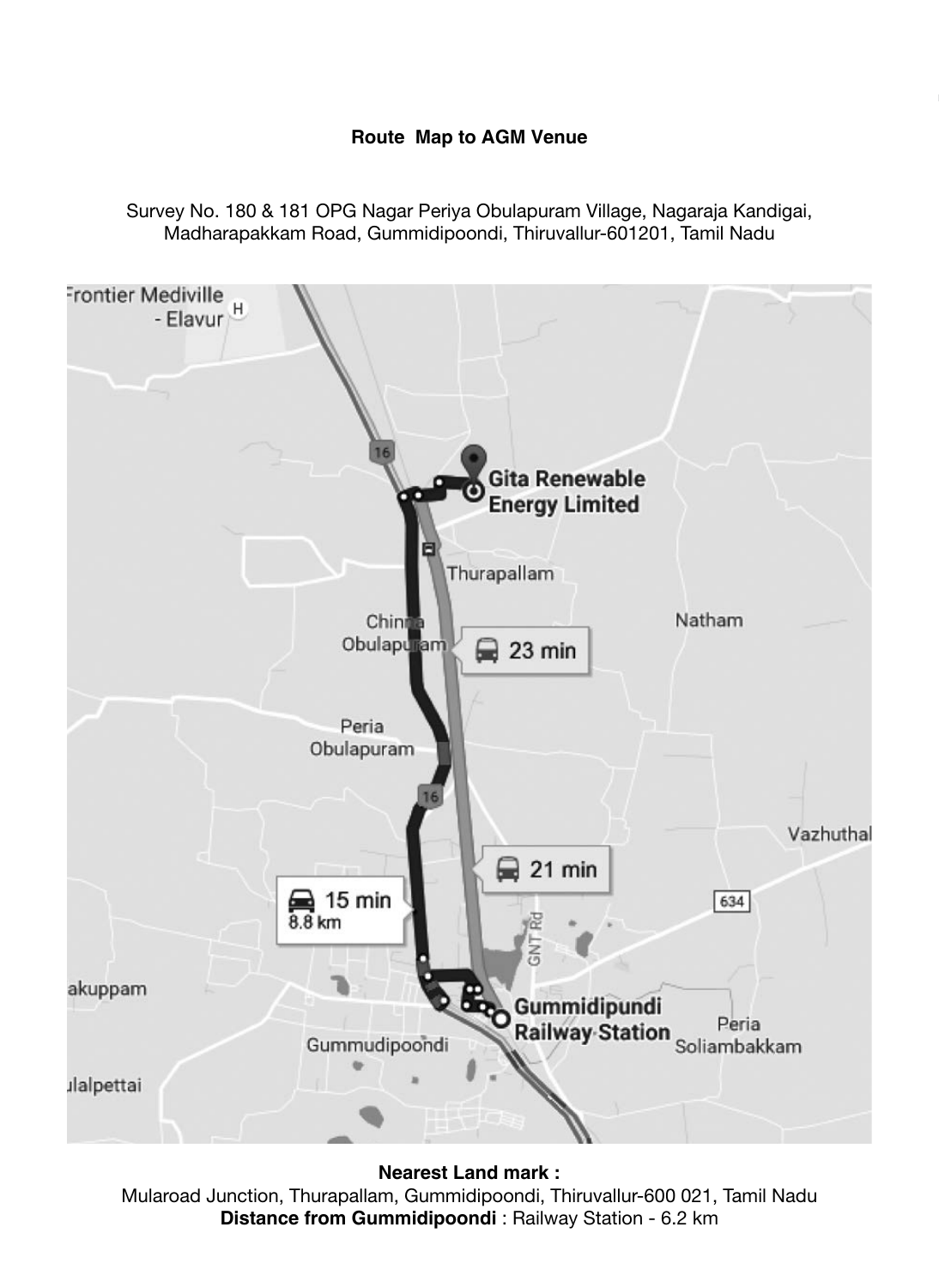**Route Map to AGM Venue**

Survey No. 180 & 181 OPG Nagar Periya Obulapuram Village, Nagaraja Kandigai, Madharapakkam Road, Gummidipoondi, Thiruvallur-601201, Tamil Nadu

**Nearest Land mark :**
Mularoad Junction, Thurapallam, Gummidipoondi, Thiruvallur-600 021, Tamil Nadu
**Distance from Gummidipoondi** : Railway Station - 6.2 km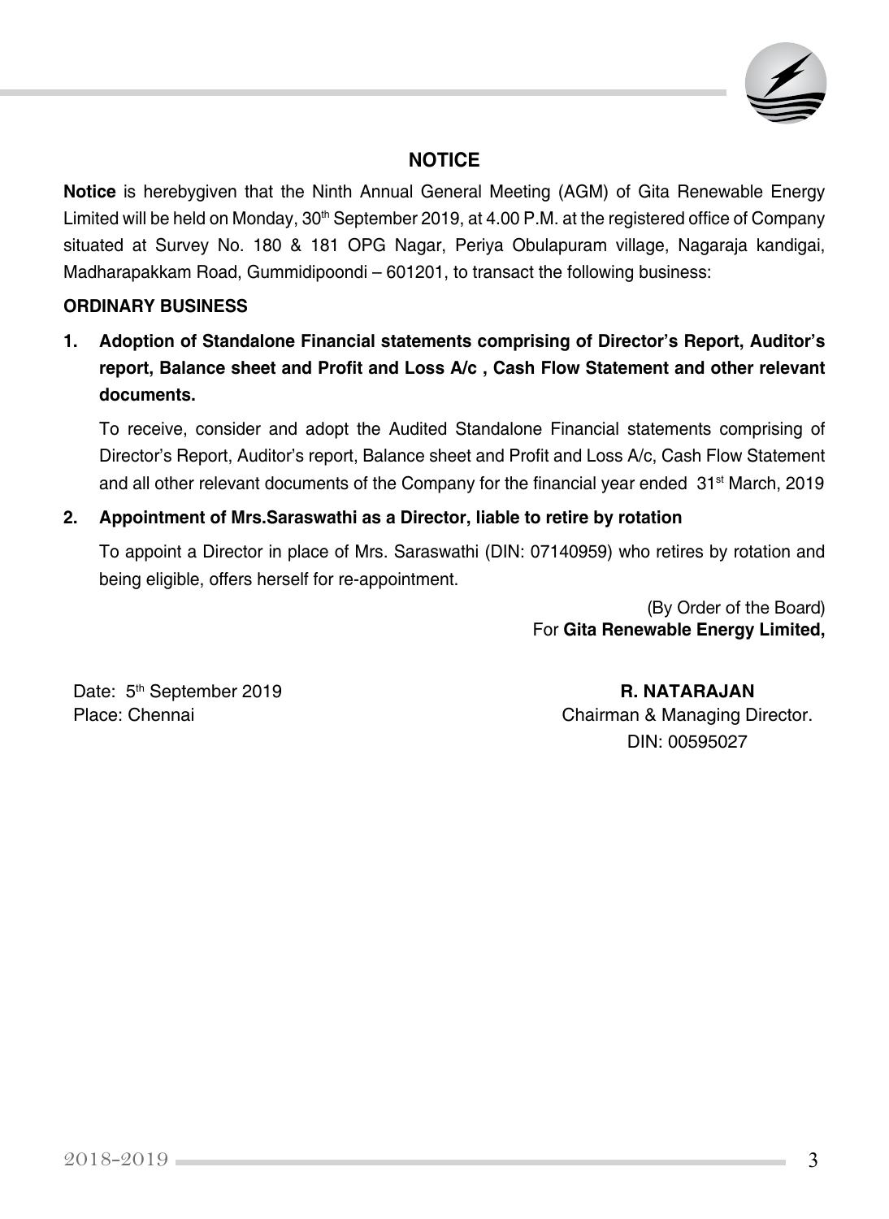# NOTICE

**Notice** is herebygiven that the Ninth Annual General Meeting (AGM) of Gita Renewable Energy Limited will be held on Monday, 30th September 2019, at 4.00 P.M. at the registered office of Company situated at Survey No. 180 & 181 OPG Nagar, Periya Obulapuram village, Nagaraja kandigai, Madharapakkam Road, Gummidipoondi – 601201, to transact the following business:

**ORDINARY BUSINESS**

1. **Adoption of Standalone Financial statements comprising of Director's Report, Auditor's report, Balance sheet and Profit and Loss A/c , Cash Flow Statement and other relevant documents.**

   To receive, consider and adopt the Audited Standalone Financial statements comprising of Director's Report, Auditor's report, Balance sheet and Profit and Loss A/c, Cash Flow Statement and all other relevant documents of the Company for the financial year ended 31st March, 2019

2. **Appointment of Mrs.Saraswathi as a Director, liable to retire by rotation**

   To appoint a Director in place of Mrs. Saraswathi (DIN: 07140959) who retires by rotation and being eligible, offers herself for re-appointment.

(By Order of the Board)
For **Gita Renewable Energy Limited,**

Date: 5th September 2019
Place: Chennai

**R. NATARAJAN**
Chairman & Managing Director.
DIN: 00595027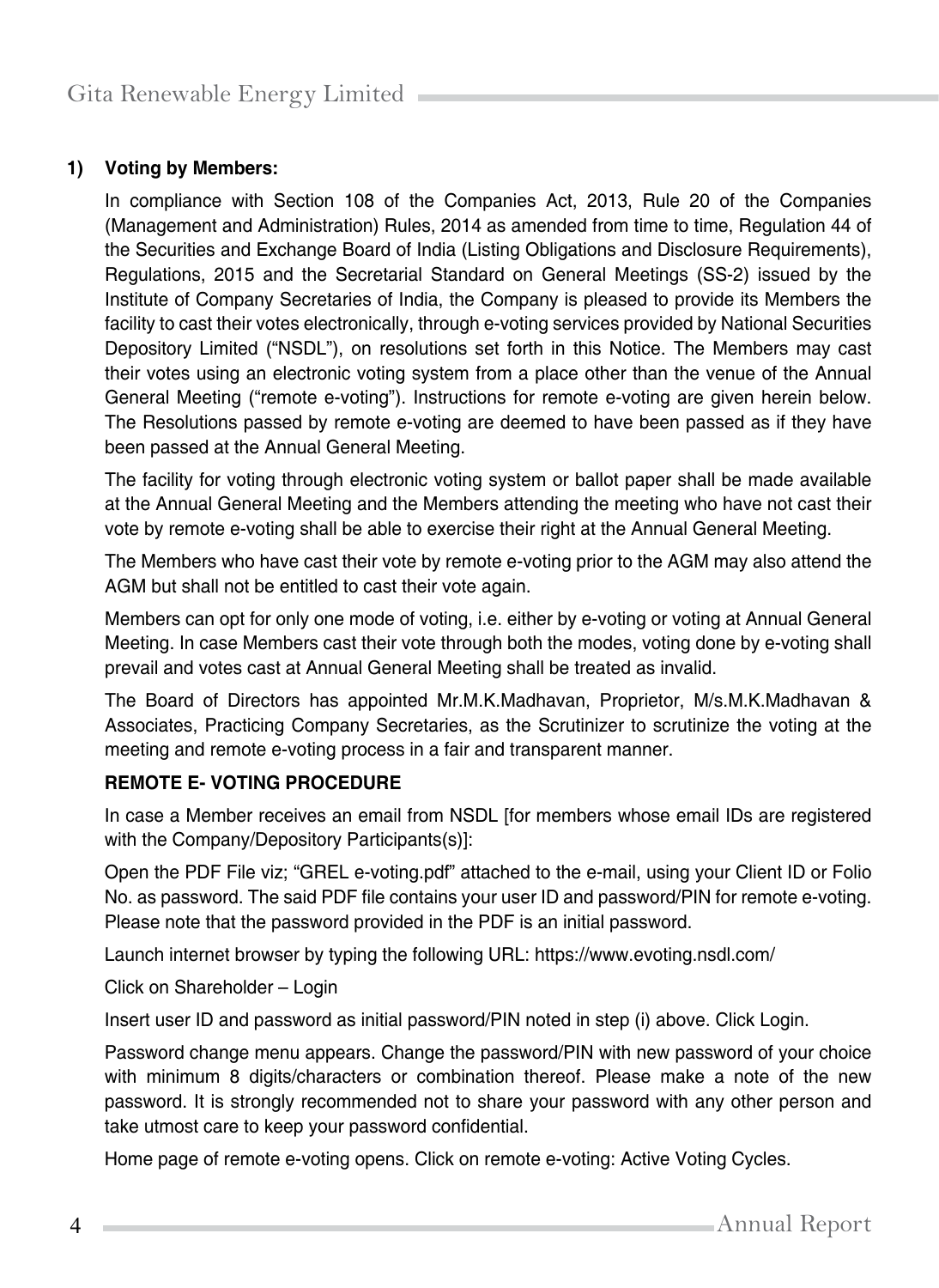### 1) Voting by Members:

In compliance with Section 108 of the Companies Act, 2013, Rule 20 of the Companies (Management and Administration) Rules, 2014 as amended from time to time, Regulation 44 of the Securities and Exchange Board of India (Listing Obligations and Disclosure Requirements), Regulations, 2015 and the Secretarial Standard on General Meetings (SS-2) issued by the Institute of Company Secretaries of India, the Company is pleased to provide its Members the facility to cast their votes electronically, through e-voting services provided by National Securities Depository Limited ("NSDL"), on resolutions set forth in this Notice. The Members may cast their votes using an electronic voting system from a place other than the venue of the Annual General Meeting ("remote e-voting"). Instructions for remote e-voting are given herein below. The Resolutions passed by remote e-voting are deemed to have been passed as if they have been passed at the Annual General Meeting.

The facility for voting through electronic voting system or ballot paper shall be made available at the Annual General Meeting and the Members attending the meeting who have not cast their vote by remote e-voting shall be able to exercise their right at the Annual General Meeting.

The Members who have cast their vote by remote e-voting prior to the AGM may also attend the AGM but shall not be entitled to cast their vote again.

Members can opt for only one mode of voting, i.e. either by e-voting or voting at Annual General Meeting. In case Members cast their vote through both the modes, voting done by e-voting shall prevail and votes cast at Annual General Meeting shall be treated as invalid.

The Board of Directors has appointed Mr.M.K.Madhavan, Proprietor, M/s.M.K.Madhavan & Associates, Practicing Company Secretaries, as the Scrutinizer to scrutinize the voting at the meeting and remote e-voting process in a fair and transparent manner.

**REMOTE E- VOTING PROCEDURE**

In case a Member receives an email from NSDL [for members whose email IDs are registered with the Company/Depository Participants(s)]:

Open the PDF File viz; "GREL e-voting.pdf" attached to the e-mail, using your Client ID or Folio No. as password. The said PDF file contains your user ID and password/PIN for remote e-voting. Please note that the password provided in the PDF is an initial password.

Launch internet browser by typing the following URL: https://www.evoting.nsdl.com/

Click on Shareholder – Login

Insert user ID and password as initial password/PIN noted in step (i) above. Click Login.

Password change menu appears. Change the password/PIN with new password of your choice with minimum 8 digits/characters or combination thereof. Please make a note of the new password. It is strongly recommended not to share your password with any other person and take utmost care to keep your password confidential.

Home page of remote e-voting opens. Click on remote e-voting: Active Voting Cycles.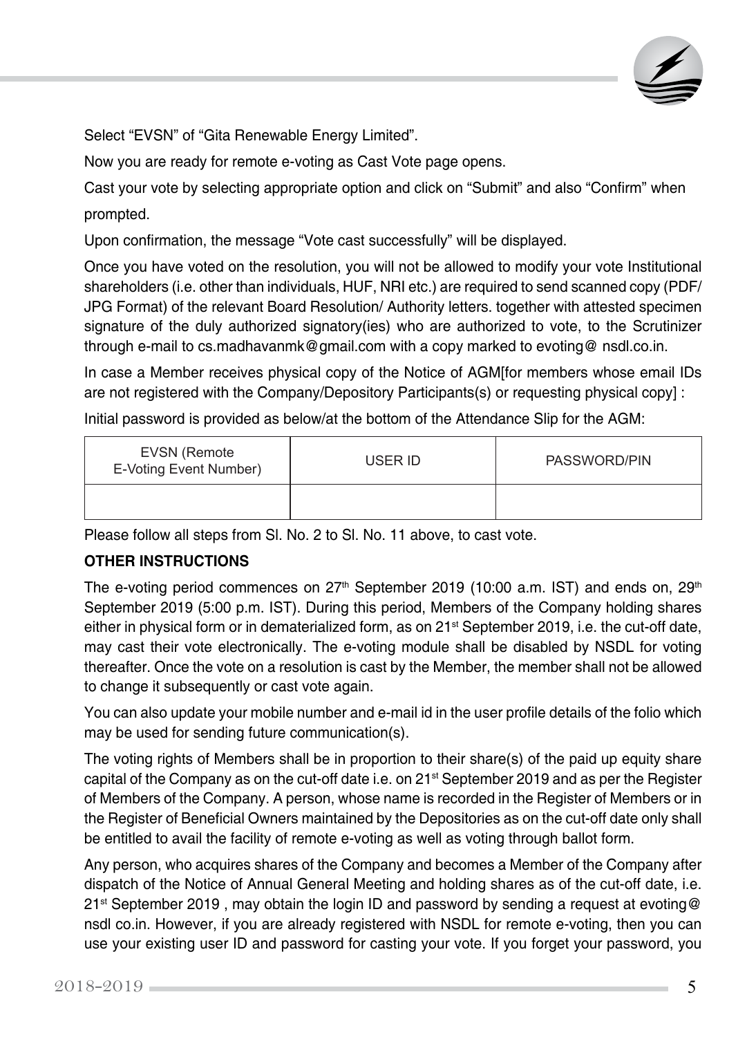Select "EVSN" of "Gita Renewable Energy Limited".

Now you are ready for remote e-voting as Cast Vote page opens.

Cast your vote by selecting appropriate option and click on "Submit" and also "Confirm" when prompted.

Upon confirmation, the message "Vote cast successfully" will be displayed.

Once you have voted on the resolution, you will not be allowed to modify your vote Institutional shareholders (i.e. other than individuals, HUF, NRI etc.) are required to send scanned copy (PDF/ JPG Format) of the relevant Board Resolution/ Authority letters. together with attested specimen signature of the duly authorized signatory(ies) who are authorized to vote, to the Scrutinizer through e-mail to cs.madhavanmk@gmail.com with a copy marked to evoting@ nsdl.co.in.

In case a Member receives physical copy of the Notice of AGM[for members whose email IDs are not registered with the Company/Depository Participants(s) or requesting physical copy] :

Initial password is provided as below/at the bottom of the Attendance Slip for the AGM:

| EVSN (Remote E-Voting Event Number) | USER ID | PASSWORD/PIN |
|---|---|---|
| | | |

Please follow all steps from Sl. No. 2 to Sl. No. 11 above, to cast vote.

**OTHER INSTRUCTIONS**

The e-voting period commences on 27th September 2019 (10:00 a.m. IST) and ends on, 29th September 2019 (5:00 p.m. IST). During this period, Members of the Company holding shares either in physical form or in dematerialized form, as on 21st September 2019, i.e. the cut-off date, may cast their vote electronically. The e-voting module shall be disabled by NSDL for voting thereafter. Once the vote on a resolution is cast by the Member, the member shall not be allowed to change it subsequently or cast vote again.

You can also update your mobile number and e-mail id in the user profile details of the folio which may be used for sending future communication(s).

The voting rights of Members shall be in proportion to their share(s) of the paid up equity share capital of the Company as on the cut-off date i.e. on 21st September 2019 and as per the Register of Members of the Company. A person, whose name is recorded in the Register of Members or in the Register of Beneficial Owners maintained by the Depositories as on the cut-off date only shall be entitled to avail the facility of remote e-voting as well as voting through ballot form.

Any person, who acquires shares of the Company and becomes a Member of the Company after dispatch of the Notice of Annual General Meeting and holding shares as of the cut-off date, i.e. 21st September 2019 , may obtain the login ID and password by sending a request at evoting@ nsdl co.in. However, if you are already registered with NSDL for remote e-voting, then you can use your existing user ID and password for casting your vote. If you forget your password, you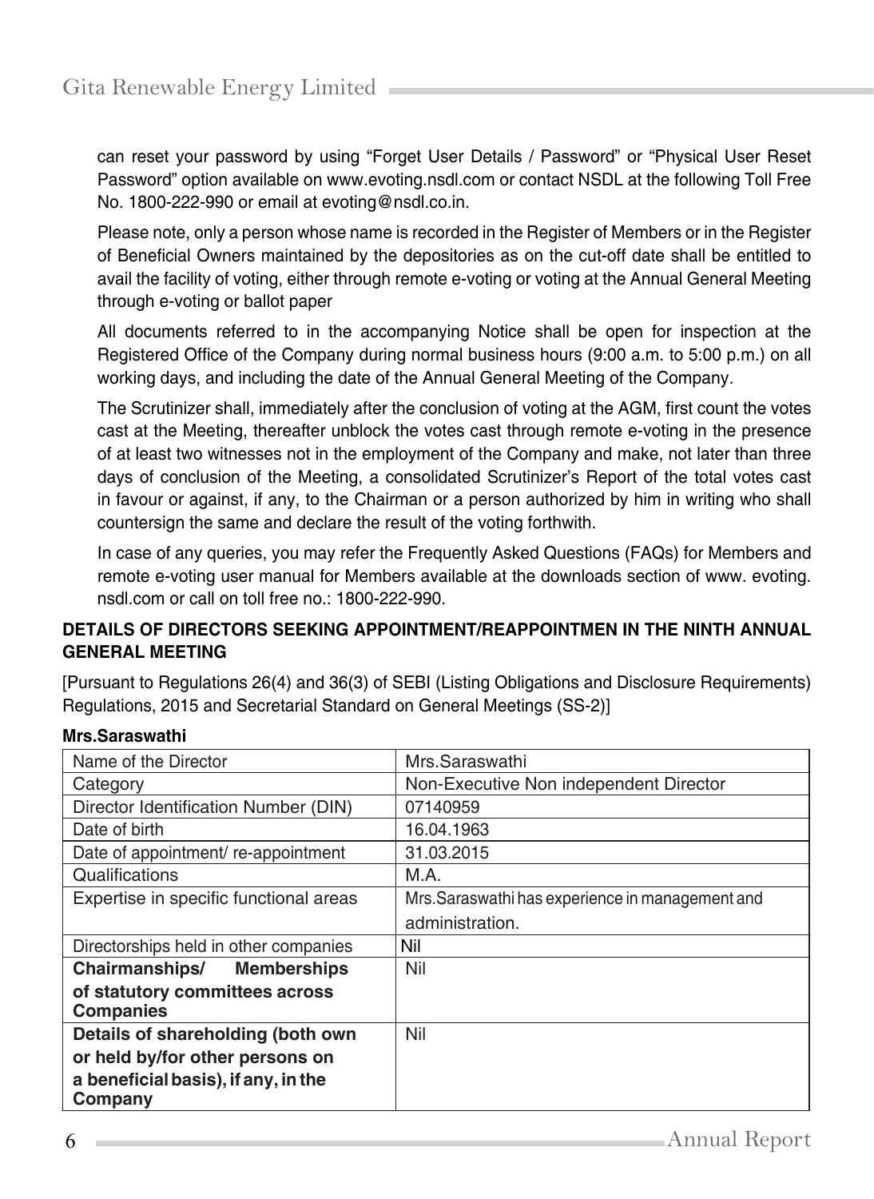can reset your password by using "Forget User Details / Password" or "Physical User Reset Password" option available on www.evoting.nsdl.com or contact NSDL at the following Toll Free No. 1800-222-990 or email at evoting@nsdl.co.in.

Please note, only a person whose name is recorded in the Register of Members or in the Register of Beneficial Owners maintained by the depositories as on the cut-off date shall be entitled to avail the facility of voting, either through remote e-voting or voting at the Annual General Meeting through e-voting or ballot paper

All documents referred to in the accompanying Notice shall be open for inspection at the Registered Office of the Company during normal business hours (9:00 a.m. to 5:00 p.m.) on all working days, and including the date of the Annual General Meeting of the Company.

The Scrutinizer shall, immediately after the conclusion of voting at the AGM, first count the votes cast at the Meeting, thereafter unblock the votes cast through remote e-voting in the presence of at least two witnesses not in the employment of the Company and make, not later than three days of conclusion of the Meeting, a consolidated Scrutinizer's Report of the total votes cast in favour or against, if any, to the Chairman or a person authorized by him in writing who shall countersign the same and declare the result of the voting forthwith.

In case of any queries, you may refer the Frequently Asked Questions (FAQs) for Members and remote e-voting user manual for Members available at the downloads section of www. evoting. nsdl.com or call on toll free no.: 1800-222-990.

**DETAILS OF DIRECTORS SEEKING APPOINTMENT/REAPPOINTMEN IN THE NINTH ANNUAL GENERAL MEETING**

[Pursuant to Regulations 26(4) and 36(3) of SEBI (Listing Obligations and Disclosure Requirements) Regulations, 2015 and Secretarial Standard on General Meetings (SS-2)]

**Mrs.Saraswathi**

| Name of the Director | Mrs.Saraswathi |
|---|---|
| Category | Non-Executive Non independent Director |
| Director Identification Number (DIN) | 07140959 |
| Date of birth | 16.04.1963 |
| Date of appointment/ re-appointment | 31.03.2015 |
| Qualifications | M.A. |
| Expertise in specific functional areas | Mrs.Saraswathi has experience in management and administration. |
| Directorships held in other companies | Nil |
| **Chairmanships/ Memberships of statutory committees across Companies** | Nil |
| **Details of shareholding (both own or held by/for other persons on a beneficial basis), if any, in the Company** | Nil |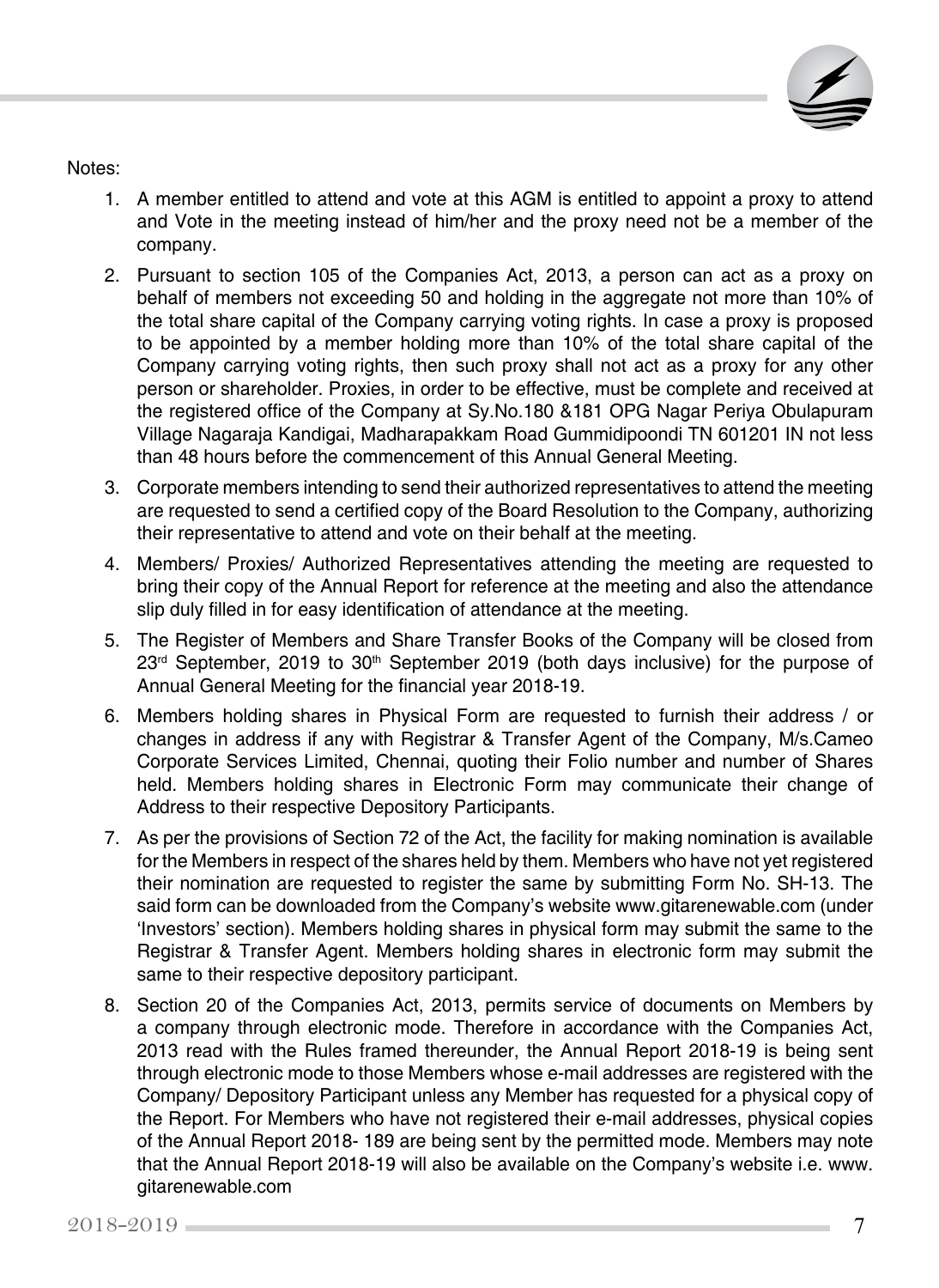Notes:

1. A member entitled to attend and vote at this AGM is entitled to appoint a proxy to attend and Vote in the meeting instead of him/her and the proxy need not be a member of the company.

2. Pursuant to section 105 of the Companies Act, 2013, a person can act as a proxy on behalf of members not exceeding 50 and holding in the aggregate not more than 10% of the total share capital of the Company carrying voting rights. In case a proxy is proposed to be appointed by a member holding more than 10% of the total share capital of the Company carrying voting rights, then such proxy shall not act as a proxy for any other person or shareholder. Proxies, in order to be effective, must be complete and received at the registered office of the Company at Sy.No.180 &181 OPG Nagar Periya Obulapuram Village Nagaraja Kandigai, Madharapakkam Road Gummidipoondi TN 601201 IN not less than 48 hours before the commencement of this Annual General Meeting.

3. Corporate members intending to send their authorized representatives to attend the meeting are requested to send a certified copy of the Board Resolution to the Company, authorizing their representative to attend and vote on their behalf at the meeting.

4. Members/ Proxies/ Authorized Representatives attending the meeting are requested to bring their copy of the Annual Report for reference at the meeting and also the attendance slip duly filled in for easy identification of attendance at the meeting.

5. The Register of Members and Share Transfer Books of the Company will be closed from 23rd September, 2019 to 30th September 2019 (both days inclusive) for the purpose of Annual General Meeting for the financial year 2018-19.

6. Members holding shares in Physical Form are requested to furnish their address / or changes in address if any with Registrar & Transfer Agent of the Company, M/s.Cameo Corporate Services Limited, Chennai, quoting their Folio number and number of Shares held. Members holding shares in Electronic Form may communicate their change of Address to their respective Depository Participants.

7. As per the provisions of Section 72 of the Act, the facility for making nomination is available for the Members in respect of the shares held by them. Members who have not yet registered their nomination are requested to register the same by submitting Form No. SH-13. The said form can be downloaded from the Company's website www.gitarenewable.com (under 'Investors' section). Members holding shares in physical form may submit the same to the Registrar & Transfer Agent. Members holding shares in electronic form may submit the same to their respective depository participant.

8. Section 20 of the Companies Act, 2013, permits service of documents on Members by a company through electronic mode. Therefore in accordance with the Companies Act, 2013 read with the Rules framed thereunder, the Annual Report 2018-19 is being sent through electronic mode to those Members whose e-mail addresses are registered with the Company/ Depository Participant unless any Member has requested for a physical copy of the Report. For Members who have not registered their e-mail addresses, physical copies of the Annual Report 2018- 189 are being sent by the permitted mode. Members may note that the Annual Report 2018-19 will also be available on the Company's website i.e. www.gitarenewable.com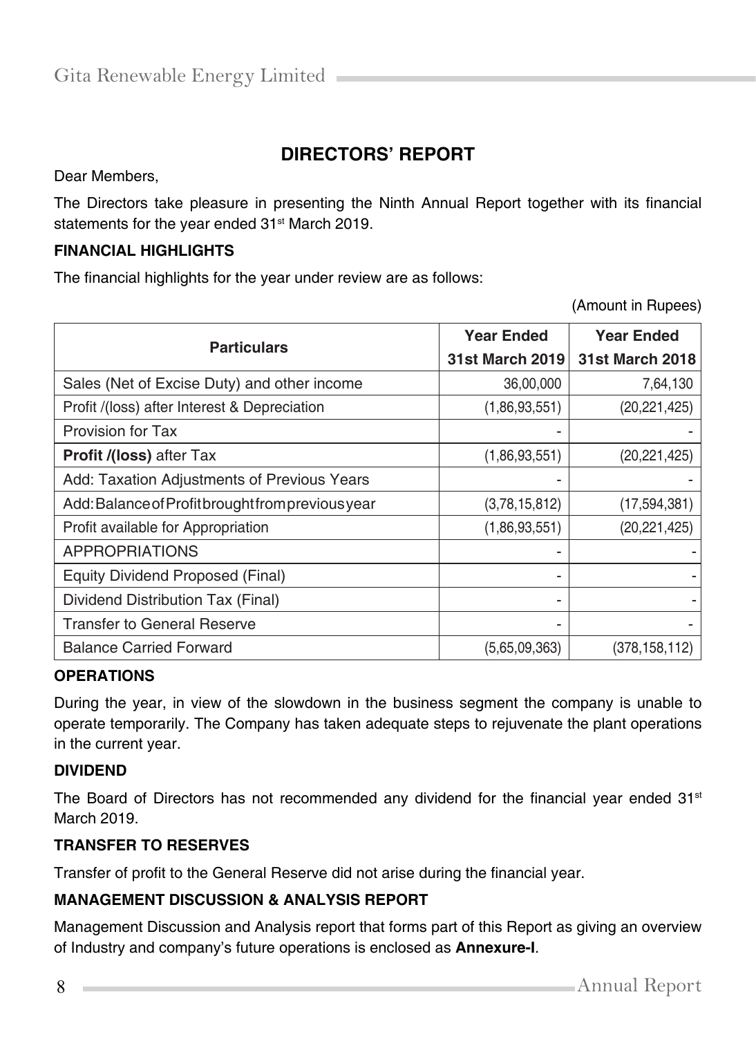# DIRECTORS' REPORT

Dear Members,

The Directors take pleasure in presenting the Ninth Annual Report together with its financial statements for the year ended 31st March 2019.

### FINANCIAL HIGHLIGHTS

The financial highlights for the year under review are as follows:

(Amount in Rupees)

| Particulars | Year Ended 31st March 2019 | Year Ended 31st March 2018 |
|---|---|---|
| Sales (Net of Excise Duty) and other income | 36,00,000 | 7,64,130 |
| Profit /(loss) after Interest & Depreciation | (1,86,93,551) | (20,221,425) |
| Provision for Tax | - | - |
| **Profit /(loss)** after Tax | (1,86,93,551) | (20,221,425) |
| Add: Taxation Adjustments of Previous Years | - | - |
| Add: Balance of Profit brought from previous year | (3,78,15,812) | (17,594,381) |
| Profit available for Appropriation | (1,86,93,551) | (20,221,425) |
| APPROPRIATIONS | - | - |
| Equity Dividend Proposed (Final) | - | - |
| Dividend Distribution Tax (Final) | - | - |
| Transfer to General Reserve | - | - |
| Balance Carried Forward | (5,65,09,363) | (378,158,112) |

### OPERATIONS

During the year, in view of the slowdown in the business segment the company is unable to operate temporarily. The Company has taken adequate steps to rejuvenate the plant operations in the current year.

### DIVIDEND

The Board of Directors has not recommended any dividend for the financial year ended 31st March 2019.

### TRANSFER TO RESERVES

Transfer of profit to the General Reserve did not arise during the financial year.

### MANAGEMENT DISCUSSION & ANALYSIS REPORT

Management Discussion and Analysis report that forms part of this Report as giving an overview of Industry and company's future operations is enclosed as **Annexure-I**.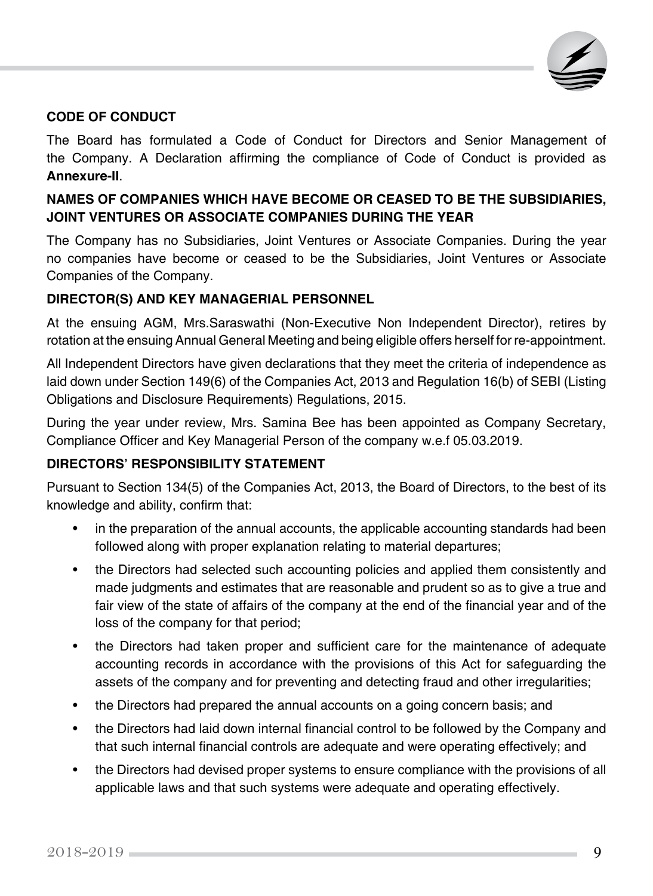## CODE OF CONDUCT

The Board has formulated a Code of Conduct for Directors and Senior Management of the Company. A Declaration affirming the compliance of Code of Conduct is provided as **Annexure-II**.

## NAMES OF COMPANIES WHICH HAVE BECOME OR CEASED TO BE THE SUBSIDIARIES, JOINT VENTURES OR ASSOCIATE COMPANIES DURING THE YEAR

The Company has no Subsidiaries, Joint Ventures or Associate Companies. During the year no companies have become or ceased to be the Subsidiaries, Joint Ventures or Associate Companies of the Company.

## DIRECTOR(S) AND KEY MANAGERIAL PERSONNEL

At the ensuing AGM, Mrs.Saraswathi (Non-Executive Non Independent Director), retires by rotation at the ensuing Annual General Meeting and being eligible offers herself for re-appointment.

All Independent Directors have given declarations that they meet the criteria of independence as laid down under Section 149(6) of the Companies Act, 2013 and Regulation 16(b) of SEBI (Listing Obligations and Disclosure Requirements) Regulations, 2015.

During the year under review, Mrs. Samina Bee has been appointed as Company Secretary, Compliance Officer and Key Managerial Person of the company w.e.f 05.03.2019.

## DIRECTORS' RESPONSIBILITY STATEMENT

Pursuant to Section 134(5) of the Companies Act, 2013, the Board of Directors, to the best of its knowledge and ability, confirm that:

- in the preparation of the annual accounts, the applicable accounting standards had been followed along with proper explanation relating to material departures;
- the Directors had selected such accounting policies and applied them consistently and made judgments and estimates that are reasonable and prudent so as to give a true and fair view of the state of affairs of the company at the end of the financial year and of the loss of the company for that period;
- the Directors had taken proper and sufficient care for the maintenance of adequate accounting records in accordance with the provisions of this Act for safeguarding the assets of the company and for preventing and detecting fraud and other irregularities;
- the Directors had prepared the annual accounts on a going concern basis; and
- the Directors had laid down internal financial control to be followed by the Company and that such internal financial controls are adequate and were operating effectively; and
- the Directors had devised proper systems to ensure compliance with the provisions of all applicable laws and that such systems were adequate and operating effectively.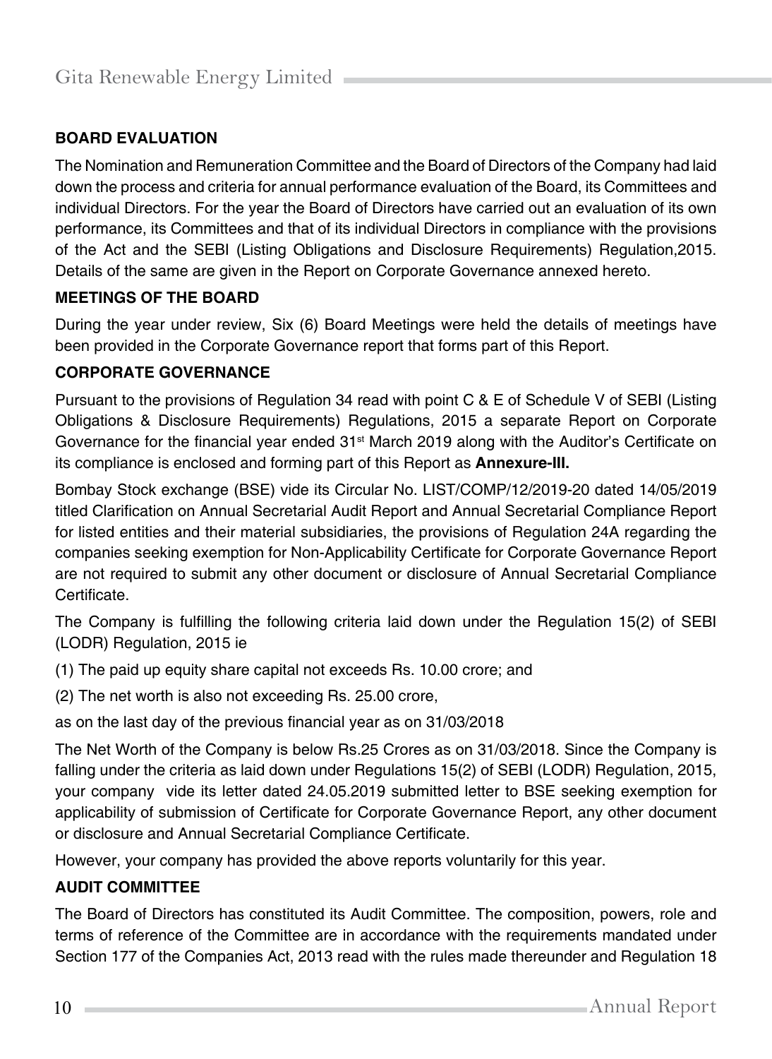### BOARD EVALUATION

The Nomination and Remuneration Committee and the Board of Directors of the Company had laid down the process and criteria for annual performance evaluation of the Board, its Committees and individual Directors. For the year the Board of Directors have carried out an evaluation of its own performance, its Committees and that of its individual Directors in compliance with the provisions of the Act and the SEBI (Listing Obligations and Disclosure Requirements) Regulation,2015. Details of the same are given in the Report on Corporate Governance annexed hereto.

### MEETINGS OF THE BOARD

During the year under review, Six (6) Board Meetings were held the details of meetings have been provided in the Corporate Governance report that forms part of this Report.

### CORPORATE GOVERNANCE

Pursuant to the provisions of Regulation 34 read with point C & E of Schedule V of SEBI (Listing Obligations & Disclosure Requirements) Regulations, 2015 a separate Report on Corporate Governance for the financial year ended 31st March 2019 along with the Auditor's Certificate on its compliance is enclosed and forming part of this Report as **Annexure-III.**

Bombay Stock exchange (BSE) vide its Circular No. LIST/COMP/12/2019-20 dated 14/05/2019 titled Clarification on Annual Secretarial Audit Report and Annual Secretarial Compliance Report for listed entities and their material subsidiaries, the provisions of Regulation 24A regarding the companies seeking exemption for Non-Applicability Certificate for Corporate Governance Report are not required to submit any other document or disclosure of Annual Secretarial Compliance Certificate.

The Company is fulfilling the following criteria laid down under the Regulation 15(2) of SEBI (LODR) Regulation, 2015 ie

(1) The paid up equity share capital not exceeds Rs. 10.00 crore; and

(2) The net worth is also not exceeding Rs. 25.00 crore,

as on the last day of the previous financial year as on 31/03/2018

The Net Worth of the Company is below Rs.25 Crores as on 31/03/2018. Since the Company is falling under the criteria as laid down under Regulations 15(2) of SEBI (LODR) Regulation, 2015, your company vide its letter dated 24.05.2019 submitted letter to BSE seeking exemption for applicability of submission of Certificate for Corporate Governance Report, any other document or disclosure and Annual Secretarial Compliance Certificate.

However, your company has provided the above reports voluntarily for this year.

### AUDIT COMMITTEE

The Board of Directors has constituted its Audit Committee. The composition, powers, role and terms of reference of the Committee are in accordance with the requirements mandated under Section 177 of the Companies Act, 2013 read with the rules made thereunder and Regulation 18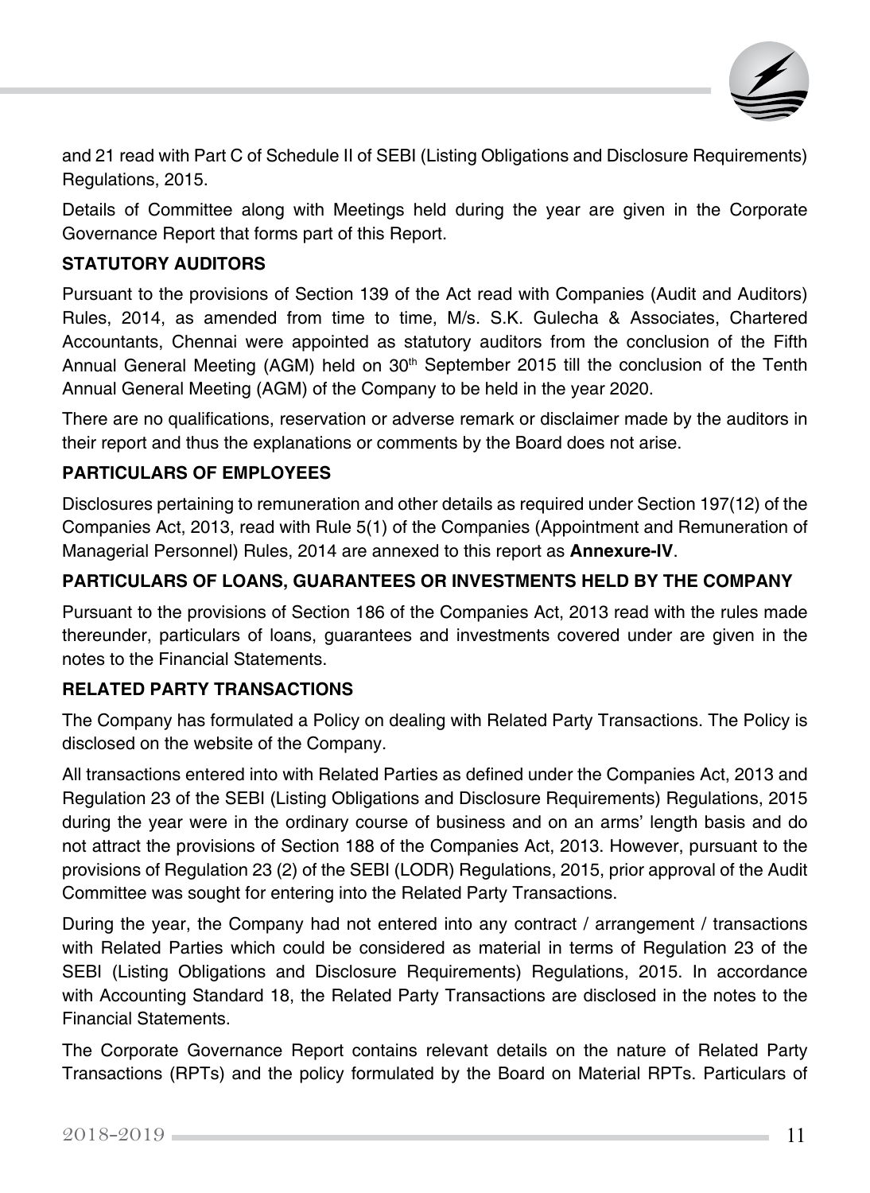and 21 read with Part C of Schedule II of SEBI (Listing Obligations and Disclosure Requirements) Regulations, 2015.

Details of Committee along with Meetings held during the year are given in the Corporate Governance Report that forms part of this Report.

**STATUTORY AUDITORS**

Pursuant to the provisions of Section 139 of the Act read with Companies (Audit and Auditors) Rules, 2014, as amended from time to time, M/s. S.K. Gulecha & Associates, Chartered Accountants, Chennai were appointed as statutory auditors from the conclusion of the Fifth Annual General Meeting (AGM) held on 30th September 2015 till the conclusion of the Tenth Annual General Meeting (AGM) of the Company to be held in the year 2020.

There are no qualifications, reservation or adverse remark or disclaimer made by the auditors in their report and thus the explanations or comments by the Board does not arise.

**PARTICULARS OF EMPLOYEES**

Disclosures pertaining to remuneration and other details as required under Section 197(12) of the Companies Act, 2013, read with Rule 5(1) of the Companies (Appointment and Remuneration of Managerial Personnel) Rules, 2014 are annexed to this report as **Annexure-IV**.

**PARTICULARS OF LOANS, GUARANTEES OR INVESTMENTS HELD BY THE COMPANY**

Pursuant to the provisions of Section 186 of the Companies Act, 2013 read with the rules made thereunder, particulars of loans, guarantees and investments covered under are given in the notes to the Financial Statements.

**RELATED PARTY TRANSACTIONS**

The Company has formulated a Policy on dealing with Related Party Transactions. The Policy is disclosed on the website of the Company.

All transactions entered into with Related Parties as defined under the Companies Act, 2013 and Regulation 23 of the SEBI (Listing Obligations and Disclosure Requirements) Regulations, 2015 during the year were in the ordinary course of business and on an arms' length basis and do not attract the provisions of Section 188 of the Companies Act, 2013. However, pursuant to the provisions of Regulation 23 (2) of the SEBI (LODR) Regulations, 2015, prior approval of the Audit Committee was sought for entering into the Related Party Transactions.

During the year, the Company had not entered into any contract / arrangement / transactions with Related Parties which could be considered as material in terms of Regulation 23 of the SEBI (Listing Obligations and Disclosure Requirements) Regulations, 2015. In accordance with Accounting Standard 18, the Related Party Transactions are disclosed in the notes to the Financial Statements.

The Corporate Governance Report contains relevant details on the nature of Related Party Transactions (RPTs) and the policy formulated by the Board on Material RPTs. Particulars of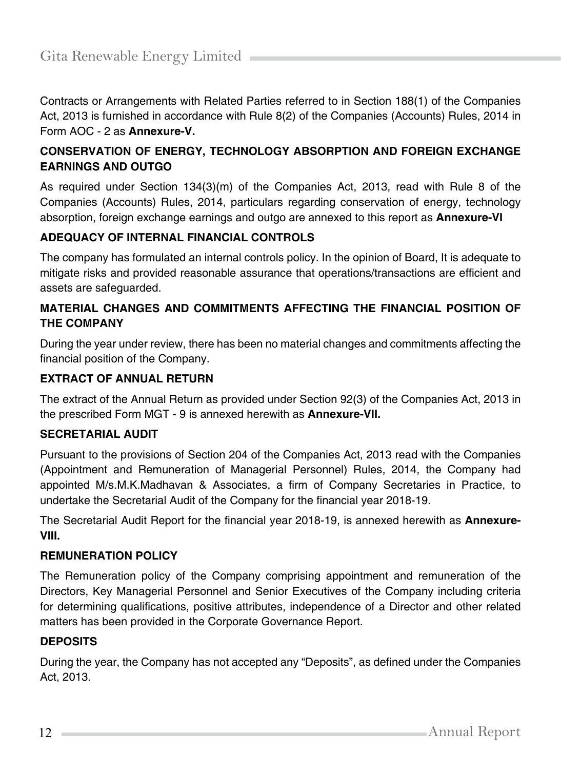Contracts or Arrangements with Related Parties referred to in Section 188(1) of the Companies Act, 2013 is furnished in accordance with Rule 8(2) of the Companies (Accounts) Rules, 2014 in Form AOC - 2 as **Annexure-V.**

### CONSERVATION OF ENERGY, TECHNOLOGY ABSORPTION AND FOREIGN EXCHANGE EARNINGS AND OUTGO

As required under Section 134(3)(m) of the Companies Act, 2013, read with Rule 8 of the Companies (Accounts) Rules, 2014, particulars regarding conservation of energy, technology absorption, foreign exchange earnings and outgo are annexed to this report as **Annexure-VI**

### ADEQUACY OF INTERNAL FINANCIAL CONTROLS

The company has formulated an internal controls policy. In the opinion of Board, It is adequate to mitigate risks and provided reasonable assurance that operations/transactions are efficient and assets are safeguarded.

### MATERIAL CHANGES AND COMMITMENTS AFFECTING THE FINANCIAL POSITION OF THE COMPANY

During the year under review, there has been no material changes and commitments affecting the financial position of the Company.

### EXTRACT OF ANNUAL RETURN

The extract of the Annual Return as provided under Section 92(3) of the Companies Act, 2013 in the prescribed Form MGT - 9 is annexed herewith as **Annexure-VII.**

### SECRETARIAL AUDIT

Pursuant to the provisions of Section 204 of the Companies Act, 2013 read with the Companies (Appointment and Remuneration of Managerial Personnel) Rules, 2014, the Company had appointed M/s.M.K.Madhavan & Associates, a firm of Company Secretaries in Practice, to undertake the Secretarial Audit of the Company for the financial year 2018-19.

The Secretarial Audit Report for the financial year 2018-19, is annexed herewith as **Annexure-VIII.**

### REMUNERATION POLICY

The Remuneration policy of the Company comprising appointment and remuneration of the Directors, Key Managerial Personnel and Senior Executives of the Company including criteria for determining qualifications, positive attributes, independence of a Director and other related matters has been provided in the Corporate Governance Report.

### DEPOSITS

During the year, the Company has not accepted any "Deposits", as defined under the Companies Act, 2013.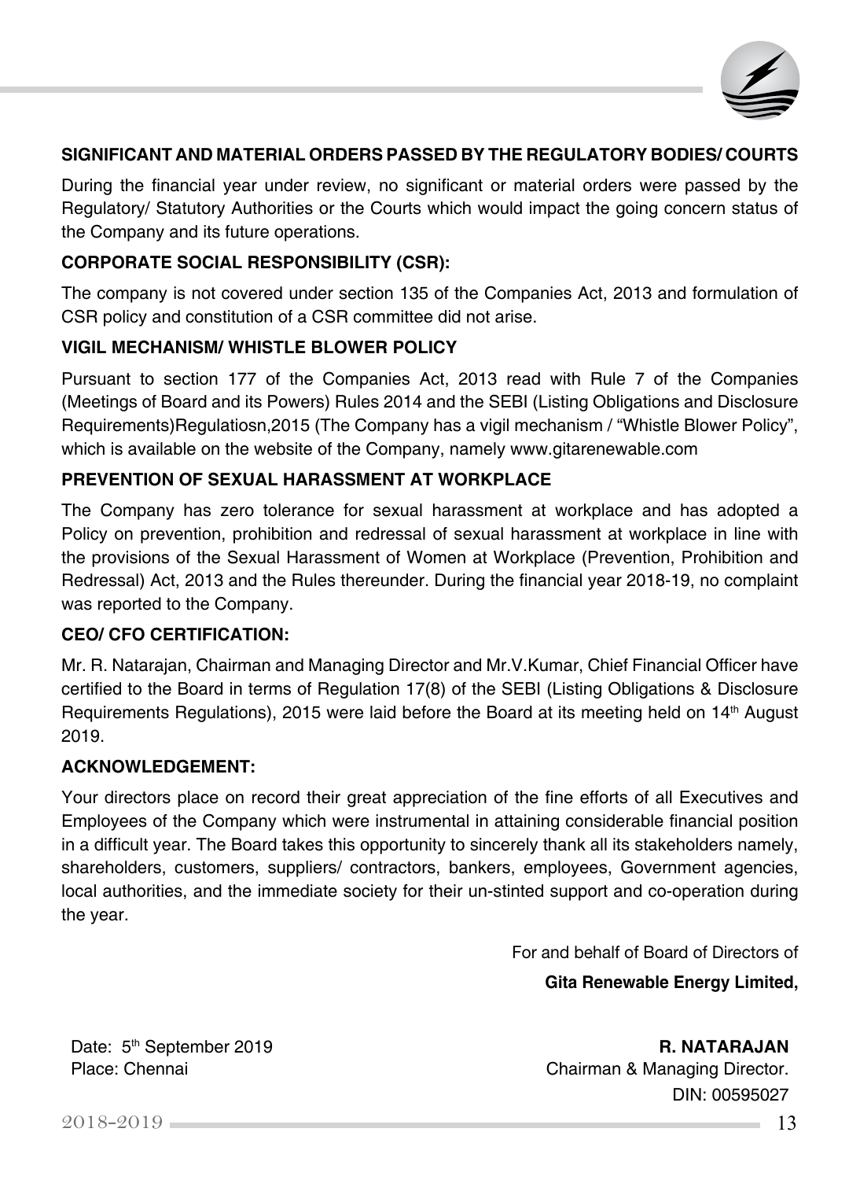## SIGNIFICANT AND MATERIAL ORDERS PASSED BY THE REGULATORY BODIES/ COURTS

During the financial year under review, no significant or material orders were passed by the Regulatory/ Statutory Authorities or the Courts which would impact the going concern status of the Company and its future operations.

## CORPORATE SOCIAL RESPONSIBILITY (CSR):

The company is not covered under section 135 of the Companies Act, 2013 and formulation of CSR policy and constitution of a CSR committee did not arise.

## VIGIL MECHANISM/ WHISTLE BLOWER POLICY

Pursuant to section 177 of the Companies Act, 2013 read with Rule 7 of the Companies (Meetings of Board and its Powers) Rules 2014 and the SEBI (Listing Obligations and Disclosure Requirements)Regulatiosn,2015 (The Company has a vigil mechanism / "Whistle Blower Policy", which is available on the website of the Company, namely www.gitarenewable.com

## PREVENTION OF SEXUAL HARASSMENT AT WORKPLACE

The Company has zero tolerance for sexual harassment at workplace and has adopted a Policy on prevention, prohibition and redressal of sexual harassment at workplace in line with the provisions of the Sexual Harassment of Women at Workplace (Prevention, Prohibition and Redressal) Act, 2013 and the Rules thereunder. During the financial year 2018-19, no complaint was reported to the Company.

## CEO/ CFO CERTIFICATION:

Mr. R. Natarajan, Chairman and Managing Director and Mr.V.Kumar, Chief Financial Officer have certified to the Board in terms of Regulation 17(8) of the SEBI (Listing Obligations & Disclosure Requirements Regulations), 2015 were laid before the Board at its meeting held on 14th August 2019.

## ACKNOWLEDGEMENT:

Your directors place on record their great appreciation of the fine efforts of all Executives and Employees of the Company which were instrumental in attaining considerable financial position in a difficult year. The Board takes this opportunity to sincerely thank all its stakeholders namely, shareholders, customers, suppliers/ contractors, bankers, employees, Government agencies, local authorities, and the immediate society for their un-stinted support and co-operation during the year.

For and behalf of Board of Directors of

**Gita Renewable Energy Limited,**

Date: 5th September 2019
Place: Chennai

**R. NATARAJAN**
Chairman & Managing Director.
DIN: 00595027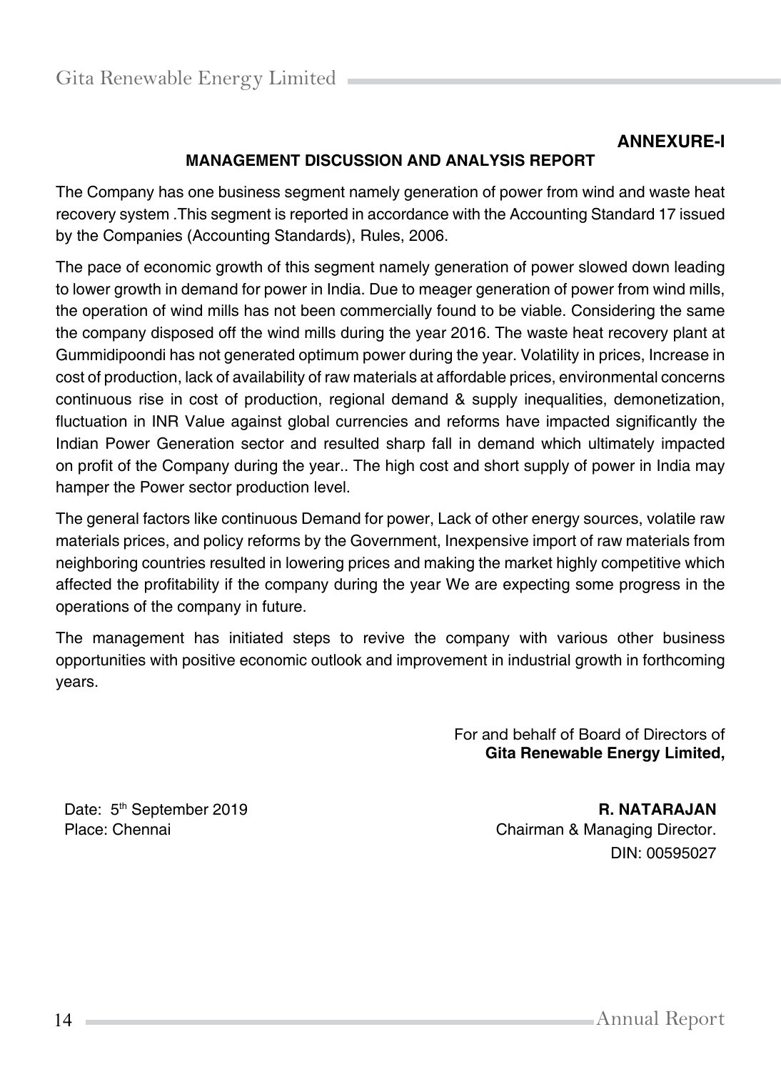**ANNEXURE-I**

## MANAGEMENT DISCUSSION AND ANALYSIS REPORT

The Company has one business segment namely generation of power from wind and waste heat recovery system .This segment is reported in accordance with the Accounting Standard 17 issued by the Companies (Accounting Standards), Rules, 2006.

The pace of economic growth of this segment namely generation of power slowed down leading to lower growth in demand for power in India. Due to meager generation of power from wind mills, the operation of wind mills has not been commercially found to be viable. Considering the same the company disposed off the wind mills during the year 2016. The waste heat recovery plant at Gummidipoondi has not generated optimum power during the year. Volatility in prices, Increase in cost of production, lack of availability of raw materials at affordable prices, environmental concerns continuous rise in cost of production, regional demand & supply inequalities, demonetization, fluctuation in INR Value against global currencies and reforms have impacted significantly the Indian Power Generation sector and resulted sharp fall in demand which ultimately impacted on profit of the Company during the year.. The high cost and short supply of power in India may hamper the Power sector production level.

The general factors like continuous Demand for power, Lack of other energy sources, volatile raw materials prices, and policy reforms by the Government, Inexpensive import of raw materials from neighboring countries resulted in lowering prices and making the market highly competitive which affected the profitability if the company during the year We are expecting some progress in the operations of the company in future.

The management has initiated steps to revive the company with various other business opportunities with positive economic outlook and improvement in industrial growth in forthcoming years.

For and behalf of Board of Directors of
**Gita Renewable Energy Limited,**

Date: 5th September 2019
Place: Chennai

**R. NATARAJAN**
Chairman & Managing Director.
DIN: 00595027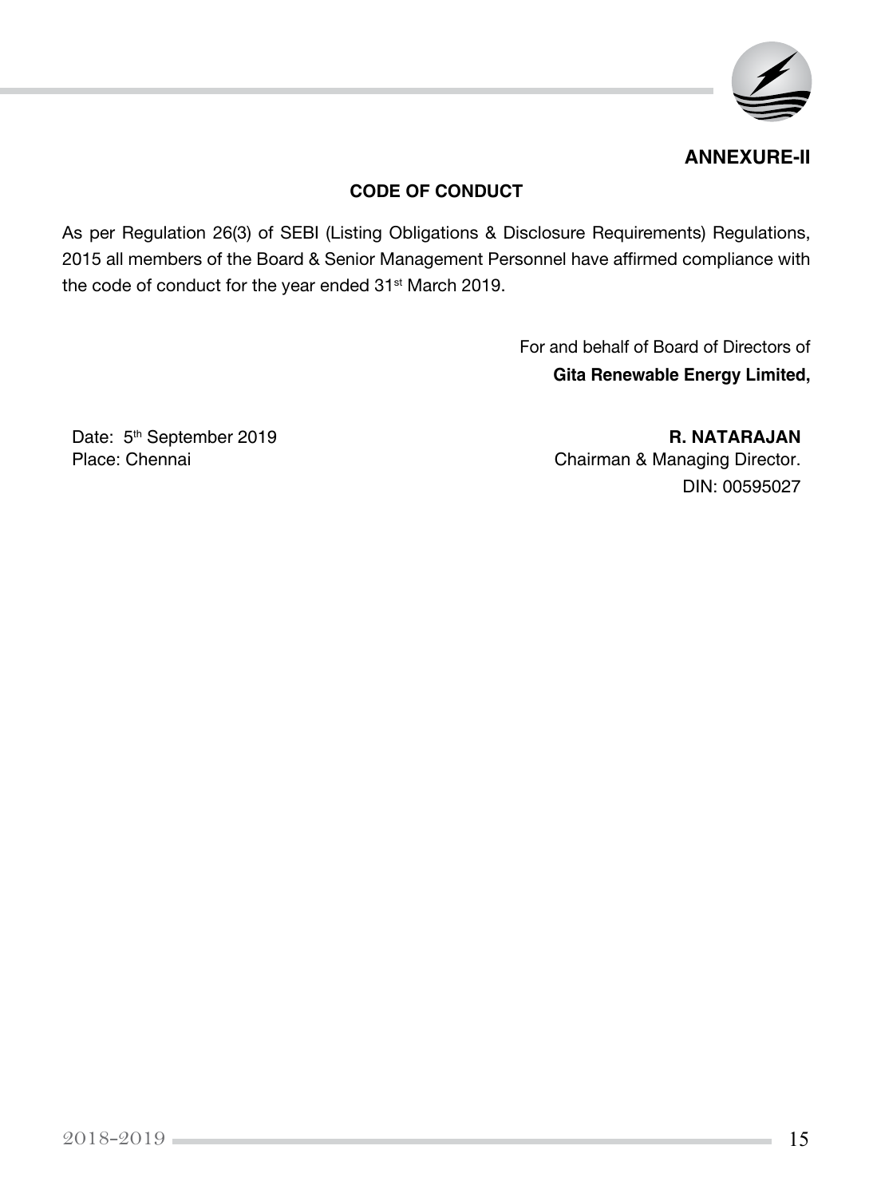**ANNEXURE-II**

## CODE OF CONDUCT

As per Regulation 26(3) of SEBI (Listing Obligations & Disclosure Requirements) Regulations, 2015 all members of the Board & Senior Management Personnel have affirmed compliance with the code of conduct for the year ended 31st March 2019.

For and behalf of Board of Directors of
**Gita Renewable Energy Limited,**

Date: 5th September 2019
Place: Chennai

**R. NATARAJAN**
Chairman & Managing Director.
DIN: 00595027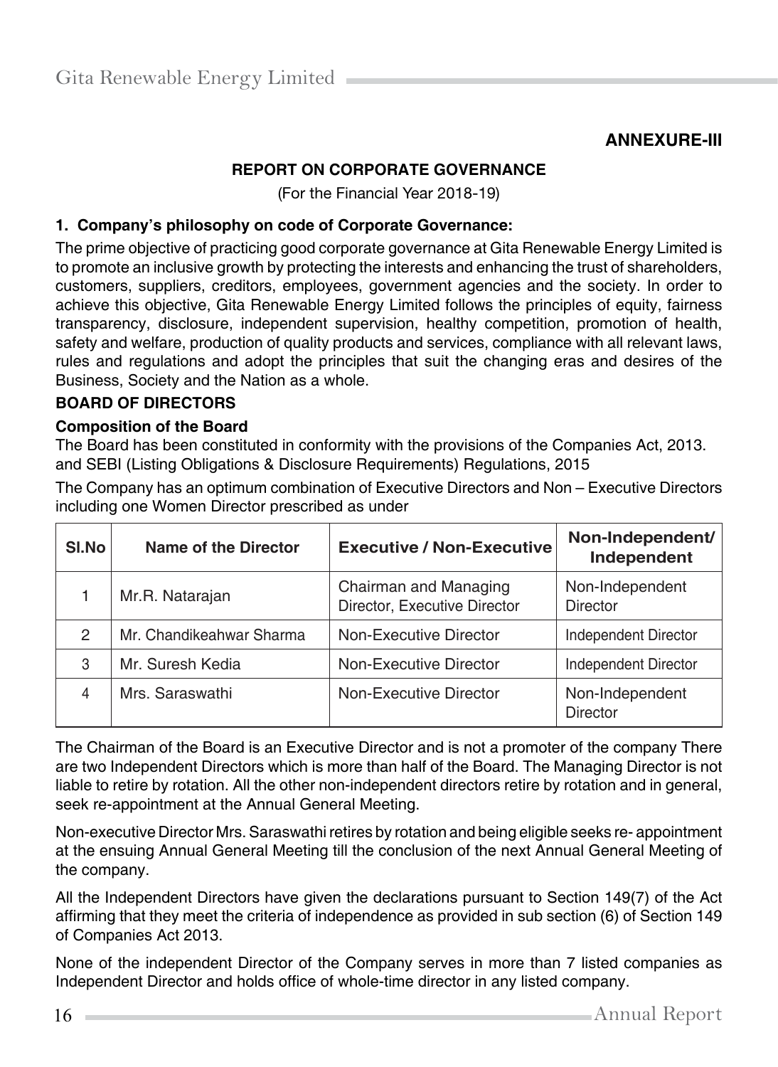## ANNEXURE-III

### REPORT ON CORPORATE GOVERNANCE

(For the Financial Year 2018-19)

### 1. Company's philosophy on code of Corporate Governance:

The prime objective of practicing good corporate governance at Gita Renewable Energy Limited is to promote an inclusive growth by protecting the interests and enhancing the trust of shareholders, customers, suppliers, creditors, employees, government agencies and the society. In order to achieve this objective, Gita Renewable Energy Limited follows the principles of equity, fairness transparency, disclosure, independent supervision, healthy competition, promotion of health, safety and welfare, production of quality products and services, compliance with all relevant laws, rules and regulations and adopt the principles that suit the changing eras and desires of the Business, Society and the Nation as a whole.

### BOARD OF DIRECTORS

**Composition of the Board**

The Board has been constituted in conformity with the provisions of the Companies Act, 2013. and SEBI (Listing Obligations & Disclosure Requirements) Regulations, 2015

The Company has an optimum combination of Executive Directors and Non – Executive Directors including one Women Director prescribed as under

| Sl.No | Name of the Director | Executive / Non-Executive | Non-Independent/ Independent |
|---|---|---|---|
| 1 | Mr.R. Natarajan | Chairman and Managing Director, Executive Director | Non-Independent Director |
| 2 | Mr. Chandikeahwar Sharma | Non-Executive Director | Independent Director |
| 3 | Mr. Suresh Kedia | Non-Executive Director | Independent Director |
| 4 | Mrs. Saraswathi | Non-Executive Director | Non-Independent Director |

The Chairman of the Board is an Executive Director and is not a promoter of the company There are two Independent Directors which is more than half of the Board. The Managing Director is not liable to retire by rotation. All the other non-independent directors retire by rotation and in general, seek re-appointment at the Annual General Meeting.

Non-executive Director Mrs. Saraswathi retires by rotation and being eligible seeks re- appointment at the ensuing Annual General Meeting till the conclusion of the next Annual General Meeting of the company.

All the Independent Directors have given the declarations pursuant to Section 149(7) of the Act affirming that they meet the criteria of independence as provided in sub section (6) of Section 149 of Companies Act 2013.

None of the independent Director of the Company serves in more than 7 listed companies as Independent Director and holds office of whole-time director in any listed company.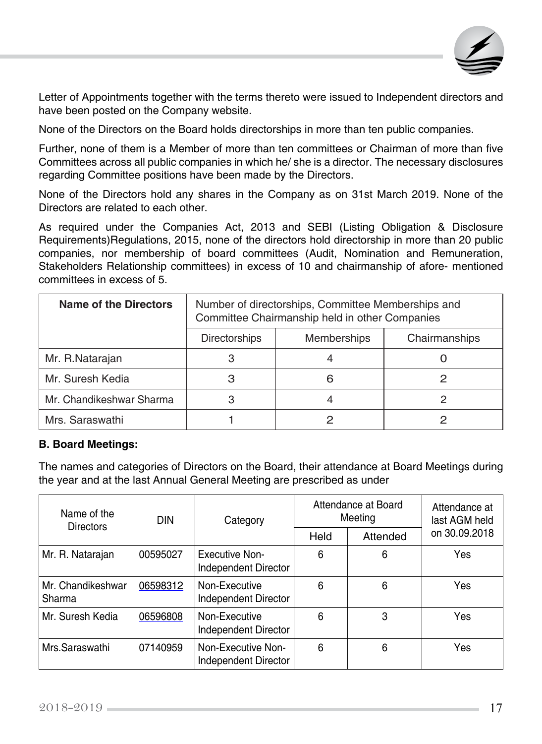Letter of Appointments together with the terms thereto were issued to Independent directors and have been posted on the Company website.

None of the Directors on the Board holds directorships in more than ten public companies.

Further, none of them is a Member of more than ten committees or Chairman of more than five Committees across all public companies in which he/ she is a director. The necessary disclosures regarding Committee positions have been made by the Directors.

None of the Directors hold any shares in the Company as on 31st March 2019. None of the Directors are related to each other.

As required under the Companies Act, 2013 and SEBI (Listing Obligation & Disclosure Requirements)Regulations, 2015, none of the directors hold directorship in more than 20 public companies, nor membership of board committees (Audit, Nomination and Remuneration, Stakeholders Relationship committees) in excess of 10 and chairmanship of afore- mentioned committees in excess of 5.

| Name of the Directors | Number of directorships, Committee Memberships and Committee Chairmanship held in other Companies | | |
|---|---|---|---|
| | Directorships | Memberships | Chairmanships |
| Mr. R.Natarajan | 3 | 4 | 0 |
| Mr. Suresh Kedia | 3 | 6 | 2 |
| Mr. Chandikeshwar Sharma | 3 | 4 | 2 |
| Mrs. Saraswathi | 1 | 2 | 2 |

**B. Board Meetings:**

The names and categories of Directors on the Board, their attendance at Board Meetings during the year and at the last Annual General Meeting are prescribed as under

| Name of the Directors | DIN | Category | Attendance at Board Meeting | | Attendance at last AGM held on 30.09.2018 |
|---|---|---|---|---|---|
| | | | Held | Attended | |
| Mr. R. Natarajan | 00595027 | Executive Non-Independent Director | 6 | 6 | Yes |
| Mr. Chandikeshwar Sharma | 06598312 | Non-Executive Independent Director | 6 | 6 | Yes |
| Mr. Suresh Kedia | 06596808 | Non-Executive Independent Director | 6 | 3 | Yes |
| Mrs.Saraswathi | 07140959 | Non-Executive Non-Independent Director | 6 | 6 | Yes |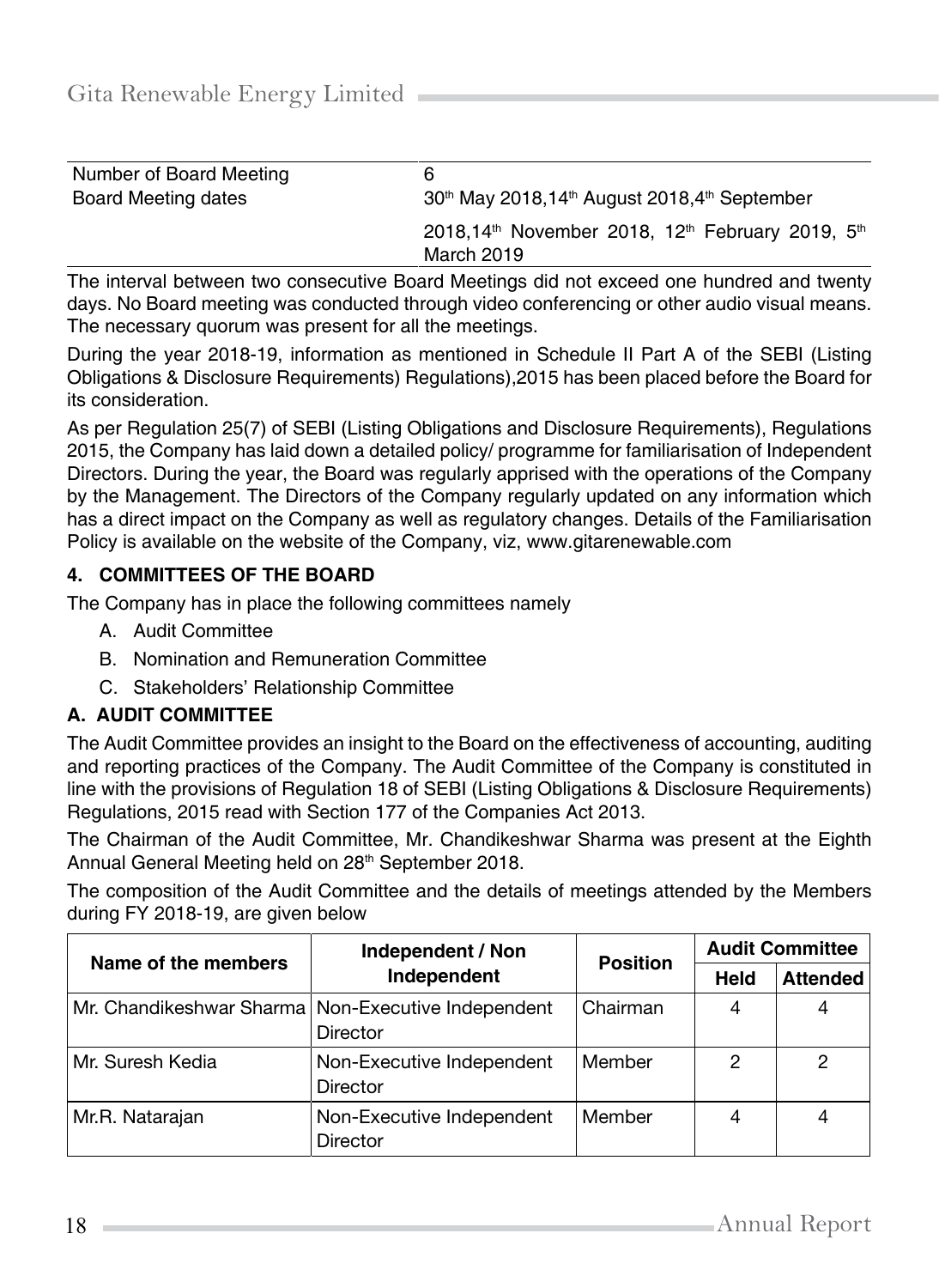| Number of Board Meeting | 6 |
|---|---|
| Board Meeting dates | 30th May 2018,14th August 2018,4th September 2018,14th November 2018, 12th February 2019, 5th March 2019 |

The interval between two consecutive Board Meetings did not exceed one hundred and twenty days. No Board meeting was conducted through video conferencing or other audio visual means. The necessary quorum was present for all the meetings.

During the year 2018-19, information as mentioned in Schedule II Part A of the SEBI (Listing Obligations & Disclosure Requirements) Regulations),2015 has been placed before the Board for its consideration.

As per Regulation 25(7) of SEBI (Listing Obligations and Disclosure Requirements), Regulations 2015, the Company has laid down a detailed policy/ programme for familiarisation of Independent Directors. During the year, the Board was regularly apprised with the operations of the Company by the Management. The Directors of the Company regularly updated on any information which has a direct impact on the Company as well as regulatory changes. Details of the Familiarisation Policy is available on the website of the Company, viz, www.gitarenewable.com

## 4. COMMITTEES OF THE BOARD

The Company has in place the following committees namely

A. Audit Committee
B. Nomination and Remuneration Committee
C. Stakeholders' Relationship Committee

### A. AUDIT COMMITTEE

The Audit Committee provides an insight to the Board on the effectiveness of accounting, auditing and reporting practices of the Company. The Audit Committee of the Company is constituted in line with the provisions of Regulation 18 of SEBI (Listing Obligations & Disclosure Requirements) Regulations, 2015 read with Section 177 of the Companies Act 2013.

The Chairman of the Audit Committee, Mr. Chandikeshwar Sharma was present at the Eighth Annual General Meeting held on 28th September 2018.

The composition of the Audit Committee and the details of meetings attended by the Members during FY 2018-19, are given below

| Name of the members | Independent / Non Independent | Position | Audit Committee | |
|---|---|---|---|---|
| | | | Held | Attended |
| Mr. Chandikeshwar Sharma | Non-Executive Independent Director | Chairman | 4 | 4 |
| Mr. Suresh Kedia | Non-Executive Independent Director | Member | 2 | 2 |
| Mr.R. Natarajan | Non-Executive Independent Director | Member | 4 | 4 |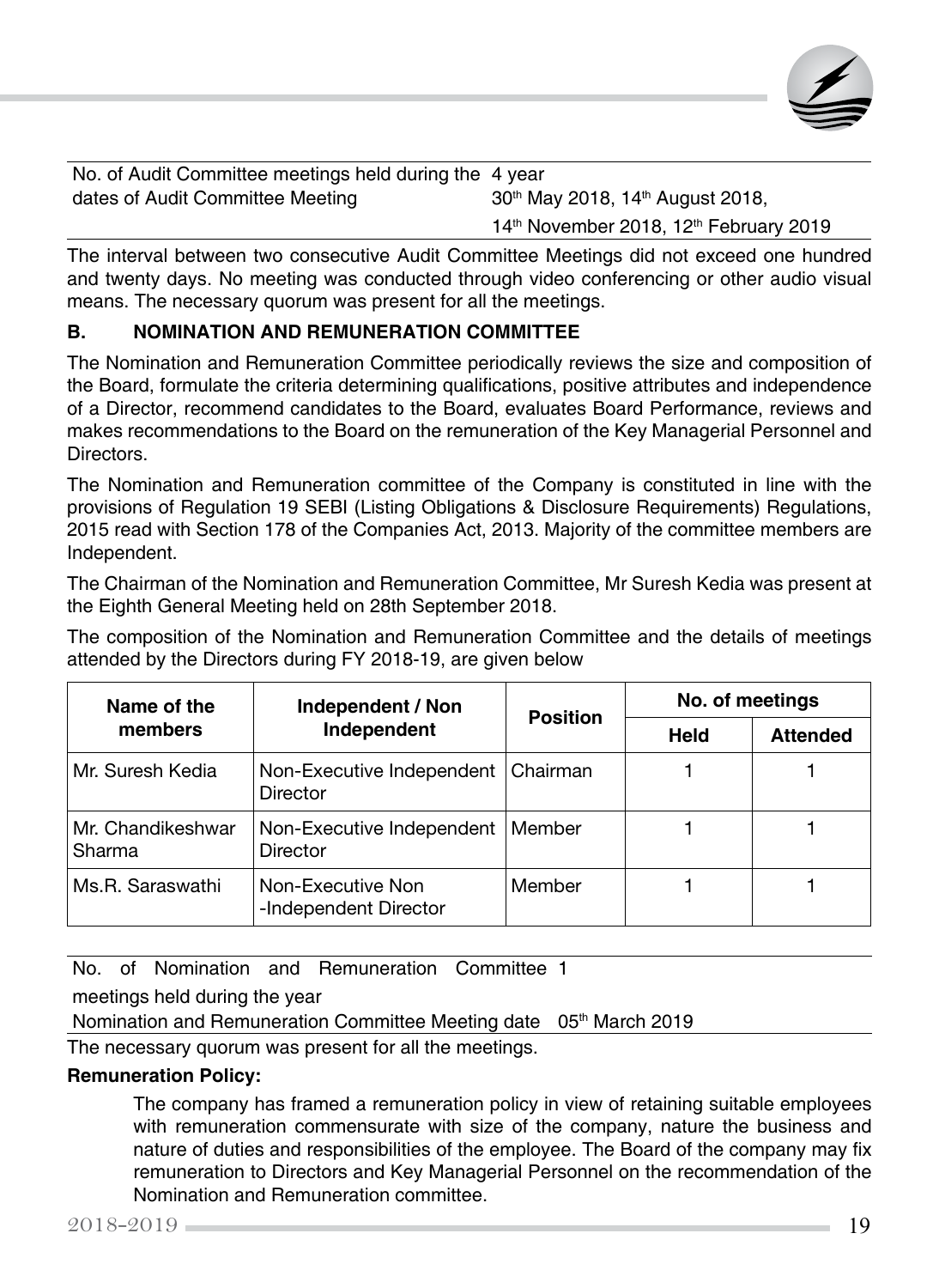| No. of Audit Committee meetings held during the year | 4 |
|---|---|
| dates of Audit Committee Meeting | 30th May 2018, 14th August 2018, 14th November 2018, 12th February 2019 |

The interval between two consecutive Audit Committee Meetings did not exceed one hundred and twenty days. No meeting was conducted through video conferencing or other audio visual means. The necessary quorum was present for all the meetings.

## B. NOMINATION AND REMUNERATION COMMITTEE

The Nomination and Remuneration Committee periodically reviews the size and composition of the Board, formulate the criteria determining qualifications, positive attributes and independence of a Director, recommend candidates to the Board, evaluates Board Performance, reviews and makes recommendations to the Board on the remuneration of the Key Managerial Personnel and Directors.

The Nomination and Remuneration committee of the Company is constituted in line with the provisions of Regulation 19 SEBI (Listing Obligations & Disclosure Requirements) Regulations, 2015 read with Section 178 of the Companies Act, 2013. Majority of the committee members are Independent.

The Chairman of the Nomination and Remuneration Committee, Mr Suresh Kedia was present at the Eighth General Meeting held on 28th September 2018.

The composition of the Nomination and Remuneration Committee and the details of meetings attended by the Directors during FY 2018-19, are given below

| Name of the members | Independent / Non Independent | Position | No. of meetings | |
|---|---|---|---|---|
| | | | Held | Attended |
| Mr. Suresh Kedia | Non-Executive Independent Director | Chairman | 1 | 1 |
| Mr. Chandikeshwar Sharma | Non-Executive Independent Director | Member | 1 | 1 |
| Ms.R. Saraswathi | Non-Executive Non -Independent Director | Member | 1 | 1 |

| No. of Nomination and Remuneration Committee meetings held during the year | 1 |
|---|---|
| Nomination and Remuneration Committee Meeting date | 05th March 2019 |

The necessary quorum was present for all the meetings.

**Remuneration Policy:**

The company has framed a remuneration policy in view of retaining suitable employees with remuneration commensurate with size of the company, nature the business and nature of duties and responsibilities of the employee. The Board of the company may fix remuneration to Directors and Key Managerial Personnel on the recommendation of the Nomination and Remuneration committee.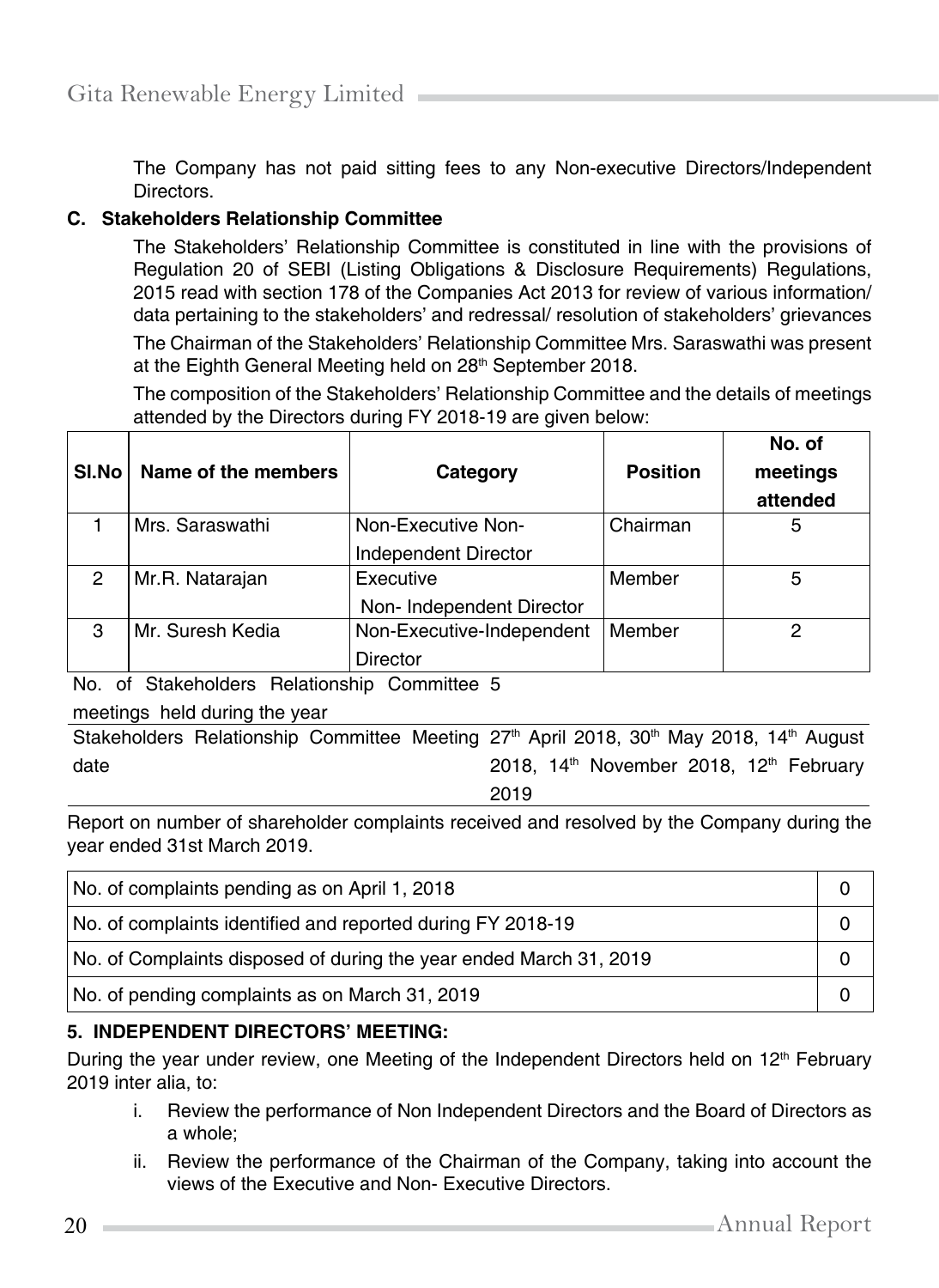The Company has not paid sitting fees to any Non-executive Directors/Independent Directors.

**C. Stakeholders Relationship Committee**

The Stakeholders' Relationship Committee is constituted in line with the provisions of Regulation 20 of SEBI (Listing Obligations & Disclosure Requirements) Regulations, 2015 read with section 178 of the Companies Act 2013 for review of various information/ data pertaining to the stakeholders' and redressal/ resolution of stakeholders' grievances

The Chairman of the Stakeholders' Relationship Committee Mrs. Saraswathi was present at the Eighth General Meeting held on 28th September 2018.

The composition of the Stakeholders' Relationship Committee and the details of meetings attended by the Directors during FY 2018-19 are given below:

| Sl.No | Name of the members | Category | Position | No. of meetings attended |
|---|---|---|---|---|
| 1 | Mrs. Saraswathi | Non-Executive Non-Independent Director | Chairman | 5 |
| 2 | Mr.R. Natarajan | Executive Non- Independent Director | Member | 5 |
| 3 | Mr. Suresh Kedia | Non-Executive-Independent Director | Member | 2 |

| | |
|---|---|
| No. of Stakeholders Relationship Committee meetings held during the year | 5 |
| Stakeholders Relationship Committee Meeting date | 27th April 2018, 30th May 2018, 14th August 2018, 14th November 2018, 12th February 2019 |

Report on number of shareholder complaints received and resolved by the Company during the year ended 31st March 2019.

| | |
|---|---|
| No. of complaints pending as on April 1, 2018 | 0 |
| No. of complaints identified and reported during FY 2018-19 | 0 |
| No. of Complaints disposed of during the year ended March 31, 2019 | 0 |
| No. of pending complaints as on March 31, 2019 | 0 |

**5. INDEPENDENT DIRECTORS' MEETING:**

During the year under review, one Meeting of the Independent Directors held on 12th February 2019 inter alia, to:

i. Review the performance of Non Independent Directors and the Board of Directors as a whole;

ii. Review the performance of the Chairman of the Company, taking into account the views of the Executive and Non- Executive Directors.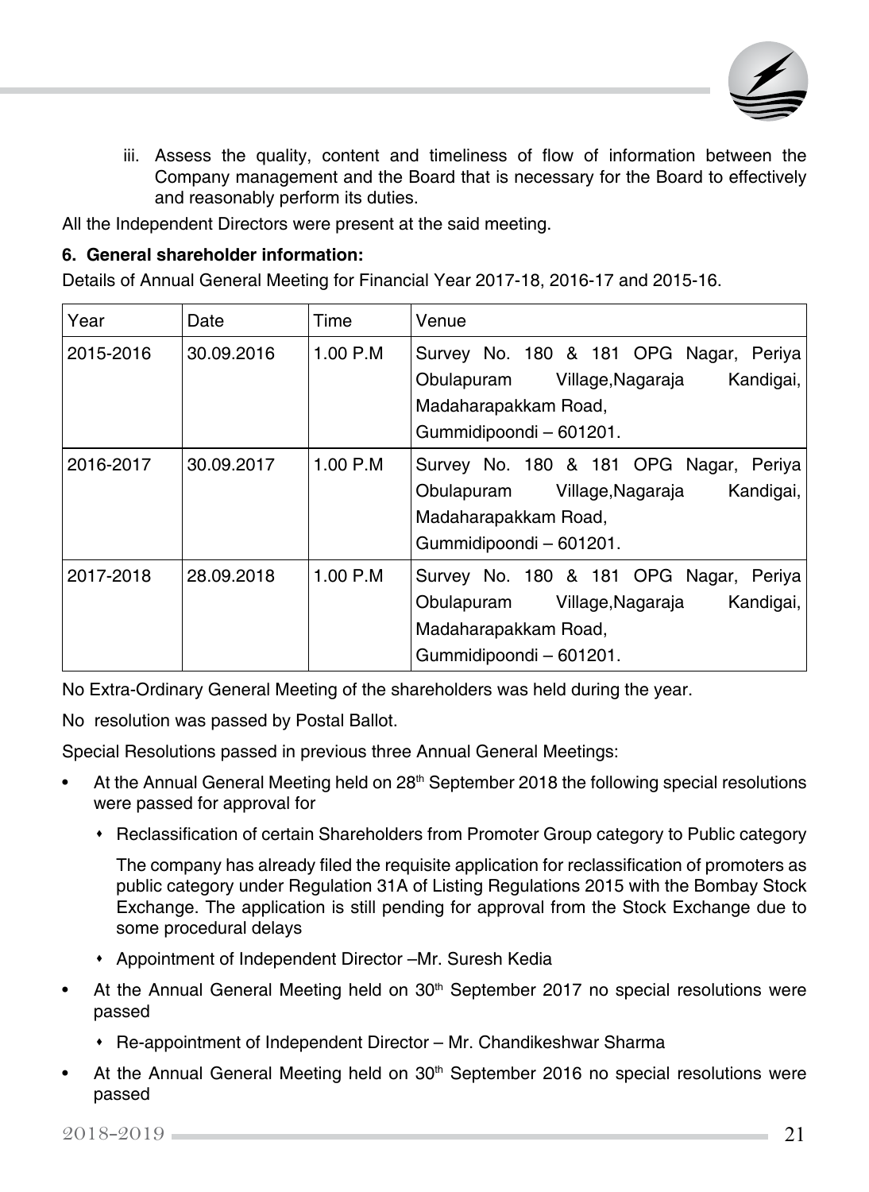iii. Assess the quality, content and timeliness of flow of information between the Company management and the Board that is necessary for the Board to effectively and reasonably perform its duties.

All the Independent Directors were present at the said meeting.

**6. General shareholder information:**

Details of Annual General Meeting for Financial Year 2017-18, 2016-17 and 2015-16.

| Year | Date | Time | Venue |
|---|---|---|---|
| 2015-2016 | 30.09.2016 | 1.00 P.M | Survey No. 180 & 181 OPG Nagar, Periya Obulapuram Village,Nagaraja Kandigai, Madaharapakkam Road, Gummidipoondi – 601201. |
| 2016-2017 | 30.09.2017 | 1.00 P.M | Survey No. 180 & 181 OPG Nagar, Periya Obulapuram Village,Nagaraja Kandigai, Madaharapakkam Road, Gummidipoondi – 601201. |
| 2017-2018 | 28.09.2018 | 1.00 P.M | Survey No. 180 & 181 OPG Nagar, Periya Obulapuram Village,Nagaraja Kandigai, Madaharapakkam Road, Gummidipoondi – 601201. |

No Extra-Ordinary General Meeting of the shareholders was held during the year.

No resolution was passed by Postal Ballot.

Special Resolutions passed in previous three Annual General Meetings:

- At the Annual General Meeting held on 28th September 2018 the following special resolutions were passed for approval for
  - Reclassification of certain Shareholders from Promoter Group category to Public category

    The company has already filed the requisite application for reclassification of promoters as public category under Regulation 31A of Listing Regulations 2015 with the Bombay Stock Exchange. The application is still pending for approval from the Stock Exchange due to some procedural delays
  - Appointment of Independent Director –Mr. Suresh Kedia
- At the Annual General Meeting held on 30th September 2017 no special resolutions were passed
  - Re-appointment of Independent Director – Mr. Chandikeshwar Sharma
- At the Annual General Meeting held on 30th September 2016 no special resolutions were passed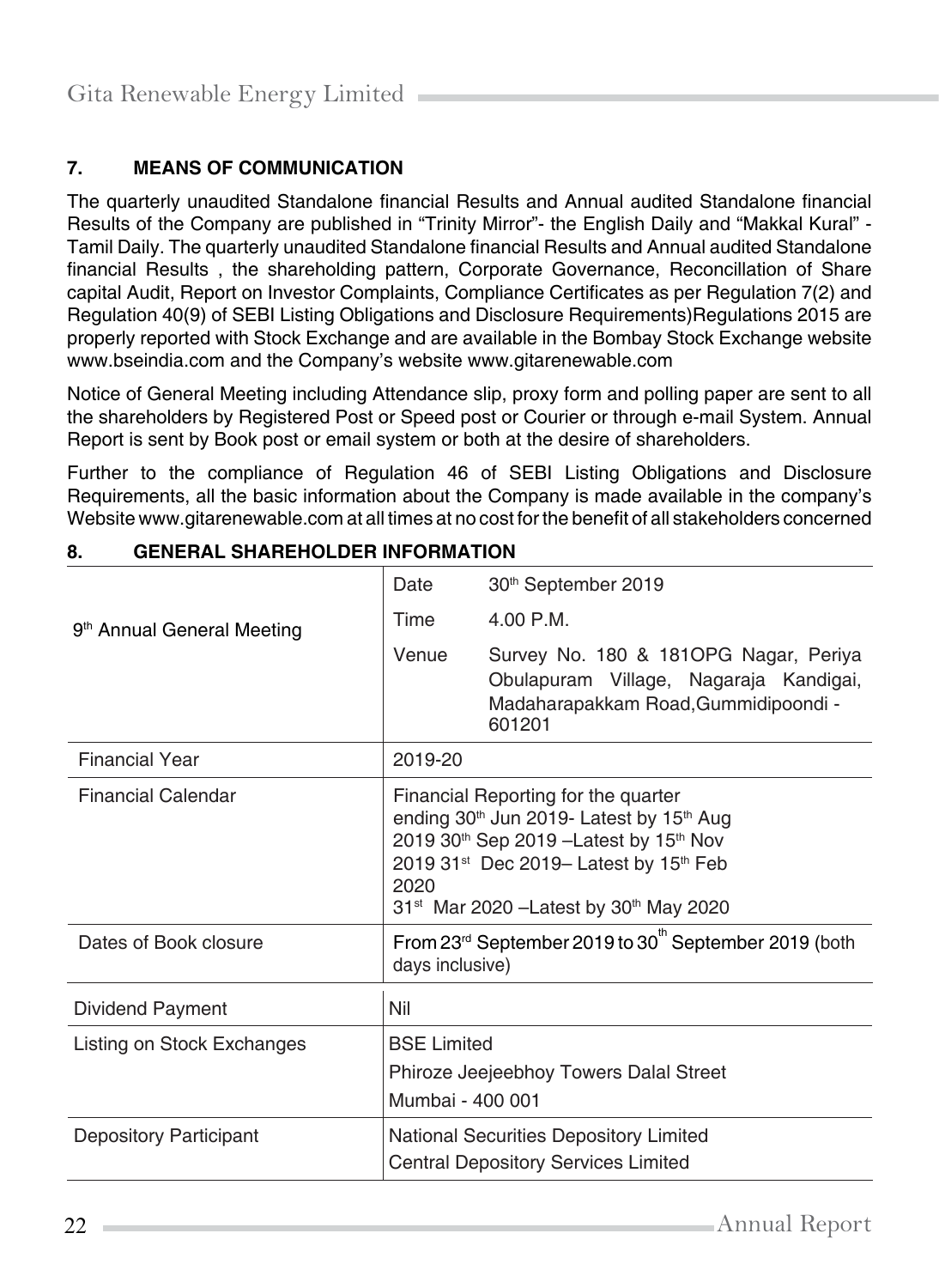## 7. MEANS OF COMMUNICATION

The quarterly unaudited Standalone financial Results and Annual audited Standalone financial Results of the Company are published in "Trinity Mirror"- the English Daily and "Makkal Kural" - Tamil Daily. The quarterly unaudited Standalone financial Results and Annual audited Standalone financial Results , the shareholding pattern, Corporate Governance, Reconcillation of Share capital Audit, Report on Investor Complaints, Compliance Certificates as per Regulation 7(2) and Regulation 40(9) of SEBI Listing Obligations and Disclosure Requirements)Regulations 2015 are properly reported with Stock Exchange and are available in the Bombay Stock Exchange website www.bseindia.com and the Company's website www.gitarenewable.com

Notice of General Meeting including Attendance slip, proxy form and polling paper are sent to all the shareholders by Registered Post or Speed post or Courier or through e-mail System. Annual Report is sent by Book post or email system or both at the desire of shareholders.

Further to the compliance of Regulation 46 of SEBI Listing Obligations and Disclosure Requirements, all the basic information about the Company is made available in the company's Website www.gitarenewable.com at all times at no cost for the benefit of all stakeholders concerned

## 8. GENERAL SHAREHOLDER INFORMATION

| | | |
|---|---|---|
| 9th Annual General Meeting | Date | 30th September 2019 |
| | Time | 4.00 P.M. |
| | Venue | Survey No. 180 & 181OPG Nagar, Periya Obulapuram Village, Nagaraja Kandigai, Madaharapakkam Road,Gummidipoondi - 601201 |
| Financial Year | 2019-20 | |
| Financial Calendar | Financial Reporting for the quarter ending 30th Jun 2019- Latest by 15th Aug 2019 30th Sep 2019 –Latest by 15th Nov 2019 31st Dec 2019– Latest by 15th Feb 2020<br>31st Mar 2020 –Latest by 30th May 2020 | |
| Dates of Book closure | From 23rd September 2019 to 30th September 2019 (both days inclusive) | |
| Dividend Payment | Nil | |
| Listing on Stock Exchanges | BSE Limited<br>Phiroze Jeejeebhoy Towers Dalal Street<br>Mumbai - 400 001 | |
| Depository Participant | National Securities Depository Limited<br>Central Depository Services Limited | |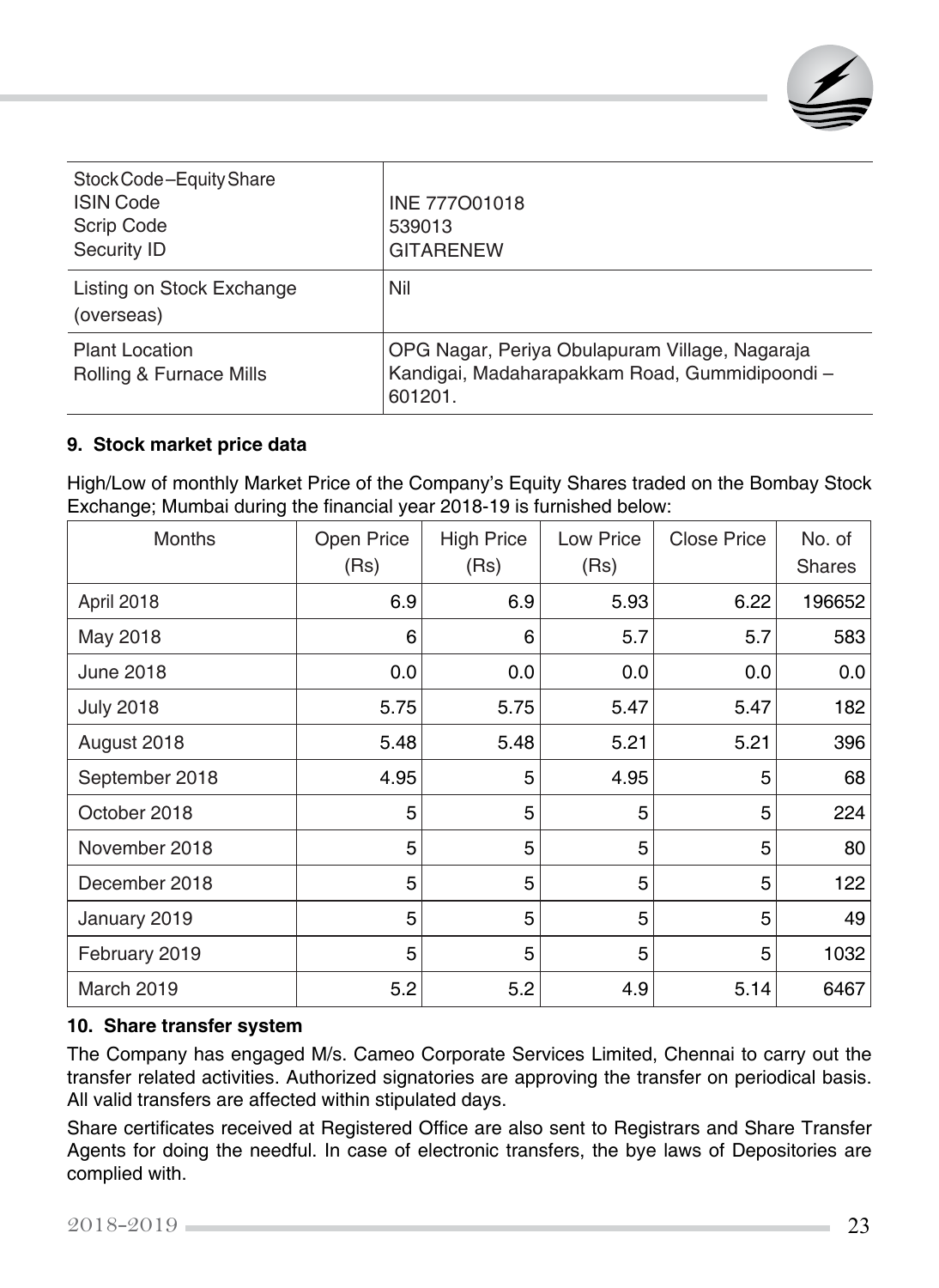| Stock Code – Equity Share<br>ISIN Code<br>Scrip Code<br>Security ID | INE 777O01018<br>539013<br>GITARENEW |
|---|---|
| Listing on Stock Exchange (overseas) | Nil |
| Plant Location<br>Rolling & Furnace Mills | OPG Nagar, Periya Obulapuram Village, Nagaraja Kandigai, Madaharapakkam Road, Gummidipoondi – 601201. |

**9. Stock market price data**

High/Low of monthly Market Price of the Company's Equity Shares traded on the Bombay Stock Exchange; Mumbai during the financial year 2018-19 is furnished below:

| Months | Open Price (Rs) | High Price (Rs) | Low Price (Rs) | Close Price | No. of Shares |
|---|---|---|---|---|---|
| April 2018 | 6.9 | 6.9 | 5.93 | 6.22 | 196652 |
| May 2018 | 6 | 6 | 5.7 | 5.7 | 583 |
| June 2018 | 0.0 | 0.0 | 0.0 | 0.0 | 0.0 |
| July 2018 | 5.75 | 5.75 | 5.47 | 5.47 | 182 |
| August 2018 | 5.48 | 5.48 | 5.21 | 5.21 | 396 |
| September 2018 | 4.95 | 5 | 4.95 | 5 | 68 |
| October 2018 | 5 | 5 | 5 | 5 | 224 |
| November 2018 | 5 | 5 | 5 | 5 | 80 |
| December 2018 | 5 | 5 | 5 | 5 | 122 |
| January 2019 | 5 | 5 | 5 | 5 | 49 |
| February 2019 | 5 | 5 | 5 | 5 | 1032 |
| March 2019 | 5.2 | 5.2 | 4.9 | 5.14 | 6467 |

**10. Share transfer system**

The Company has engaged M/s. Cameo Corporate Services Limited, Chennai to carry out the transfer related activities. Authorized signatories are approving the transfer on periodical basis. All valid transfers are affected within stipulated days.

Share certificates received at Registered Office are also sent to Registrars and Share Transfer Agents for doing the needful. In case of electronic transfers, the bye laws of Depositories are complied with.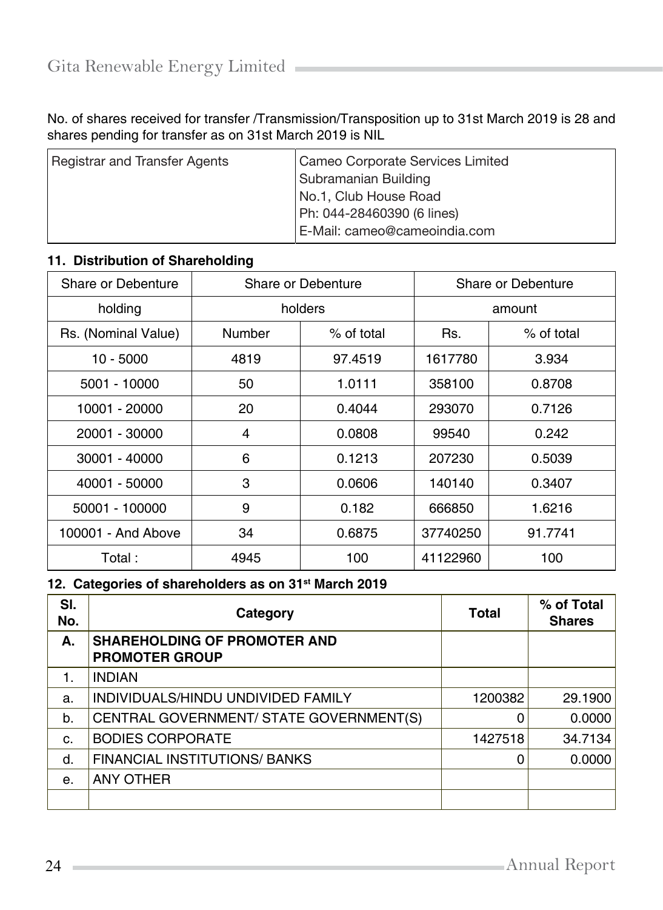No. of shares received for transfer /Transmission/Transposition up to 31st March 2019 is 28 and shares pending for transfer as on 31st March 2019 is NIL

| Registrar and Transfer Agents | Cameo Corporate Services Limited<br>Subramanian Building<br>No.1, Club House Road<br>Ph: 044-28460390 (6 lines)<br>E-Mail: cameo@cameoindia.com |
|---|---|

**11. Distribution of Shareholding**

| Share or Debenture holding | Share or Debenture holders | | Share or Debenture amount | |
|---|---|---|---|---|
| Rs. (Nominal Value) | Number | % of total | Rs. | % of total |
| 10 - 5000 | 4819 | 97.4519 | 1617780 | 3.934 |
| 5001 - 10000 | 50 | 1.0111 | 358100 | 0.8708 |
| 10001 - 20000 | 20 | 0.4044 | 293070 | 0.7126 |
| 20001 - 30000 | 4 | 0.0808 | 99540 | 0.242 |
| 30001 - 40000 | 6 | 0.1213 | 207230 | 0.5039 |
| 40001 - 50000 | 3 | 0.0606 | 140140 | 0.3407 |
| 50001 - 100000 | 9 | 0.182 | 666850 | 1.6216 |
| 100001 - And Above | 34 | 0.6875 | 37740250 | 91.7741 |
| Total : | 4945 | 100 | 41122960 | 100 |

**12. Categories of shareholders as on 31st March 2019**

| Sl. No. | Category | Total | % of Total Shares |
|---|---|---|---|
| **A.** | **SHAREHOLDING OF PROMOTER AND PROMOTER GROUP** | | |
| 1. | INDIAN | | |
| a. | INDIVIDUALS/HINDU UNDIVIDED FAMILY | 1200382 | 29.1900 |
| b. | CENTRAL GOVERNMENT/ STATE GOVERNMENT(S) | 0 | 0.0000 |
| c. | BODIES CORPORATE | 1427518 | 34.7134 |
| d. | FINANCIAL INSTITUTIONS/ BANKS | 0 | 0.0000 |
| e. | ANY OTHER | | |
| | | | |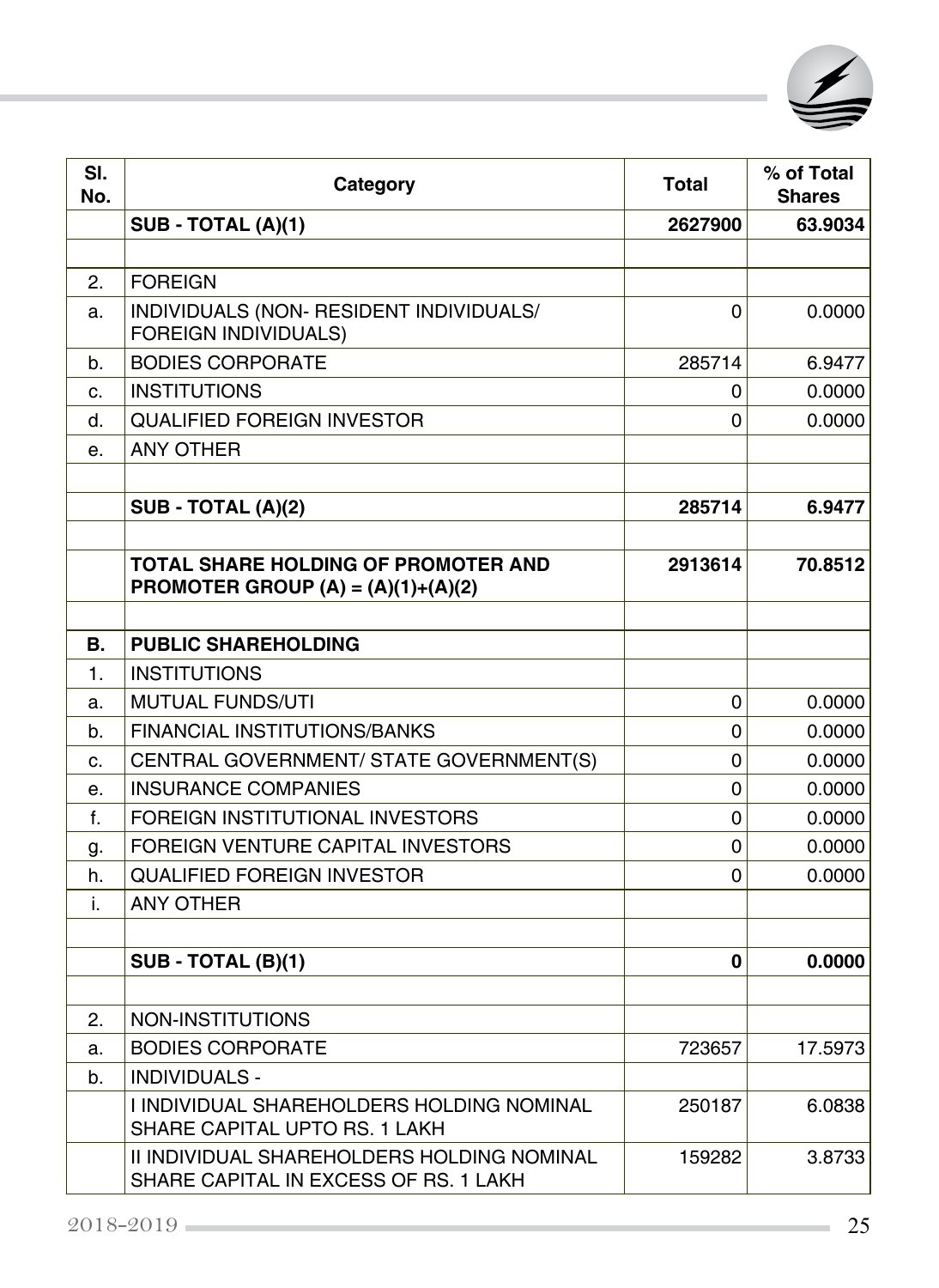| Sl. No. | Category | Total | % of Total Shares |
|---|---|---|---|
| | **SUB - TOTAL (A)(1)** | **2627900** | **63.9034** |
| | | | |
| 2. | FOREIGN | | |
| a. | INDIVIDUALS (NON- RESIDENT INDIVIDUALS/ FOREIGN INDIVIDUALS) | 0 | 0.0000 |
| b. | BODIES CORPORATE | 285714 | 6.9477 |
| c. | INSTITUTIONS | 0 | 0.0000 |
| d. | QUALIFIED FOREIGN INVESTOR | 0 | 0.0000 |
| e. | ANY OTHER | | |
| | | | |
| | **SUB - TOTAL (A)(2)** | **285714** | **6.9477** |
| | | | |
| | **TOTAL SHARE HOLDING OF PROMOTER AND PROMOTER GROUP (A) = (A)(1)+(A)(2)** | **2913614** | **70.8512** |
| | | | |
| **B.** | **PUBLIC SHAREHOLDING** | | |
| 1. | INSTITUTIONS | | |
| a. | MUTUAL FUNDS/UTI | 0 | 0.0000 |
| b. | FINANCIAL INSTITUTIONS/BANKS | 0 | 0.0000 |
| c. | CENTRAL GOVERNMENT/ STATE GOVERNMENT(S) | 0 | 0.0000 |
| e. | INSURANCE COMPANIES | 0 | 0.0000 |
| f. | FOREIGN INSTITUTIONAL INVESTORS | 0 | 0.0000 |
| g. | FOREIGN VENTURE CAPITAL INVESTORS | 0 | 0.0000 |
| h. | QUALIFIED FOREIGN INVESTOR | 0 | 0.0000 |
| i. | ANY OTHER | | |
| | | | |
| | **SUB - TOTAL (B)(1)** | **0** | **0.0000** |
| | | | |
| 2. | NON-INSTITUTIONS | | |
| a. | BODIES CORPORATE | 723657 | 17.5973 |
| b. | INDIVIDUALS - | | |
| | I INDIVIDUAL SHAREHOLDERS HOLDING NOMINAL SHARE CAPITAL UPTO RS. 1 LAKH | 250187 | 6.0838 |
| | II INDIVIDUAL SHAREHOLDERS HOLDING NOMINAL SHARE CAPITAL IN EXCESS OF RS. 1 LAKH | 159282 | 3.8733 |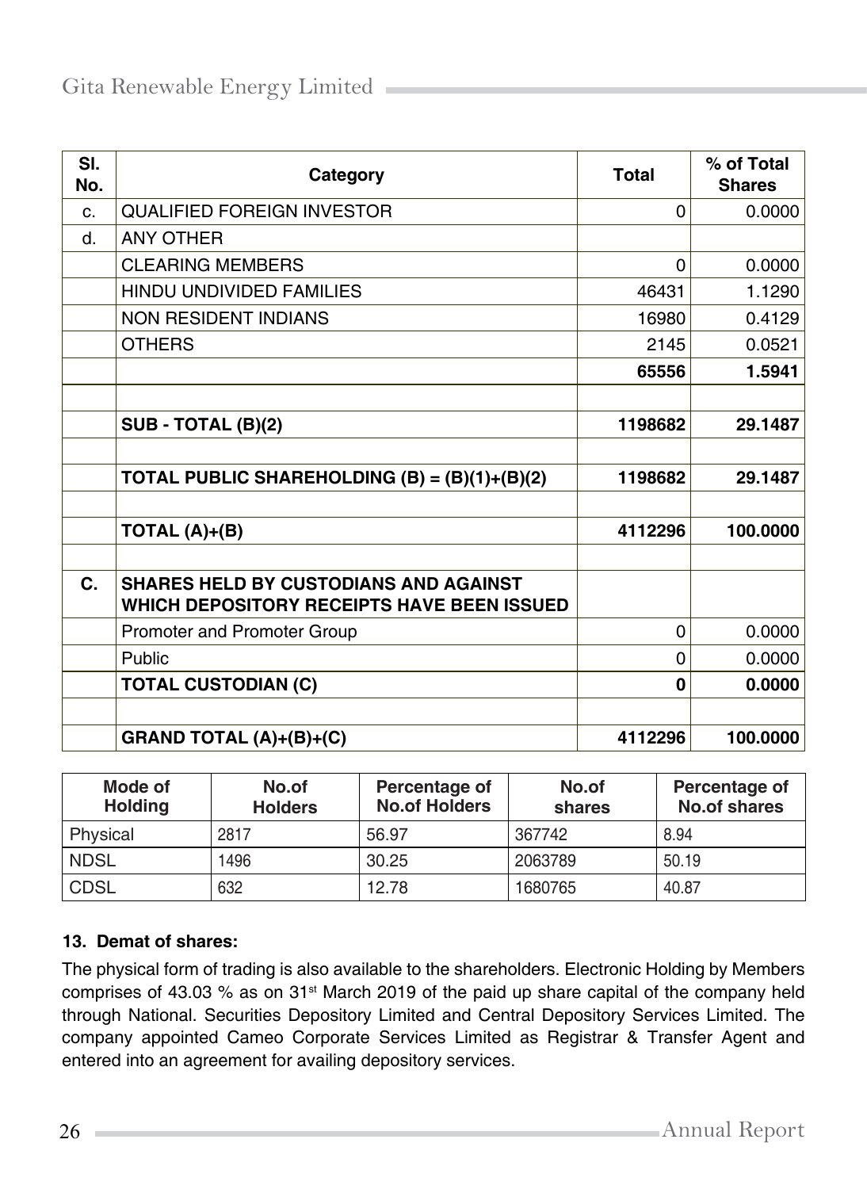| Sl. No. | Category | Total | % of Total Shares |
|---|---|---|---|
| c. | QUALIFIED FOREIGN INVESTOR | 0 | 0.0000 |
| d. | ANY OTHER | | |
| | CLEARING MEMBERS | 0 | 0.0000 |
| | HINDU UNDIVIDED FAMILIES | 46431 | 1.1290 |
| | NON RESIDENT INDIANS | 16980 | 0.4129 |
| | OTHERS | 2145 | 0.0521 |
| | | **65556** | **1.5941** |
| | | | |
| | **SUB - TOTAL (B)(2)** | **1198682** | **29.1487** |
| | | | |
| | **TOTAL PUBLIC SHAREHOLDING (B) = (B)(1)+(B)(2)** | **1198682** | **29.1487** |
| | | | |
| | **TOTAL (A)+(B)** | **4112296** | **100.0000** |
| | | | |
| **C.** | **SHARES HELD BY CUSTODIANS AND AGAINST WHICH DEPOSITORY RECEIPTS HAVE BEEN ISSUED** | | |
| | Promoter and Promoter Group | 0 | 0.0000 |
| | Public | 0 | 0.0000 |
| | **TOTAL CUSTODIAN (C)** | **0** | **0.0000** |
| | | | |
| | **GRAND TOTAL (A)+(B)+(C)** | **4112296** | **100.0000** |

| Mode of Holding | No.of Holders | Percentage of No.of Holders | No.of shares | Percentage of No.of shares |
|---|---|---|---|---|
| Physical | 2817 | 56.97 | 367742 | 8.94 |
| NDSL | 1496 | 30.25 | 2063789 | 50.19 |
| CDSL | 632 | 12.78 | 1680765 | 40.87 |

**13. Demat of shares:**

The physical form of trading is also available to the shareholders. Electronic Holding by Members comprises of 43.03 % as on 31st March 2019 of the paid up share capital of the company held through National. Securities Depository Limited and Central Depository Services Limited. The company appointed Cameo Corporate Services Limited as Registrar & Transfer Agent and entered into an agreement for availing depository services.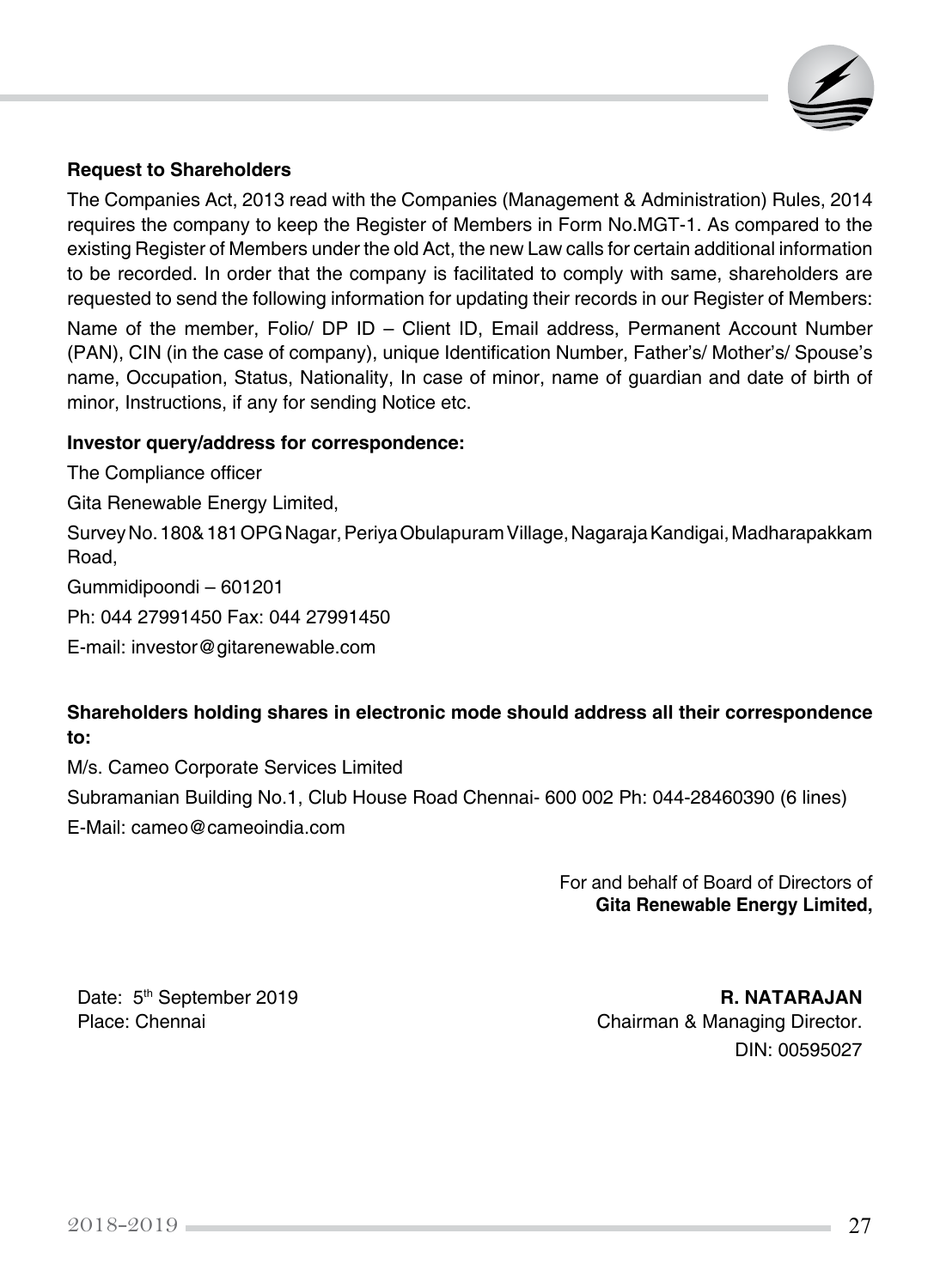**Request to Shareholders**

The Companies Act, 2013 read with the Companies (Management & Administration) Rules, 2014 requires the company to keep the Register of Members in Form No.MGT-1. As compared to the existing Register of Members under the old Act, the new Law calls for certain additional information to be recorded. In order that the company is facilitated to comply with same, shareholders are requested to send the following information for updating their records in our Register of Members:

Name of the member, Folio/ DP ID – Client ID, Email address, Permanent Account Number (PAN), CIN (in the case of company), unique Identification Number, Father's/ Mother's/ Spouse's name, Occupation, Status, Nationality, In case of minor, name of guardian and date of birth of minor, Instructions, if any for sending Notice etc.

**Investor query/address for correspondence:**

The Compliance officer

Gita Renewable Energy Limited,

Survey No. 180& 181 OPG Nagar, Periya Obulapuram Village, Nagaraja Kandigai, Madharapakkam Road,

Gummidipoondi – 601201

Ph: 044 27991450 Fax: 044 27991450

E-mail: investor@gitarenewable.com

**Shareholders holding shares in electronic mode should address all their correspondence to:**

M/s. Cameo Corporate Services Limited

Subramanian Building No.1, Club House Road Chennai- 600 002 Ph: 044-28460390 (6 lines)

E-Mail: cameo@cameoindia.com

For and behalf of Board of Directors of
**Gita Renewable Energy Limited,**

Date: 5th September 2019
Place: Chennai

**R. NATARAJAN**
Chairman & Managing Director.
DIN: 00595027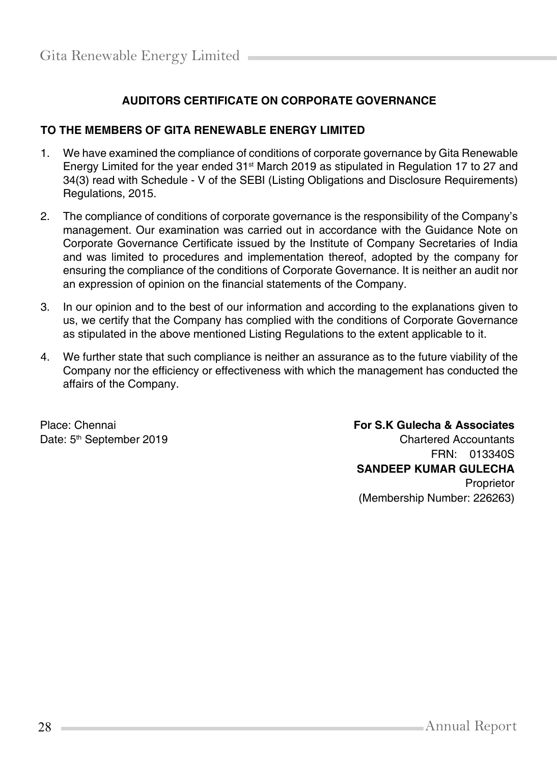## AUDITORS CERTIFICATE ON CORPORATE GOVERNANCE

**TO THE MEMBERS OF GITA RENEWABLE ENERGY LIMITED**

1. We have examined the compliance of conditions of corporate governance by Gita Renewable Energy Limited for the year ended 31st March 2019 as stipulated in Regulation 17 to 27 and 34(3) read with Schedule - V of the SEBI (Listing Obligations and Disclosure Requirements) Regulations, 2015.

2. The compliance of conditions of corporate governance is the responsibility of the Company's management. Our examination was carried out in accordance with the Guidance Note on Corporate Governance Certificate issued by the Institute of Company Secretaries of India and was limited to procedures and implementation thereof, adopted by the company for ensuring the compliance of the conditions of Corporate Governance. It is neither an audit nor an expression of opinion on the financial statements of the Company.

3. In our opinion and to the best of our information and according to the explanations given to us, we certify that the Company has complied with the conditions of Corporate Governance as stipulated in the above mentioned Listing Regulations to the extent applicable to it.

4. We further state that such compliance is neither an assurance as to the future viability of the Company nor the efficiency or effectiveness with which the management has conducted the affairs of the Company.

Place: Chennai
Date: 5th September 2019

**For S.K Gulecha & Associates**
Chartered Accountants
FRN: 013340S
**SANDEEP KUMAR GULECHA**
Proprietor
(Membership Number: 226263)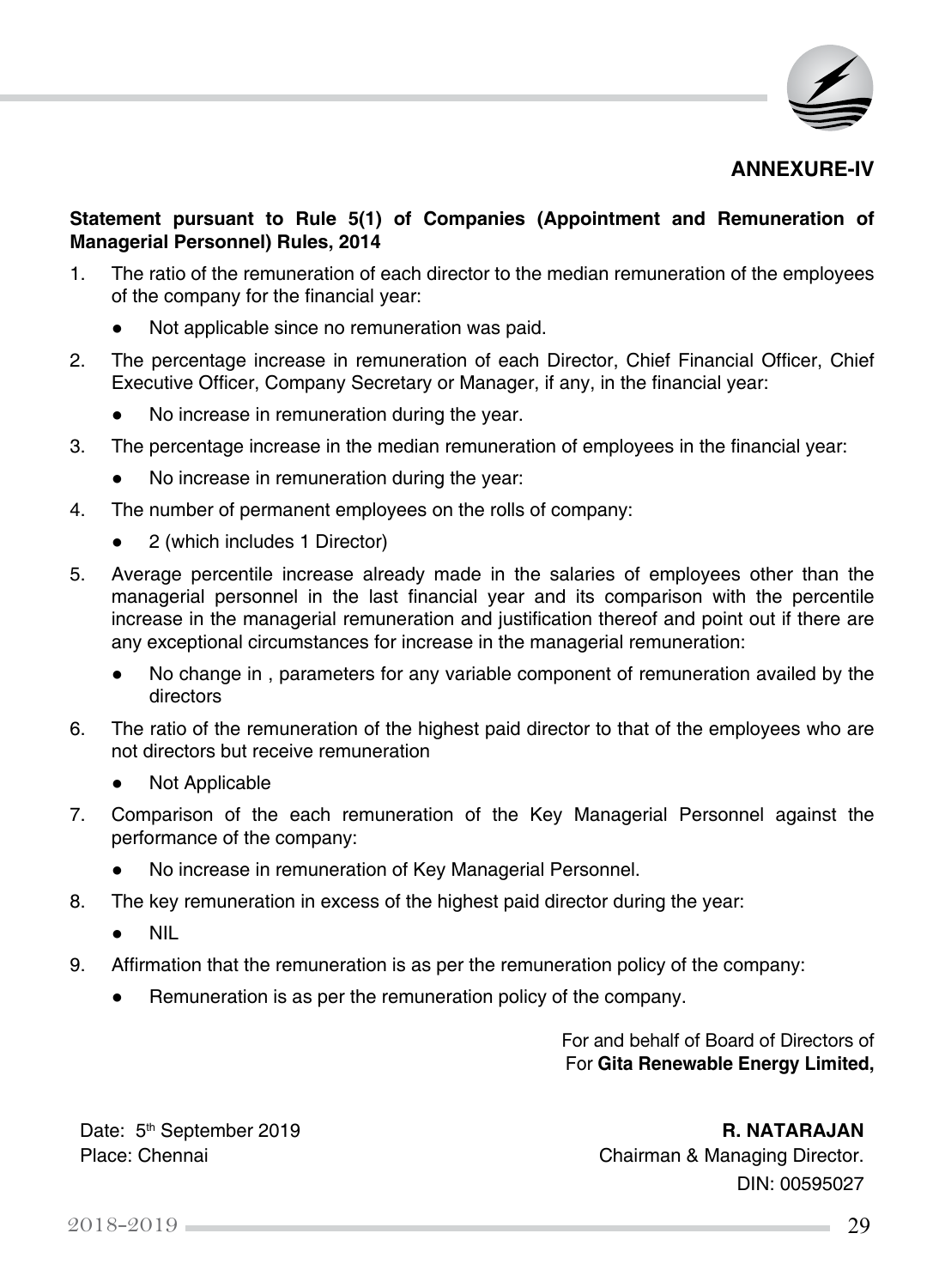## ANNEXURE-IV

**Statement pursuant to Rule 5(1) of Companies (Appointment and Remuneration of Managerial Personnel) Rules, 2014**

1. The ratio of the remuneration of each director to the median remuneration of the employees of the company for the financial year:
   - Not applicable since no remuneration was paid.
2. The percentage increase in remuneration of each Director, Chief Financial Officer, Chief Executive Officer, Company Secretary or Manager, if any, in the financial year:
   - No increase in remuneration during the year.
3. The percentage increase in the median remuneration of employees in the financial year:
   - No increase in remuneration during the year:
4. The number of permanent employees on the rolls of company:
   - 2 (which includes 1 Director)
5. Average percentile increase already made in the salaries of employees other than the managerial personnel in the last financial year and its comparison with the percentile increase in the managerial remuneration and justification thereof and point out if there are any exceptional circumstances for increase in the managerial remuneration:
   - No change in , parameters for any variable component of remuneration availed by the directors
6. The ratio of the remuneration of the highest paid director to that of the employees who are not directors but receive remuneration
   - Not Applicable
7. Comparison of the each remuneration of the Key Managerial Personnel against the performance of the company:
   - No increase in remuneration of Key Managerial Personnel.
8. The key remuneration in excess of the highest paid director during the year:
   - NIL
9. Affirmation that the remuneration is as per the remuneration policy of the company:
   - Remuneration is as per the remuneration policy of the company.

For and behalf of Board of Directors of
For **Gita Renewable Energy Limited,**

Date: 5th September 2019
Place: Chennai

**R. NATARAJAN**
Chairman & Managing Director.
DIN: 00595027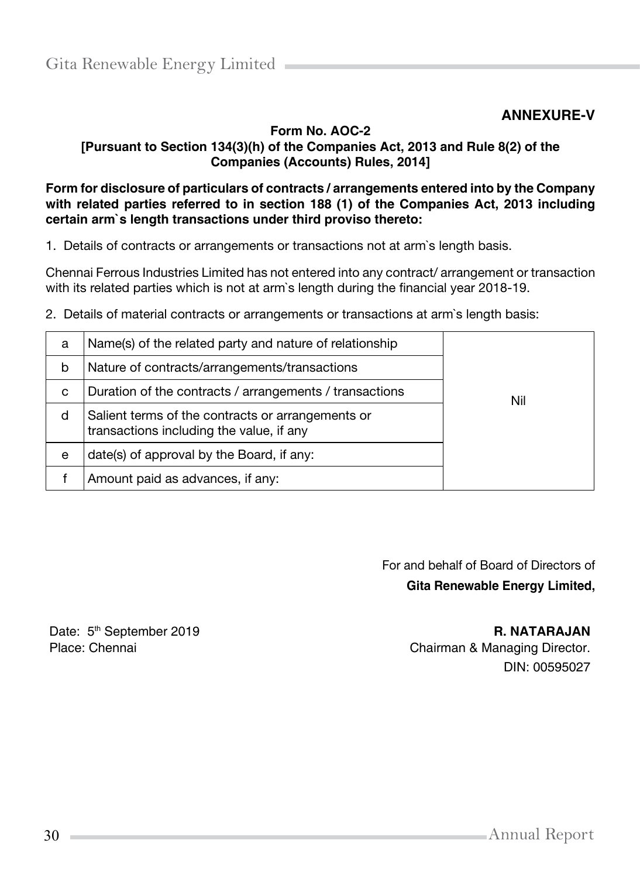## ANNEXURE-V

**Form No. AOC-2**
**[Pursuant to Section 134(3)(h) of the Companies Act, 2013 and Rule 8(2) of the Companies (Accounts) Rules, 2014]**

**Form for disclosure of particulars of contracts / arrangements entered into by the Company with related parties referred to in section 188 (1) of the Companies Act, 2013 including certain arm`s length transactions under third proviso thereto:**

1. Details of contracts or arrangements or transactions not at arm`s length basis.

Chennai Ferrous Industries Limited has not entered into any contract/ arrangement or transaction with its related parties which is not at arm`s length during the financial year 2018-19.

2. Details of material contracts or arrangements or transactions at arm`s length basis:

| | | |
|---|---|---|
| a | Name(s) of the related party and nature of relationship | Nil |
| b | Nature of contracts/arrangements/transactions | |
| c | Duration of the contracts / arrangements / transactions | |
| d | Salient terms of the contracts or arrangements or transactions including the value, if any | |
| e | date(s) of approval by the Board, if any: | |
| f | Amount paid as advances, if any: | |

For and behalf of Board of Directors of
**Gita Renewable Energy Limited,**

Date: 5th September 2019
Place: Chennai

**R. NATARAJAN**
Chairman & Managing Director.
DIN: 00595027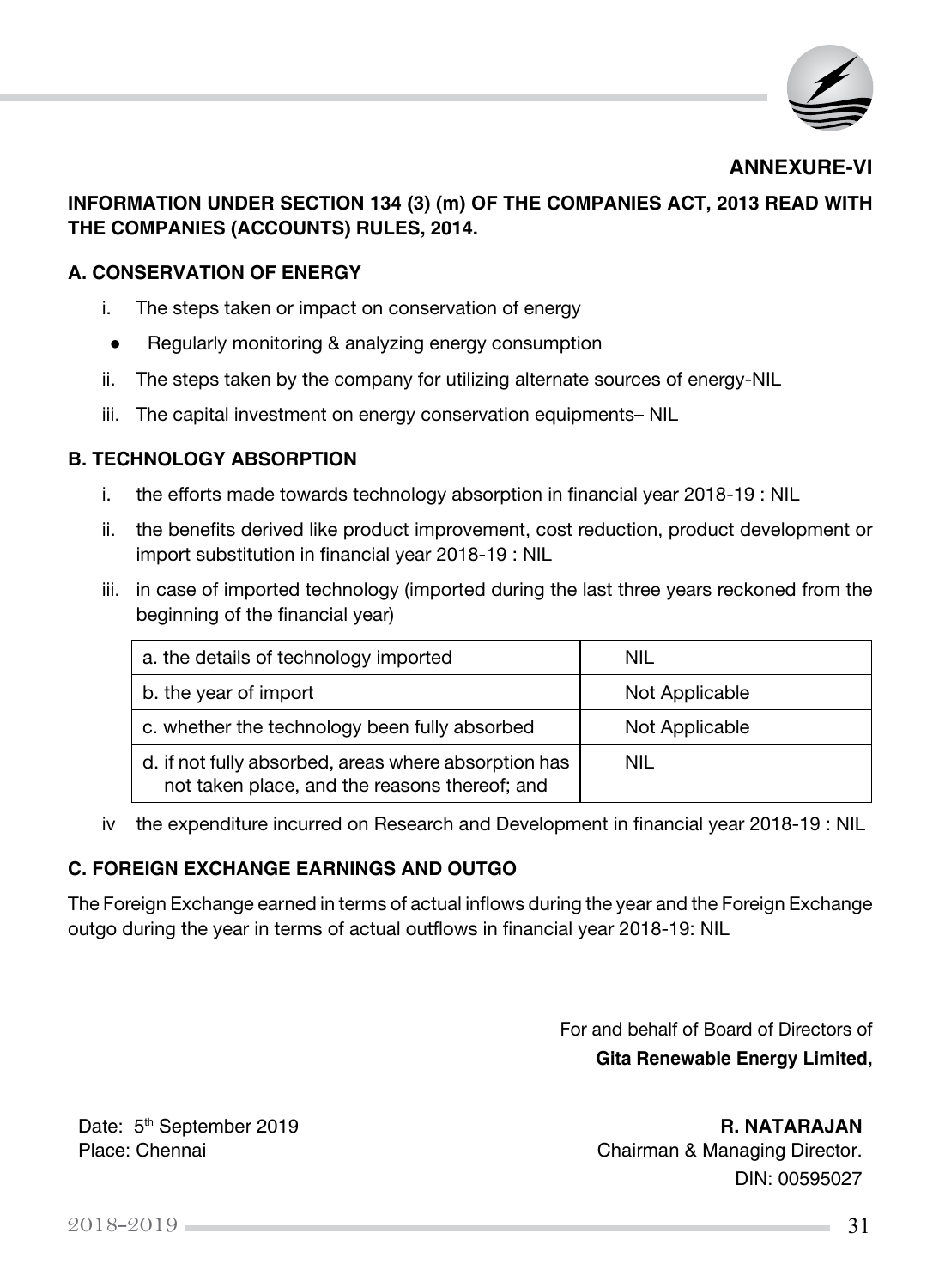## ANNEXURE-VI

### INFORMATION UNDER SECTION 134 (3) (m) OF THE COMPANIES ACT, 2013 READ WITH THE COMPANIES (ACCOUNTS) RULES, 2014.

### A. CONSERVATION OF ENERGY

i. The steps taken or impact on conservation of energy

- Regularly monitoring & analyzing energy consumption

ii. The steps taken by the company for utilizing alternate sources of energy-NIL

iii. The capital investment on energy conservation equipments– NIL

### B. TECHNOLOGY ABSORPTION

i. the efforts made towards technology absorption in financial year 2018-19 : NIL

ii. the benefits derived like product improvement, cost reduction, product development or import substitution in financial year 2018-19 : NIL

iii. in case of imported technology (imported during the last three years reckoned from the beginning of the financial year)

| | |
|---|---|
| a. the details of technology imported | NIL |
| b. the year of import | Not Applicable |
| c. whether the technology been fully absorbed | Not Applicable |
| d. if not fully absorbed, areas where absorption has not taken place, and the reasons thereof; and | NIL |

iv the expenditure incurred on Research and Development in financial year 2018-19 : NIL

### C. FOREIGN EXCHANGE EARNINGS AND OUTGO

The Foreign Exchange earned in terms of actual inflows during the year and the Foreign Exchange outgo during the year in terms of actual outflows in financial year 2018-19: NIL

For and behalf of Board of Directors of
**Gita Renewable Energy Limited,**

Date: 5th September 2019
Place: Chennai

**R. NATARAJAN**
Chairman & Managing Director.
DIN: 00595027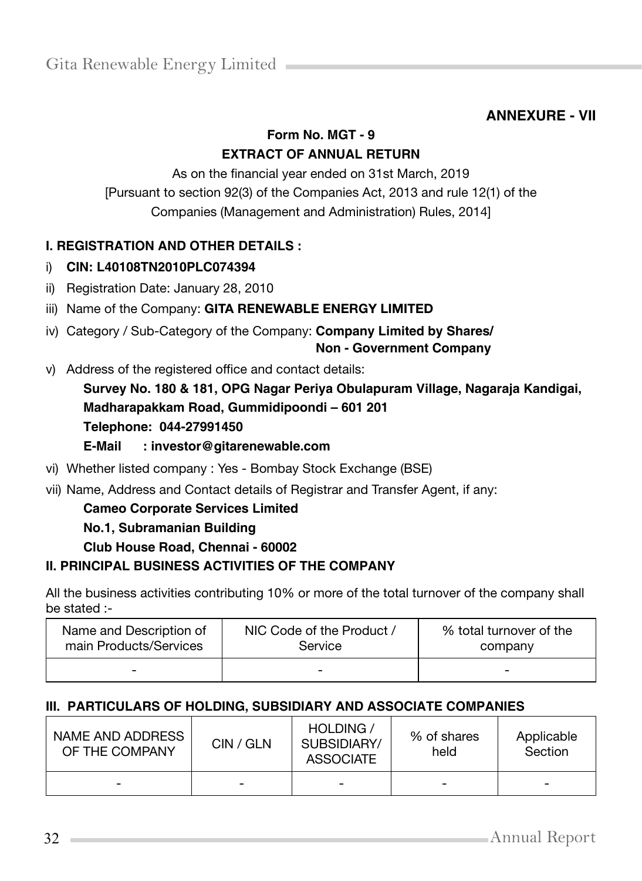**ANNEXURE - VII**

**Form No. MGT - 9**

**EXTRACT OF ANNUAL RETURN**

As on the financial year ended on 31st March, 2019

[Pursuant to section 92(3) of the Companies Act, 2013 and rule 12(1) of the Companies (Management and Administration) Rules, 2014]

**I. REGISTRATION AND OTHER DETAILS :**

i) **CIN: L40108TN2010PLC074394**

ii) Registration Date: January 28, 2010

iii) Name of the Company: **GITA RENEWABLE ENERGY LIMITED**

iv) Category / Sub-Category of the Company: **Company Limited by Shares/ Non - Government Company**

v) Address of the registered office and contact details:

**Survey No. 180 & 181, OPG Nagar Periya Obulapuram Village, Nagaraja Kandigai, Madharapakkam Road, Gummidipoondi – 601 201**

**Telephone: 044-27991450**

**E-Mail : investor@gitarenewable.com**

vi) Whether listed company : Yes - Bombay Stock Exchange (BSE)

vii) Name, Address and Contact details of Registrar and Transfer Agent, if any:

**Cameo Corporate Services Limited**

**No.1, Subramanian Building**

**Club House Road, Chennai - 60002**

**II. PRINCIPAL BUSINESS ACTIVITIES OF THE COMPANY**

All the business activities contributing 10% or more of the total turnover of the company shall be stated :-

| Name and Description of main Products/Services | NIC Code of the Product / Service | % total turnover of the company |
|---|---|---|
| - | - | - |

**III. PARTICULARS OF HOLDING, SUBSIDIARY AND ASSOCIATE COMPANIES**

| NAME AND ADDRESS OF THE COMPANY | CIN / GLN | HOLDING / SUBSIDIARY/ ASSOCIATE | % of shares held | Applicable Section |
|---|---|---|---|---|
| - | - | - | - | - |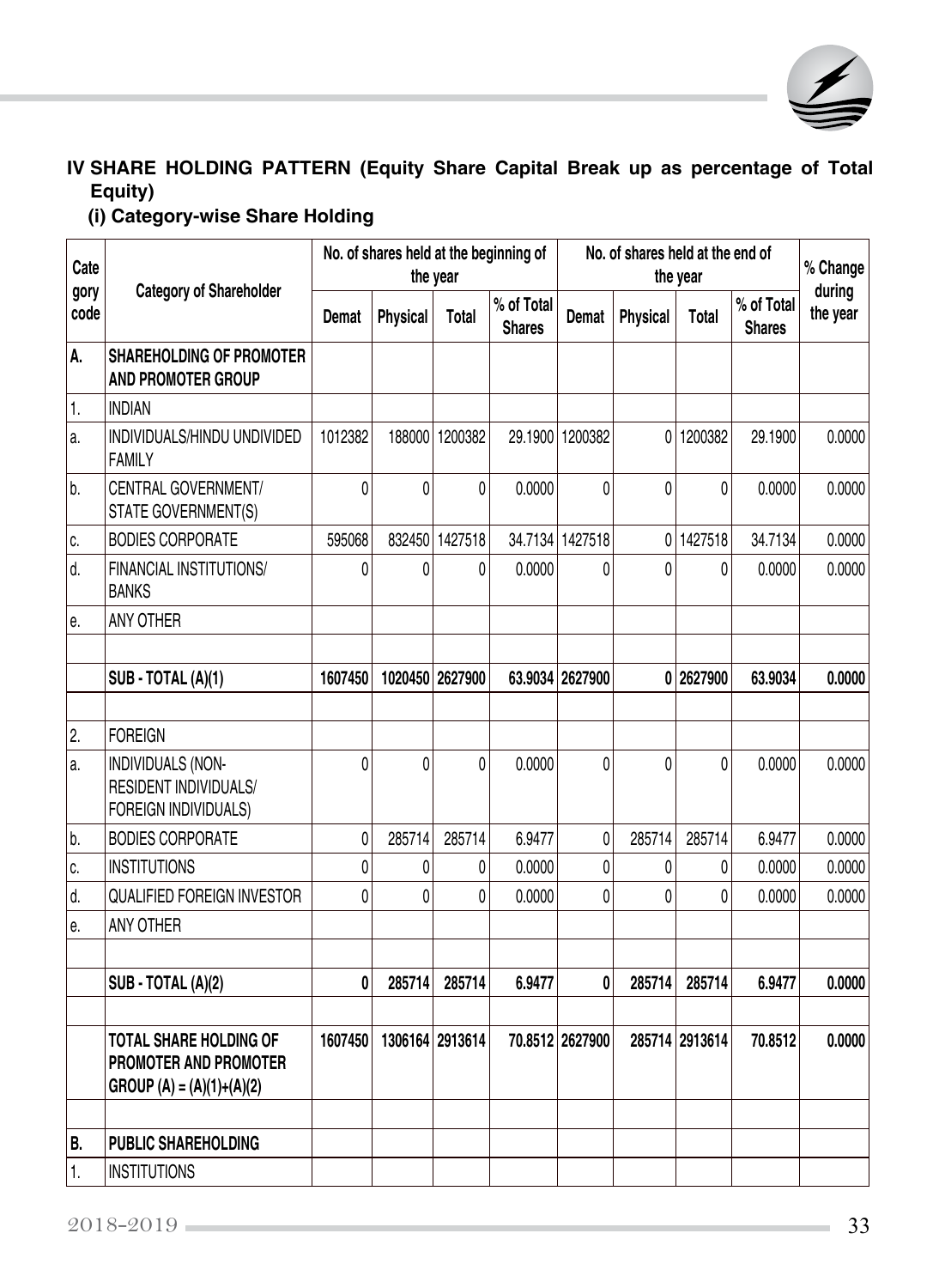## IV SHARE HOLDING PATTERN (Equity Share Capital Break up as percentage of Total Equity)

### (i) Category-wise Share Holding

| Category code | Category of Shareholder | No. of shares held at the beginning of the year | | | | No. of shares held at the end of the year | | | | % Change during the year |
|---|---|---|---|---|---|---|---|---|---|---|
| | | Demat | Physical | Total | % of Total Shares | Demat | Physical | Total | % of Total Shares | |
| **A.** | **SHAREHOLDING OF PROMOTER AND PROMOTER GROUP** | | | | | | | | | |
| 1. | INDIAN | | | | | | | | | |
| a. | INDIVIDUALS/HINDU UNDIVIDED FAMILY | 1012382 | 188000 | 1200382 | 29.1900 | 1200382 | 0 | 1200382 | 29.1900 | 0.0000 |
| b. | CENTRAL GOVERNMENT/ STATE GOVERNMENT(S) | 0 | 0 | 0 | 0.0000 | 0 | 0 | 0 | 0.0000 | 0.0000 |
| c. | BODIES CORPORATE | 595068 | 832450 | 1427518 | 34.7134 | 1427518 | 0 | 1427518 | 34.7134 | 0.0000 |
| d. | FINANCIAL INSTITUTIONS/ BANKS | 0 | 0 | 0 | 0.0000 | 0 | 0 | 0 | 0.0000 | 0.0000 |
| e. | ANY OTHER | | | | | | | | | |
| | | | | | | | | | | |
| | **SUB - TOTAL (A)(1)** | **1607450** | **1020450** | **2627900** | **63.9034** | **2627900** | **0** | **2627900** | **63.9034** | **0.0000** |
| | | | | | | | | | | |
| 2. | FOREIGN | | | | | | | | | |
| a. | INDIVIDUALS (NON-RESIDENT INDIVIDUALS/ FOREIGN INDIVIDUALS) | 0 | 0 | 0 | 0.0000 | 0 | 0 | 0 | 0.0000 | 0.0000 |
| b. | BODIES CORPORATE | 0 | 285714 | 285714 | 6.9477 | 0 | 285714 | 285714 | 6.9477 | 0.0000 |
| c. | INSTITUTIONS | 0 | 0 | 0 | 0.0000 | 0 | 0 | 0 | 0.0000 | 0.0000 |
| d. | QUALIFIED FOREIGN INVESTOR | 0 | 0 | 0 | 0.0000 | 0 | 0 | 0 | 0.0000 | 0.0000 |
| e. | ANY OTHER | | | | | | | | | |
| | | | | | | | | | | |
| | **SUB - TOTAL (A)(2)** | **0** | **285714** | **285714** | **6.9477** | **0** | **285714** | **285714** | **6.9477** | **0.0000** |
| | | | | | | | | | | |
| | **TOTAL SHARE HOLDING OF PROMOTER AND PROMOTER GROUP (A) = (A)(1)+(A)(2)** | **1607450** | **1306164** | **2913614** | **70.8512** | **2627900** | **285714** | **2913614** | **70.8512** | **0.0000** |
| | | | | | | | | | | |
| **B.** | **PUBLIC SHAREHOLDING** | | | | | | | | | |
| 1. | INSTITUTIONS | | | | | | | | | |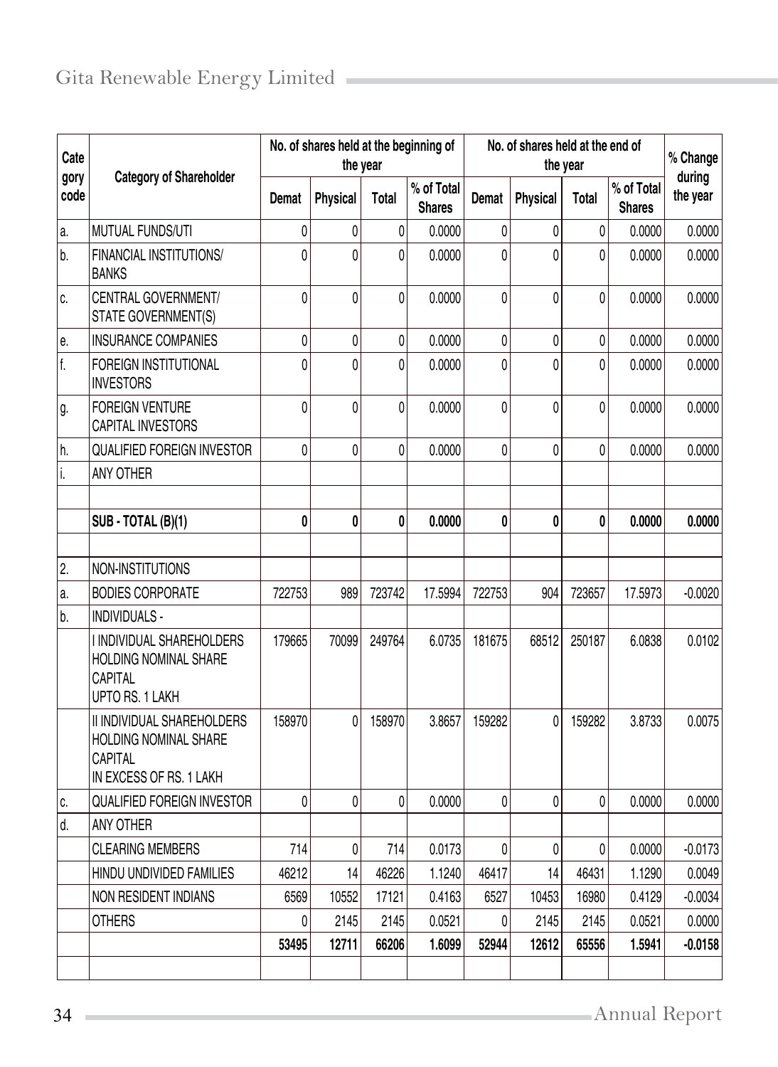| Category code | Category of Shareholder | No. of shares held at the beginning of the year | | | | No. of shares held at the end of the year | | | | % Change during the year |
|---|---|---|---|---|---|---|---|---|---|---|
| | | Demat | Physical | Total | % of Total Shares | Demat | Physical | Total | % of Total Shares | |
| a. | MUTUAL FUNDS/UTI | 0 | 0 | 0 | 0.0000 | 0 | 0 | 0 | 0.0000 | 0.0000 |
| b. | FINANCIAL INSTITUTIONS/ BANKS | 0 | 0 | 0 | 0.0000 | 0 | 0 | 0 | 0.0000 | 0.0000 |
| c. | CENTRAL GOVERNMENT/ STATE GOVERNMENT(S) | 0 | 0 | 0 | 0.0000 | 0 | 0 | 0 | 0.0000 | 0.0000 |
| e. | INSURANCE COMPANIES | 0 | 0 | 0 | 0.0000 | 0 | 0 | 0 | 0.0000 | 0.0000 |
| f. | FOREIGN INSTITUTIONAL INVESTORS | 0 | 0 | 0 | 0.0000 | 0 | 0 | 0 | 0.0000 | 0.0000 |
| g. | FOREIGN VENTURE CAPITAL INVESTORS | 0 | 0 | 0 | 0.0000 | 0 | 0 | 0 | 0.0000 | 0.0000 |
| h. | QUALIFIED FOREIGN INVESTOR | 0 | 0 | 0 | 0.0000 | 0 | 0 | 0 | 0.0000 | 0.0000 |
| i. | ANY OTHER | | | | | | | | | |
| | | | | | | | | | | |
| | **SUB - TOTAL (B)(1)** | **0** | **0** | **0** | **0.0000** | **0** | **0** | **0** | **0.0000** | **0.0000** |
| | | | | | | | | | | |
| 2. | NON-INSTITUTIONS | | | | | | | | | |
| a. | BODIES CORPORATE | 722753 | 989 | 723742 | 17.5994 | 722753 | 904 | 723657 | 17.5973 | -0.0020 |
| b. | INDIVIDUALS - | | | | | | | | | |
| | I INDIVIDUAL SHAREHOLDERS HOLDING NOMINAL SHARE CAPITAL UPTO RS. 1 LAKH | 179665 | 70099 | 249764 | 6.0735 | 181675 | 68512 | 250187 | 6.0838 | 0.0102 |
| | II INDIVIDUAL SHAREHOLDERS HOLDING NOMINAL SHARE CAPITAL IN EXCESS OF RS. 1 LAKH | 158970 | 0 | 158970 | 3.8657 | 159282 | 0 | 159282 | 3.8733 | 0.0075 |
| c. | QUALIFIED FOREIGN INVESTOR | 0 | 0 | 0 | 0.0000 | 0 | 0 | 0 | 0.0000 | 0.0000 |
| d. | ANY OTHER | | | | | | | | | |
| | CLEARING MEMBERS | 714 | 0 | 714 | 0.0173 | 0 | 0 | 0 | 0.0000 | -0.0173 |
| | HINDU UNDIVIDED FAMILIES | 46212 | 14 | 46226 | 1.1240 | 46417 | 14 | 46431 | 1.1290 | 0.0049 |
| | NON RESIDENT INDIANS | 6569 | 10552 | 17121 | 0.4163 | 6527 | 10453 | 16980 | 0.4129 | -0.0034 |
| | OTHERS | 0 | 2145 | 2145 | 0.0521 | 0 | 2145 | 2145 | 0.0521 | 0.0000 |
| | | **53495** | **12711** | **66206** | **1.6099** | **52944** | **12612** | **65556** | **1.5941** | **-0.0158** |
| | | | | | | | | | | |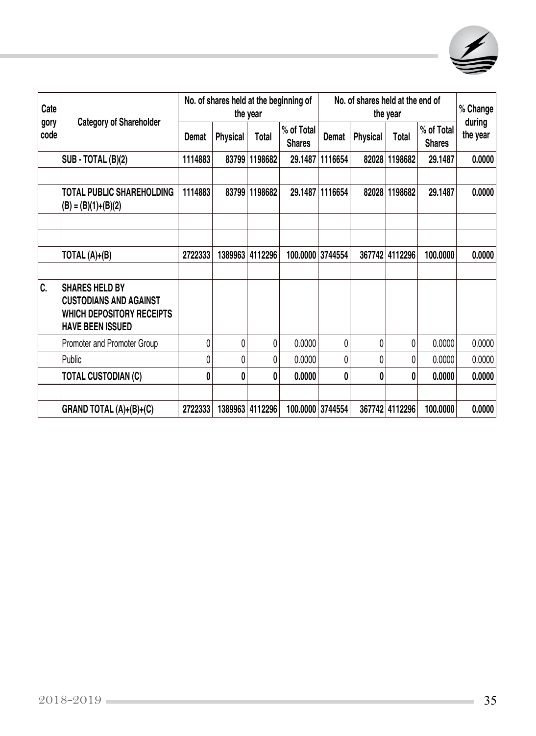| Category code | Category of Shareholder | No. of shares held at the beginning of the year | | | | No. of shares held at the end of the year | | | | % Change during the year |
|---|---|---|---|---|---|---|---|---|---|---|
| | | Demat | Physical | Total | % of Total Shares | Demat | Physical | Total | % of Total Shares | |
| | **SUB - TOTAL (B)(2)** | **1114883** | **83799** | **1198682** | **29.1487** | **1116654** | **82028** | **1198682** | **29.1487** | **0.0000** |
| | | | | | | | | | | |
| | **TOTAL PUBLIC SHAREHOLDING (B) = (B)(1)+(B)(2)** | **1114883** | **83799** | **1198682** | **29.1487** | **1116654** | **82028** | **1198682** | **29.1487** | **0.0000** |
| | | | | | | | | | | |
| | | | | | | | | | | |
| | **TOTAL (A)+(B)** | **2722333** | **1389963** | **4112296** | **100.0000** | **3744554** | **367742** | **4112296** | **100.0000** | **0.0000** |
| | | | | | | | | | | |
| **C.** | **SHARES HELD BY CUSTODIANS AND AGAINST WHICH DEPOSITORY RECEIPTS HAVE BEEN ISSUED** | | | | | | | | | |
| | Promoter and Promoter Group | 0 | 0 | 0 | 0.0000 | 0 | 0 | 0 | 0.0000 | 0.0000 |
| | Public | 0 | 0 | 0 | 0.0000 | 0 | 0 | 0 | 0.0000 | 0.0000 |
| | **TOTAL CUSTODIAN (C)** | **0** | **0** | **0** | **0.0000** | **0** | **0** | **0** | **0.0000** | **0.0000** |
| | | | | | | | | | | |
| | **GRAND TOTAL (A)+(B)+(C)** | **2722333** | **1389963** | **4112296** | **100.0000** | **3744554** | **367742** | **4112296** | **100.0000** | **0.0000** |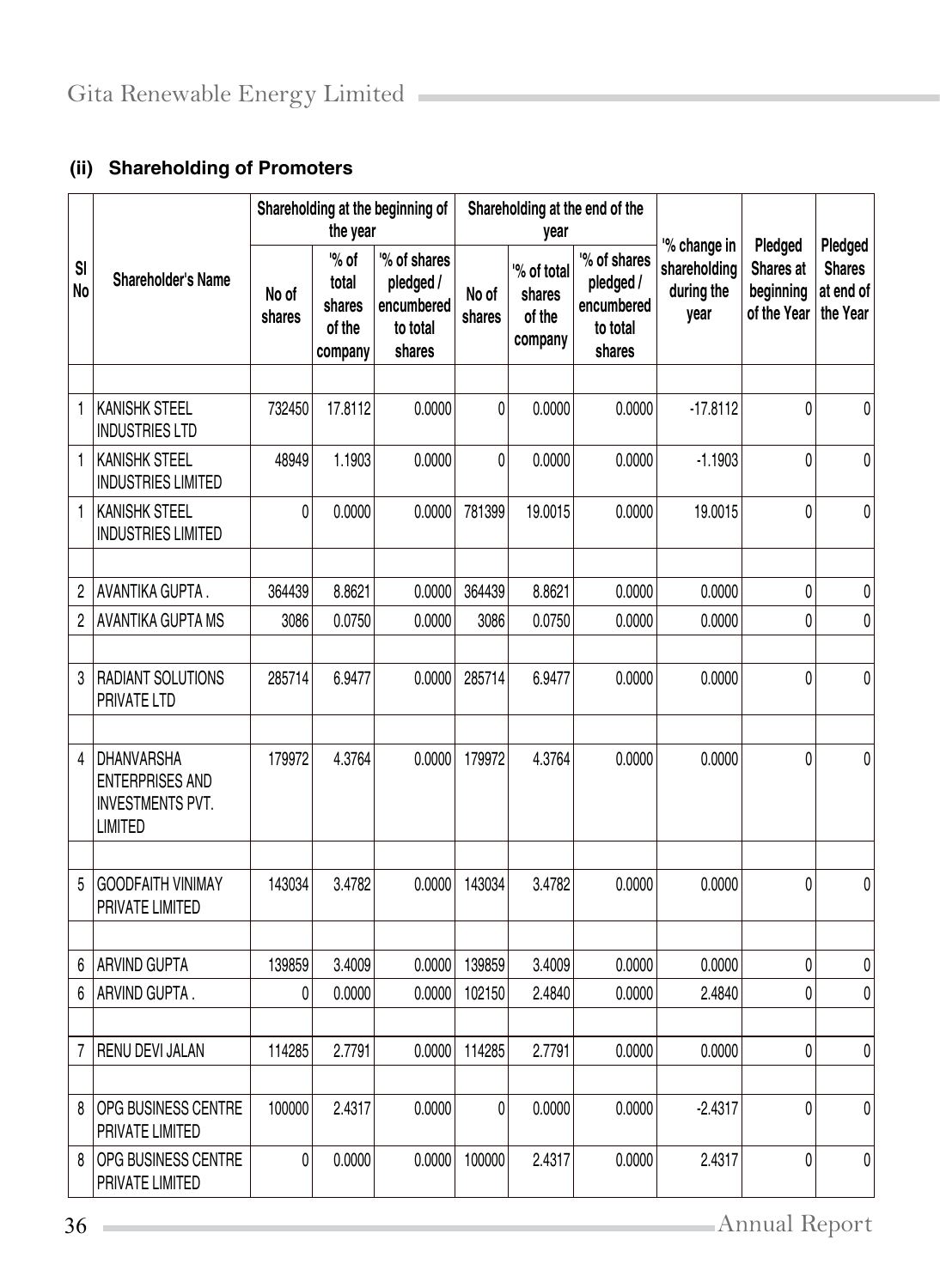### (ii) Shareholding of Promoters

| Sl No | Shareholder's Name | Shareholding at the beginning of the year | | | Shareholding at the end of the year | | | '% change in shareholding during the year | Pledged Shares at beginning of the Year | Pledged Shares at end of the Year |
|---|---|---|---|---|---|---|---|---|---|---|
| | | No of shares | '% of total shares of the company | '% of shares pledged / encumbered to total shares | No of shares | '% of total shares of the company | '% of shares pledged / encumbered to total shares | | | |
| | | | | | | | | | | |
| 1 | KANISHK STEEL INDUSTRIES LTD | 732450 | 17.8112 | 0.0000 | 0 | 0.0000 | 0.0000 | -17.8112 | 0 | 0 |
| 1 | KANISHK STEEL INDUSTRIES LIMITED | 48949 | 1.1903 | 0.0000 | 0 | 0.0000 | 0.0000 | -1.1903 | 0 | 0 |
| 1 | KANISHK STEEL INDUSTRIES LIMITED | 0 | 0.0000 | 0.0000 | 781399 | 19.0015 | 0.0000 | 19.0015 | 0 | 0 |
| | | | | | | | | | | |
| 2 | AVANTIKA GUPTA . | 364439 | 8.8621 | 0.0000 | 364439 | 8.8621 | 0.0000 | 0.0000 | 0 | 0 |
| 2 | AVANTIKA GUPTA MS | 3086 | 0.0750 | 0.0000 | 3086 | 0.0750 | 0.0000 | 0.0000 | 0 | 0 |
| | | | | | | | | | | |
| 3 | RADIANT SOLUTIONS PRIVATE LTD | 285714 | 6.9477 | 0.0000 | 285714 | 6.9477 | 0.0000 | 0.0000 | 0 | 0 |
| | | | | | | | | | | |
| 4 | DHANVARSHA ENTERPRISES AND INVESTMENTS PVT. LIMITED | 179972 | 4.3764 | 0.0000 | 179972 | 4.3764 | 0.0000 | 0.0000 | 0 | 0 |
| | | | | | | | | | | |
| 5 | GOODFAITH VINIMAY PRIVATE LIMITED | 143034 | 3.4782 | 0.0000 | 143034 | 3.4782 | 0.0000 | 0.0000 | 0 | 0 |
| | | | | | | | | | | |
| 6 | ARVIND GUPTA | 139859 | 3.4009 | 0.0000 | 139859 | 3.4009 | 0.0000 | 0.0000 | 0 | 0 |
| 6 | ARVIND GUPTA . | 0 | 0.0000 | 0.0000 | 102150 | 2.4840 | 0.0000 | 2.4840 | 0 | 0 |
| | | | | | | | | | | |
| 7 | RENU DEVI JALAN | 114285 | 2.7791 | 0.0000 | 114285 | 2.7791 | 0.0000 | 0.0000 | 0 | 0 |
| | | | | | | | | | | |
| 8 | OPG BUSINESS CENTRE PRIVATE LIMITED | 100000 | 2.4317 | 0.0000 | 0 | 0.0000 | 0.0000 | -2.4317 | 0 | 0 |
| 8 | OPG BUSINESS CENTRE PRIVATE LIMITED | 0 | 0.0000 | 0.0000 | 100000 | 2.4317 | 0.0000 | 2.4317 | 0 | 0 |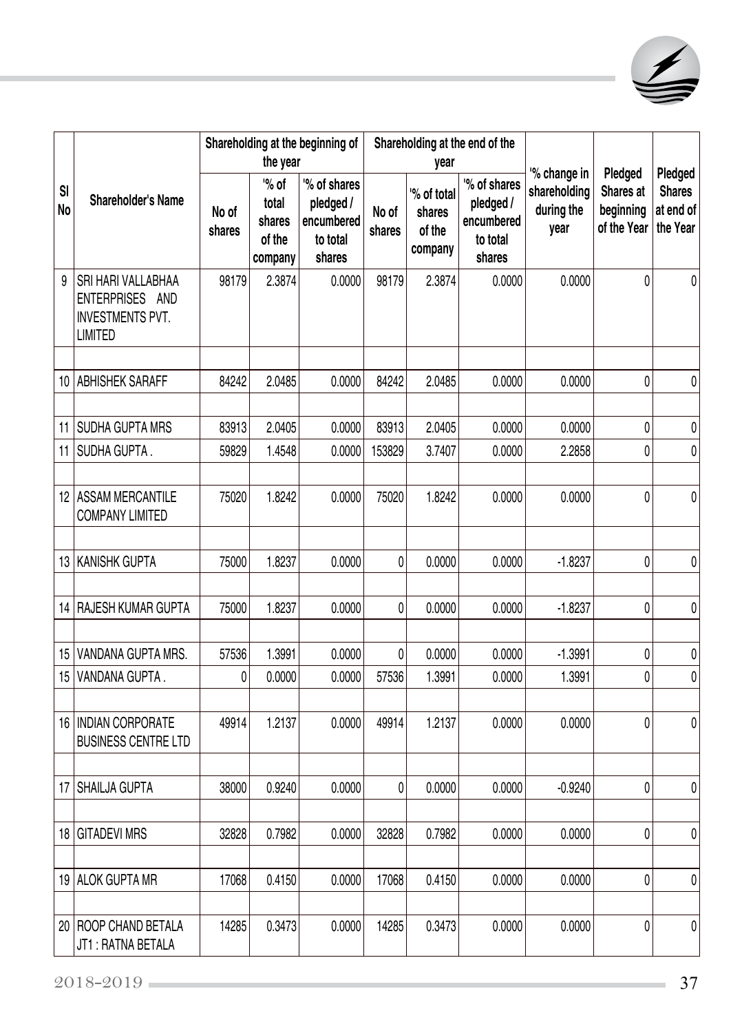| Sl No | Shareholder's Name | Shareholding at the beginning of the year | | | Shareholding at the end of the year | | | '% change in shareholding during the year | Pledged Shares at beginning of the Year | Pledged Shares at end of the Year |
|---|---|---|---|---|---|---|---|---|---|---|
| | | No of shares | '% of total shares of the company | '% of shares pledged / encumbered to total shares | No of shares | '% of total shares of the company | '% of shares pledged / encumbered to total shares | | | |
| 9 | SRI HARI VALLABHAA ENTERPRISES AND INVESTMENTS PVT. LIMITED | 98179 | 2.3874 | 0.0000 | 98179 | 2.3874 | 0.0000 | 0.0000 | 0 | 0 |
| | | | | | | | | | | |
| 10 | ABHISHEK SARAFF | 84242 | 2.0485 | 0.0000 | 84242 | 2.0485 | 0.0000 | 0.0000 | 0 | 0 |
| | | | | | | | | | | |
| 11 | SUDHA GUPTA MRS | 83913 | 2.0405 | 0.0000 | 83913 | 2.0405 | 0.0000 | 0.0000 | 0 | 0 |
| 11 | SUDHA GUPTA . | 59829 | 1.4548 | 0.0000 | 153829 | 3.7407 | 0.0000 | 2.2858 | 0 | 0 |
| | | | | | | | | | | |
| 12 | ASSAM MERCANTILE COMPANY LIMITED | 75020 | 1.8242 | 0.0000 | 75020 | 1.8242 | 0.0000 | 0.0000 | 0 | 0 |
| | | | | | | | | | | |
| 13 | KANISHK GUPTA | 75000 | 1.8237 | 0.0000 | 0 | 0.0000 | 0.0000 | -1.8237 | 0 | 0 |
| | | | | | | | | | | |
| 14 | RAJESH KUMAR GUPTA | 75000 | 1.8237 | 0.0000 | 0 | 0.0000 | 0.0000 | -1.8237 | 0 | 0 |
| | | | | | | | | | | |
| 15 | VANDANA GUPTA MRS. | 57536 | 1.3991 | 0.0000 | 0 | 0.0000 | 0.0000 | -1.3991 | 0 | 0 |
| 15 | VANDANA GUPTA . | 0 | 0.0000 | 0.0000 | 57536 | 1.3991 | 0.0000 | 1.3991 | 0 | 0 |
| | | | | | | | | | | |
| 16 | INDIAN CORPORATE BUSINESS CENTRE LTD | 49914 | 1.2137 | 0.0000 | 49914 | 1.2137 | 0.0000 | 0.0000 | 0 | 0 |
| | | | | | | | | | | |
| 17 | SHAILJA GUPTA | 38000 | 0.9240 | 0.0000 | 0 | 0.0000 | 0.0000 | -0.9240 | 0 | 0 |
| | | | | | | | | | | |
| 18 | GITADEVI MRS | 32828 | 0.7982 | 0.0000 | 32828 | 0.7982 | 0.0000 | 0.0000 | 0 | 0 |
| | | | | | | | | | | |
| 19 | ALOK GUPTA MR | 17068 | 0.4150 | 0.0000 | 17068 | 0.4150 | 0.0000 | 0.0000 | 0 | 0 |
| | | | | | | | | | | |
| 20 | ROOP CHAND BETALA JT1 : RATNA BETALA | 14285 | 0.3473 | 0.0000 | 14285 | 0.3473 | 0.0000 | 0.0000 | 0 | 0 |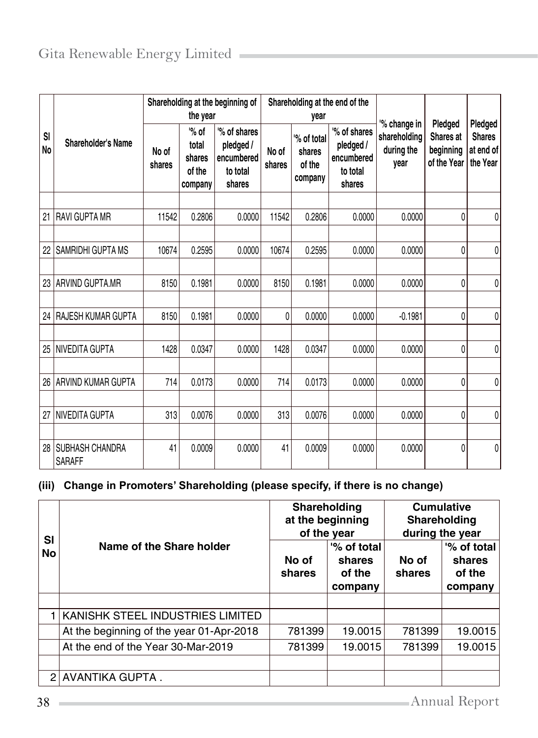| Sl No | Shareholder's Name | Shareholding at the beginning of the year | | | Shareholding at the end of the year | | | '% change in shareholding during the year | Pledged Shares at beginning of the Year | Pledged Shares at end of the Year |
|---|---|---|---|---|---|---|---|---|---|---|
| | | No of shares | '% of total shares of the company | '% of shares pledged / encumbered to total shares | No of shares | '% of total shares of the company | '% of shares pledged / encumbered to total shares | | | |
| 21 | RAVI GUPTA MR | 11542 | 0.2806 | 0.0000 | 11542 | 0.2806 | 0.0000 | 0.0000 | 0 | 0 |
| 22 | SAMRIDHI GUPTA MS | 10674 | 0.2595 | 0.0000 | 10674 | 0.2595 | 0.0000 | 0.0000 | 0 | 0 |
| 23 | ARVIND GUPTA.MR | 8150 | 0.1981 | 0.0000 | 8150 | 0.1981 | 0.0000 | 0.0000 | 0 | 0 |
| 24 | RAJESH KUMAR GUPTA | 8150 | 0.1981 | 0.0000 | 0 | 0.0000 | 0.0000 | -0.1981 | 0 | 0 |
| 25 | NIVEDITA GUPTA | 1428 | 0.0347 | 0.0000 | 1428 | 0.0347 | 0.0000 | 0.0000 | 0 | 0 |
| 26 | ARVIND KUMAR GUPTA | 714 | 0.0173 | 0.0000 | 714 | 0.0173 | 0.0000 | 0.0000 | 0 | 0 |
| 27 | NIVEDITA GUPTA | 313 | 0.0076 | 0.0000 | 313 | 0.0076 | 0.0000 | 0.0000 | 0 | 0 |
| 28 | SUBHASH CHANDRA SARAFF | 41 | 0.0009 | 0.0000 | 41 | 0.0009 | 0.0000 | 0.0000 | 0 | 0 |

**(iii) Change in Promoters' Shareholding (please specify, if there is no change)**

| Sl No | Name of the Share holder | Shareholding at the beginning of the year | | Cumulative Shareholding during the year | |
|---|---|---|---|---|---|
| | | No of shares | '% of total shares of the company | No of shares | '% of total shares of the company |
| 1 | KANISHK STEEL INDUSTRIES LIMITED | | | | |
| | At the beginning of the year 01-Apr-2018 | 781399 | 19.0015 | 781399 | 19.0015 |
| | At the end of the Year 30-Mar-2019 | 781399 | 19.0015 | 781399 | 19.0015 |
| 2 | AVANTIKA GUPTA . | | | | |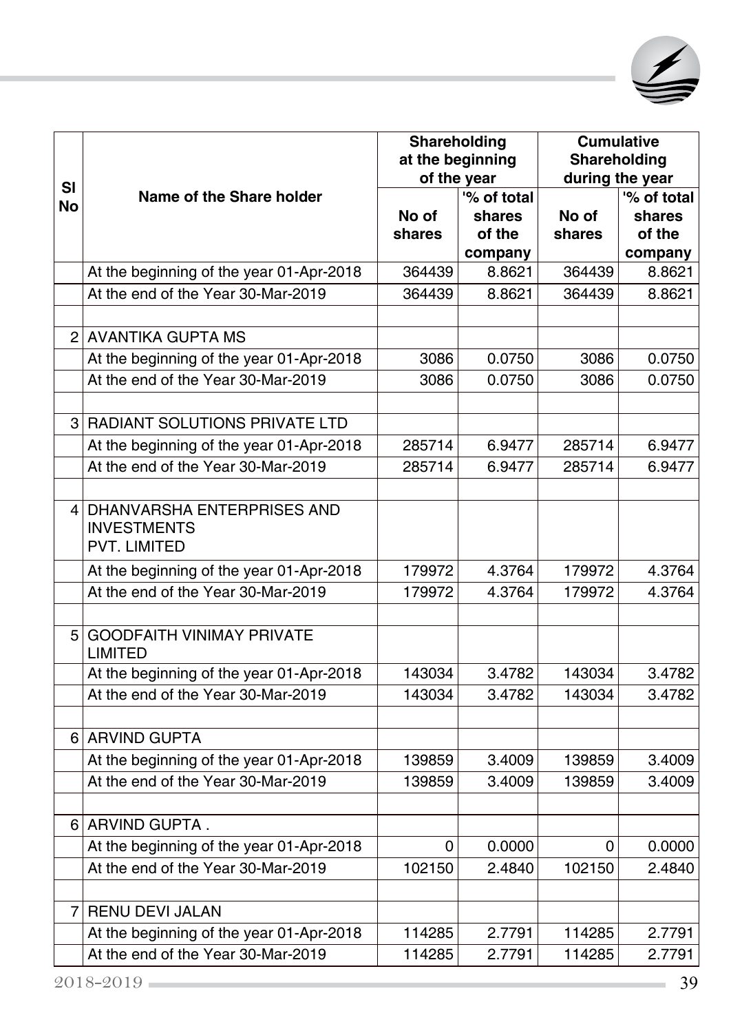| Sl No | Name of the Share holder | Shareholding at the beginning of the year | | Cumulative Shareholding during the year | |
|---|---|---|---|---|---|
| | | No of shares | '% of total shares of the company | No of shares | '% of total shares of the company |
| | At the beginning of the year 01-Apr-2018 | 364439 | 8.8621 | 364439 | 8.8621 |
| | At the end of the Year 30-Mar-2019 | 364439 | 8.8621 | 364439 | 8.8621 |
| | | | | | |
| 2 | AVANTIKA GUPTA MS | | | | |
| | At the beginning of the year 01-Apr-2018 | 3086 | 0.0750 | 3086 | 0.0750 |
| | At the end of the Year 30-Mar-2019 | 3086 | 0.0750 | 3086 | 0.0750 |
| | | | | | |
| 3 | RADIANT SOLUTIONS PRIVATE LTD | | | | |
| | At the beginning of the year 01-Apr-2018 | 285714 | 6.9477 | 285714 | 6.9477 |
| | At the end of the Year 30-Mar-2019 | 285714 | 6.9477 | 285714 | 6.9477 |
| | | | | | |
| 4 | DHANVARSHA ENTERPRISES AND INVESTMENTS PVT. LIMITED | | | | |
| | At the beginning of the year 01-Apr-2018 | 179972 | 4.3764 | 179972 | 4.3764 |
| | At the end of the Year 30-Mar-2019 | 179972 | 4.3764 | 179972 | 4.3764 |
| | | | | | |
| 5 | GOODFAITH VINIMAY PRIVATE LIMITED | | | | |
| | At the beginning of the year 01-Apr-2018 | 143034 | 3.4782 | 143034 | 3.4782 |
| | At the end of the Year 30-Mar-2019 | 143034 | 3.4782 | 143034 | 3.4782 |
| | | | | | |
| 6 | ARVIND GUPTA | | | | |
| | At the beginning of the year 01-Apr-2018 | 139859 | 3.4009 | 139859 | 3.4009 |
| | At the end of the Year 30-Mar-2019 | 139859 | 3.4009 | 139859 | 3.4009 |
| | | | | | |
| 6 | ARVIND GUPTA . | | | | |
| | At the beginning of the year 01-Apr-2018 | 0 | 0.0000 | 0 | 0.0000 |
| | At the end of the Year 30-Mar-2019 | 102150 | 2.4840 | 102150 | 2.4840 |
| | | | | | |
| 7 | RENU DEVI JALAN | | | | |
| | At the beginning of the year 01-Apr-2018 | 114285 | 2.7791 | 114285 | 2.7791 |
| | At the end of the Year 30-Mar-2019 | 114285 | 2.7791 | 114285 | 2.7791 |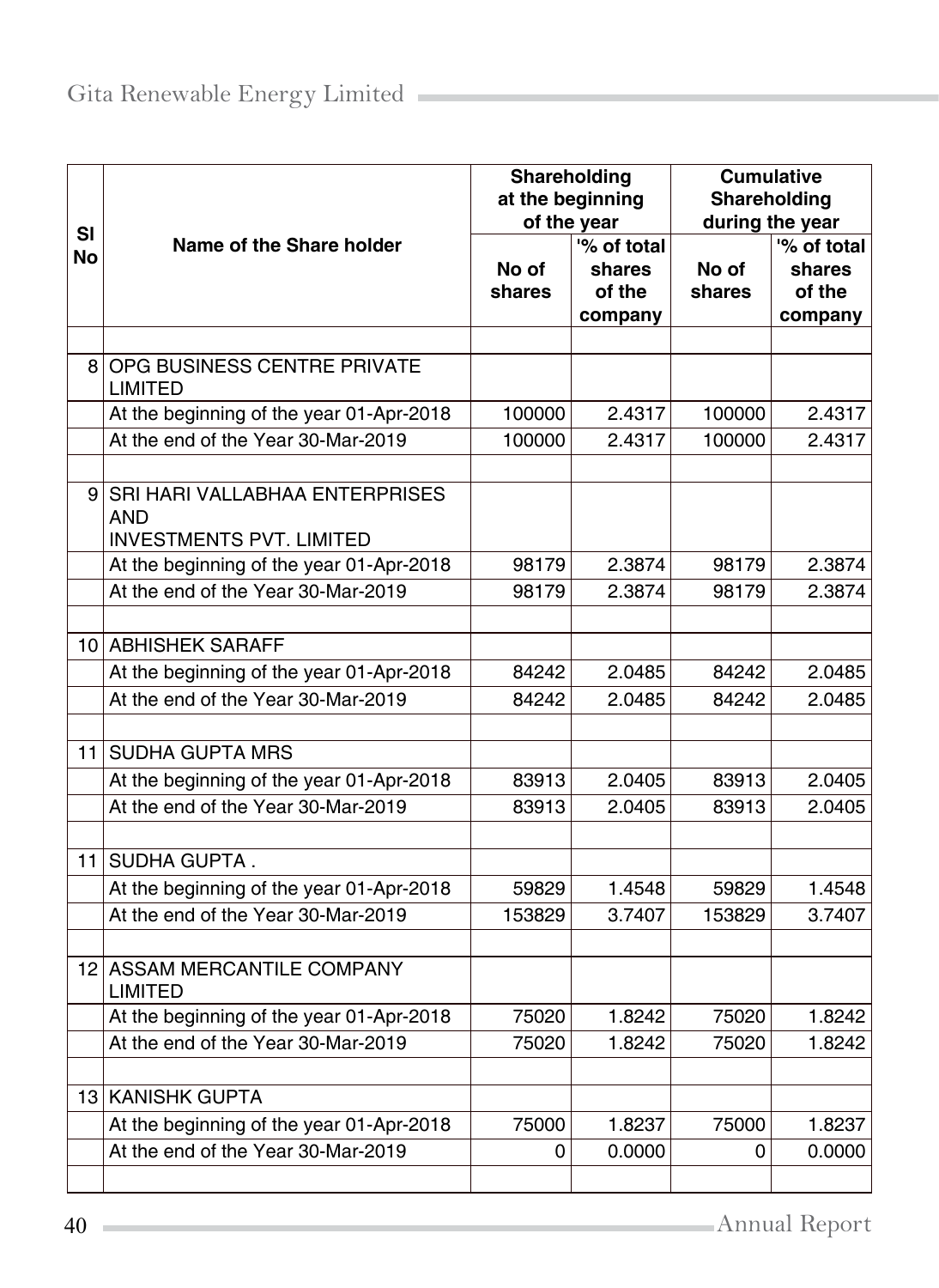| Sl No | Name of the Share holder | Shareholding at the beginning of the year | | Cumulative Shareholding during the year | |
|---|---|---|---|---|---|
| | | No of shares | '% of total shares of the company | No of shares | '% of total shares of the company |
| | | | | | |
| 8 | OPG BUSINESS CENTRE PRIVATE LIMITED | | | | |
| | At the beginning of the year 01-Apr-2018 | 100000 | 2.4317 | 100000 | 2.4317 |
| | At the end of the Year 30-Mar-2019 | 100000 | 2.4317 | 100000 | 2.4317 |
| | | | | | |
| 9 | SRI HARI VALLABHAA ENTERPRISES AND INVESTMENTS PVT. LIMITED | | | | |
| | At the beginning of the year 01-Apr-2018 | 98179 | 2.3874 | 98179 | 2.3874 |
| | At the end of the Year 30-Mar-2019 | 98179 | 2.3874 | 98179 | 2.3874 |
| | | | | | |
| 10 | ABHISHEK SARAFF | | | | |
| | At the beginning of the year 01-Apr-2018 | 84242 | 2.0485 | 84242 | 2.0485 |
| | At the end of the Year 30-Mar-2019 | 84242 | 2.0485 | 84242 | 2.0485 |
| | | | | | |
| 11 | SUDHA GUPTA MRS | | | | |
| | At the beginning of the year 01-Apr-2018 | 83913 | 2.0405 | 83913 | 2.0405 |
| | At the end of the Year 30-Mar-2019 | 83913 | 2.0405 | 83913 | 2.0405 |
| | | | | | |
| 11 | SUDHA GUPTA . | | | | |
| | At the beginning of the year 01-Apr-2018 | 59829 | 1.4548 | 59829 | 1.4548 |
| | At the end of the Year 30-Mar-2019 | 153829 | 3.7407 | 153829 | 3.7407 |
| | | | | | |
| 12 | ASSAM MERCANTILE COMPANY LIMITED | | | | |
| | At the beginning of the year 01-Apr-2018 | 75020 | 1.8242 | 75020 | 1.8242 |
| | At the end of the Year 30-Mar-2019 | 75020 | 1.8242 | 75020 | 1.8242 |
| | | | | | |
| 13 | KANISHK GUPTA | | | | |
| | At the beginning of the year 01-Apr-2018 | 75000 | 1.8237 | 75000 | 1.8237 |
| | At the end of the Year 30-Mar-2019 | 0 | 0.0000 | 0 | 0.0000 |
| | | | | | |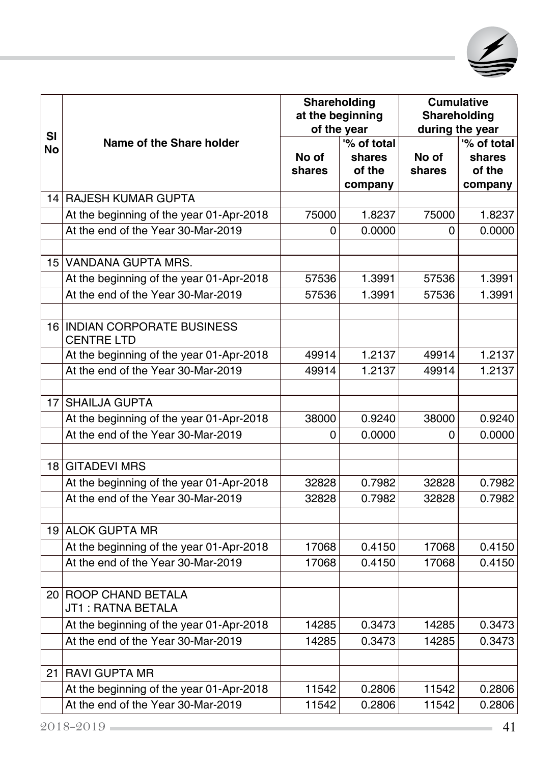| Sl No | Name of the Share holder | Shareholding at the beginning of the year | | Cumulative Shareholding during the year | |
|---|---|---|---|---|---|
| | | No of shares | '% of total shares of the company | No of shares | '% of total shares of the company |
| 14 | RAJESH KUMAR GUPTA | | | | |
| | At the beginning of the year 01-Apr-2018 | 75000 | 1.8237 | 75000 | 1.8237 |
| | At the end of the Year 30-Mar-2019 | 0 | 0.0000 | 0 | 0.0000 |
| | | | | | |
| 15 | VANDANA GUPTA MRS. | | | | |
| | At the beginning of the year 01-Apr-2018 | 57536 | 1.3991 | 57536 | 1.3991 |
| | At the end of the Year 30-Mar-2019 | 57536 | 1.3991 | 57536 | 1.3991 |
| | | | | | |
| 16 | INDIAN CORPORATE BUSINESS CENTRE LTD | | | | |
| | At the beginning of the year 01-Apr-2018 | 49914 | 1.2137 | 49914 | 1.2137 |
| | At the end of the Year 30-Mar-2019 | 49914 | 1.2137 | 49914 | 1.2137 |
| | | | | | |
| 17 | SHAILJA GUPTA | | | | |
| | At the beginning of the year 01-Apr-2018 | 38000 | 0.9240 | 38000 | 0.9240 |
| | At the end of the Year 30-Mar-2019 | 0 | 0.0000 | 0 | 0.0000 |
| | | | | | |
| 18 | GITADEVI MRS | | | | |
| | At the beginning of the year 01-Apr-2018 | 32828 | 0.7982 | 32828 | 0.7982 |
| | At the end of the Year 30-Mar-2019 | 32828 | 0.7982 | 32828 | 0.7982 |
| | | | | | |
| 19 | ALOK GUPTA MR | | | | |
| | At the beginning of the year 01-Apr-2018 | 17068 | 0.4150 | 17068 | 0.4150 |
| | At the end of the Year 30-Mar-2019 | 17068 | 0.4150 | 17068 | 0.4150 |
| | | | | | |
| 20 | ROOP CHAND BETALA JT1 : RATNA BETALA | | | | |
| | At the beginning of the year 01-Apr-2018 | 14285 | 0.3473 | 14285 | 0.3473 |
| | At the end of the Year 30-Mar-2019 | 14285 | 0.3473 | 14285 | 0.3473 |
| | | | | | |
| 21 | RAVI GUPTA MR | | | | |
| | At the beginning of the year 01-Apr-2018 | 11542 | 0.2806 | 11542 | 0.2806 |
| | At the end of the Year 30-Mar-2019 | 11542 | 0.2806 | 11542 | 0.2806 |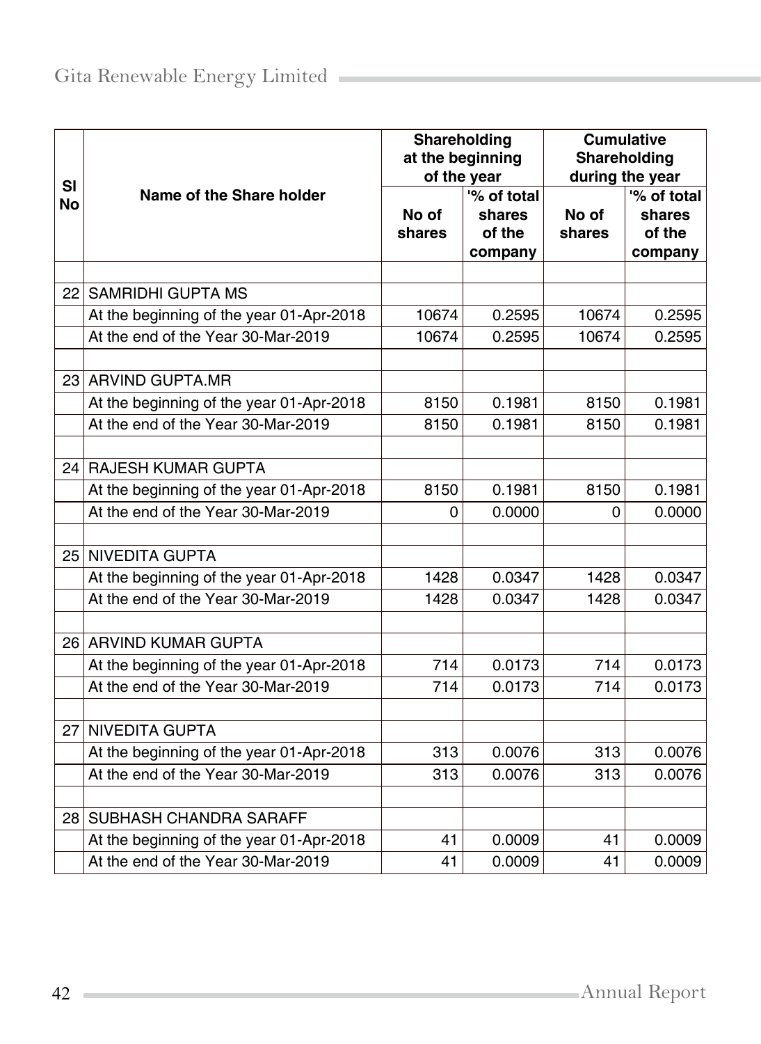| Sl No | Name of the Share holder | Shareholding at the beginning of the year | | Cumulative Shareholding during the year | |
|---|---|---|---|---|---|
| | | No of shares | '% of total shares of the company | No of shares | '% of total shares of the company |
| | | | | | |
| 22 | SAMRIDHI GUPTA MS | | | | |
| | At the beginning of the year 01-Apr-2018 | 10674 | 0.2595 | 10674 | 0.2595 |
| | At the end of the Year 30-Mar-2019 | 10674 | 0.2595 | 10674 | 0.2595 |
| | | | | | |
| 23 | ARVIND GUPTA.MR | | | | |
| | At the beginning of the year 01-Apr-2018 | 8150 | 0.1981 | 8150 | 0.1981 |
| | At the end of the Year 30-Mar-2019 | 8150 | 0.1981 | 8150 | 0.1981 |
| | | | | | |
| 24 | RAJESH KUMAR GUPTA | | | | |
| | At the beginning of the year 01-Apr-2018 | 8150 | 0.1981 | 8150 | 0.1981 |
| | At the end of the Year 30-Mar-2019 | 0 | 0.0000 | 0 | 0.0000 |
| | | | | | |
| 25 | NIVEDITA GUPTA | | | | |
| | At the beginning of the year 01-Apr-2018 | 1428 | 0.0347 | 1428 | 0.0347 |
| | At the end of the Year 30-Mar-2019 | 1428 | 0.0347 | 1428 | 0.0347 |
| | | | | | |
| 26 | ARVIND KUMAR GUPTA | | | | |
| | At the beginning of the year 01-Apr-2018 | 714 | 0.0173 | 714 | 0.0173 |
| | At the end of the Year 30-Mar-2019 | 714 | 0.0173 | 714 | 0.0173 |
| | | | | | |
| 27 | NIVEDITA GUPTA | | | | |
| | At the beginning of the year 01-Apr-2018 | 313 | 0.0076 | 313 | 0.0076 |
| | At the end of the Year 30-Mar-2019 | 313 | 0.0076 | 313 | 0.0076 |
| | | | | | |
| 28 | SUBHASH CHANDRA SARAFF | | | | |
| | At the beginning of the year 01-Apr-2018 | 41 | 0.0009 | 41 | 0.0009 |
| | At the end of the Year 30-Mar-2019 | 41 | 0.0009 | 41 | 0.0009 |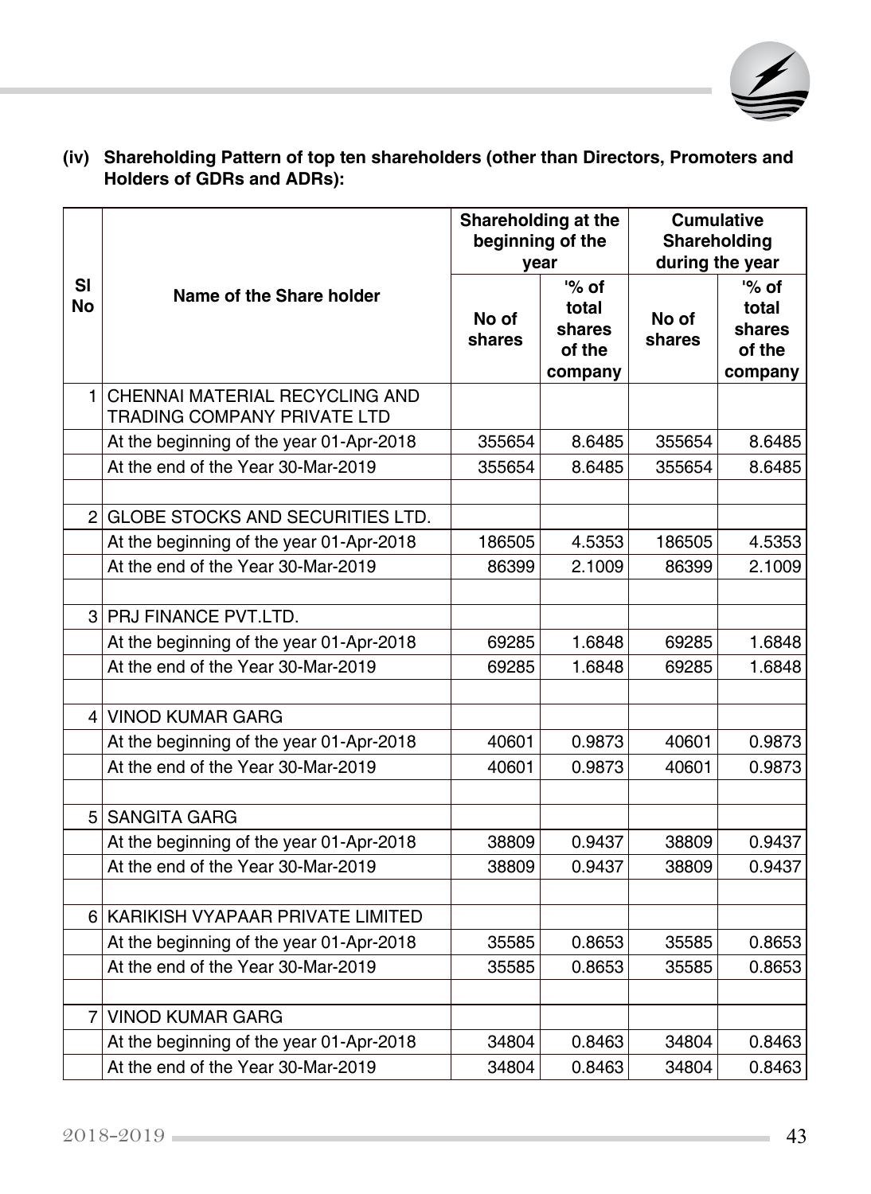**(iv) Shareholding Pattern of top ten shareholders (other than Directors, Promoters and Holders of GDRs and ADRs):**

| Sl No | Name of the Share holder | Shareholding at the beginning of the year | | Cumulative Shareholding during the year | |
|---|---|---|---|---|---|
| | | No of shares | '% of total shares of the company | No of shares | '% of total shares of the company |
| 1 | CHENNAI MATERIAL RECYCLING AND TRADING COMPANY PRIVATE LTD | | | | |
| | At the beginning of the year 01-Apr-2018 | 355654 | 8.6485 | 355654 | 8.6485 |
| | At the end of the Year 30-Mar-2019 | 355654 | 8.6485 | 355654 | 8.6485 |
| | | | | | |
| 2 | GLOBE STOCKS AND SECURITIES LTD. | | | | |
| | At the beginning of the year 01-Apr-2018 | 186505 | 4.5353 | 186505 | 4.5353 |
| | At the end of the Year 30-Mar-2019 | 86399 | 2.1009 | 86399 | 2.1009 |
| | | | | | |
| 3 | PRJ FINANCE PVT.LTD. | | | | |
| | At the beginning of the year 01-Apr-2018 | 69285 | 1.6848 | 69285 | 1.6848 |
| | At the end of the Year 30-Mar-2019 | 69285 | 1.6848 | 69285 | 1.6848 |
| | | | | | |
| 4 | VINOD KUMAR GARG | | | | |
| | At the beginning of the year 01-Apr-2018 | 40601 | 0.9873 | 40601 | 0.9873 |
| | At the end of the Year 30-Mar-2019 | 40601 | 0.9873 | 40601 | 0.9873 |
| | | | | | |
| 5 | SANGITA GARG | | | | |
| | At the beginning of the year 01-Apr-2018 | 38809 | 0.9437 | 38809 | 0.9437 |
| | At the end of the Year 30-Mar-2019 | 38809 | 0.9437 | 38809 | 0.9437 |
| | | | | | |
| 6 | KARIKISH VYAPAAR PRIVATE LIMITED | | | | |
| | At the beginning of the year 01-Apr-2018 | 35585 | 0.8653 | 35585 | 0.8653 |
| | At the end of the Year 30-Mar-2019 | 35585 | 0.8653 | 35585 | 0.8653 |
| | | | | | |
| 7 | VINOD KUMAR GARG | | | | |
| | At the beginning of the year 01-Apr-2018 | 34804 | 0.8463 | 34804 | 0.8463 |
| | At the end of the Year 30-Mar-2019 | 34804 | 0.8463 | 34804 | 0.8463 |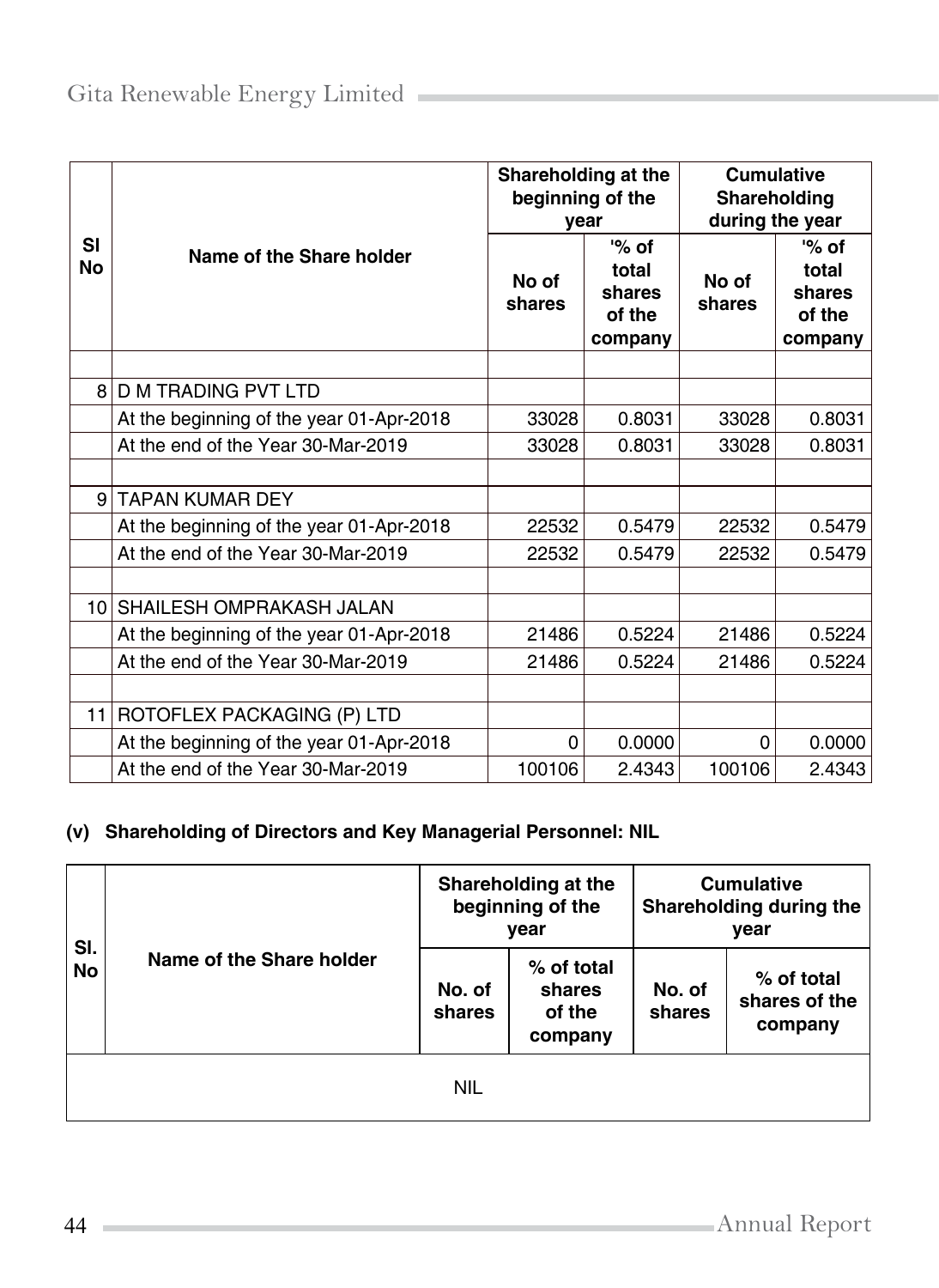| Sl No | Name of the Share holder | Shareholding at the beginning of the year | | Cumulative Shareholding during the year | |
|---|---|---|---|---|---|
| | | No of shares | '% of total shares of the company | No of shares | '% of total shares of the company |
| | | | | | |
| 8 | D M TRADING PVT LTD | | | | |
| | At the beginning of the year 01-Apr-2018 | 33028 | 0.8031 | 33028 | 0.8031 |
| | At the end of the Year 30-Mar-2019 | 33028 | 0.8031 | 33028 | 0.8031 |
| | | | | | |
| 9 | TAPAN KUMAR DEY | | | | |
| | At the beginning of the year 01-Apr-2018 | 22532 | 0.5479 | 22532 | 0.5479 |
| | At the end of the Year 30-Mar-2019 | 22532 | 0.5479 | 22532 | 0.5479 |
| | | | | | |
| 10 | SHAILESH OMPRAKASH JALAN | | | | |
| | At the beginning of the year 01-Apr-2018 | 21486 | 0.5224 | 21486 | 0.5224 |
| | At the end of the Year 30-Mar-2019 | 21486 | 0.5224 | 21486 | 0.5224 |
| | | | | | |
| 11 | ROTOFLEX PACKAGING (P) LTD | | | | |
| | At the beginning of the year 01-Apr-2018 | 0 | 0.0000 | 0 | 0.0000 |
| | At the end of the Year 30-Mar-2019 | 100106 | 2.4343 | 100106 | 2.4343 |

**(v) Shareholding of Directors and Key Managerial Personnel: NIL**

| Sl. No | Name of the Share holder | Shareholding at the beginning of the year | | Cumulative Shareholding during the year | |
|---|---|---|---|---|---|
| | | No. of shares | % of total shares of the company | No. of shares | % of total shares of the company |
| NIL | | | | | |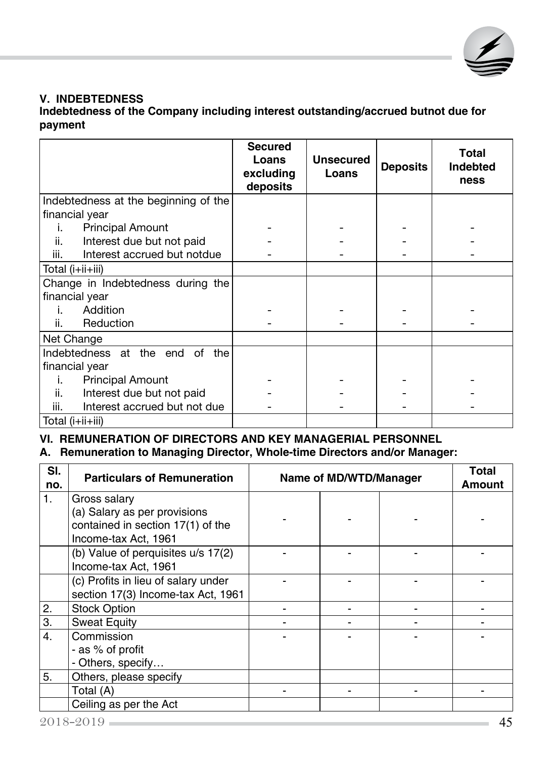## V. INDEBTEDNESS

**Indebtedness of the Company including interest outstanding/accrued butnot due for payment**

| | Secured Loans excluding deposits | Unsecured Loans | Deposits | Total Indebtedness |
|---|---|---|---|---|
| Indebtedness at the beginning of the financial year | | | | |
| i. Principal Amount | - | - | - | - |
| ii. Interest due but not paid | - | - | - | - |
| iii. Interest accrued but notdue | - | - | - | - |
| Total (i+ii+iii) | | | | |
| Change in Indebtedness during the financial year | | | | |
| i. Addition | - | - | - | - |
| ii. Reduction | - | - | - | - |
| Net Change | | | | |
| Indebtedness at the end of the financial year | | | | |
| i. Principal Amount | - | - | - | - |
| ii. Interest due but not paid | - | - | - | - |
| iii. Interest accrued but not due | - | - | - | - |
| Total (i+ii+iii) | | | | |

## VI. REMUNERATION OF DIRECTORS AND KEY MANAGERIAL PERSONNEL

### A. Remuneration to Managing Director, Whole-time Directors and/or Manager:

| Sl. no. | Particulars of Remuneration | Name of MD/WTD/Manager | | | Total Amount |
|---|---|---|---|---|---|
| 1. | Gross salary<br>(a) Salary as per provisions contained in section 17(1) of the Income-tax Act, 1961 | - | - | - | - |
| | (b) Value of perquisites u/s 17(2) Income-tax Act, 1961 | - | - | - | - |
| | (c) Profits in lieu of salary under section 17(3) Income-tax Act, 1961 | - | - | - | - |
| 2. | Stock Option | - | - | - | - |
| 3. | Sweat Equity | - | - | - | - |
| 4. | Commission<br>- as % of profit<br>- Others, specify… | - | - | - | - |
| 5. | Others, please specify | | | | |
| | Total (A) | - | - | - | - |
| | Ceiling as per the Act | | | | |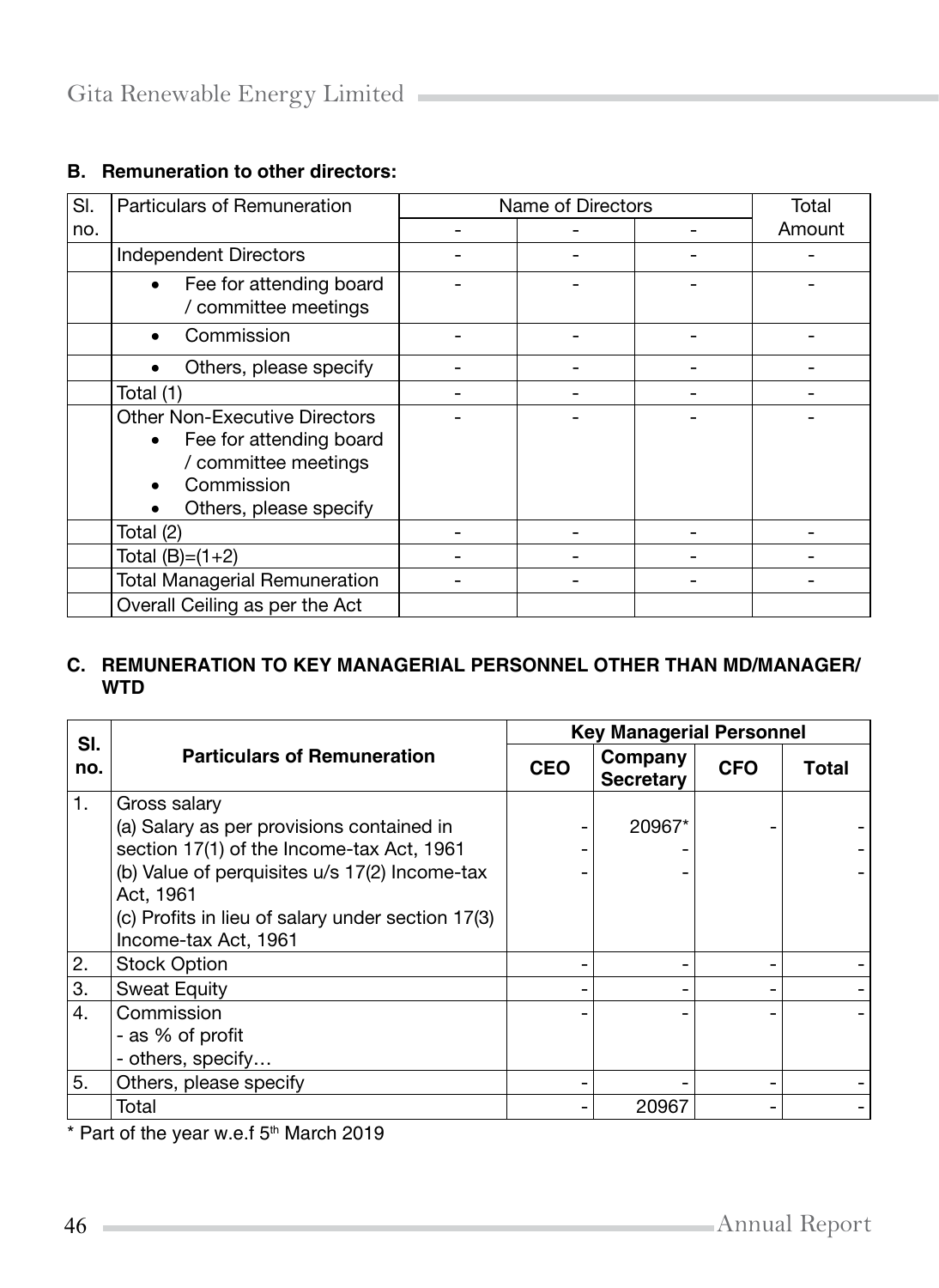### B. Remuneration to other directors:

| Sl. no. | Particulars of Remuneration | Name of Directors | | | Total Amount |
|---|---|---|---|---|---|
| | | - | - | - | |
| | Independent Directors | - | - | - | - |
| | • Fee for attending board / committee meetings | - | - | - | - |
| | • Commission | - | - | - | - |
| | • Others, please specify | - | - | - | - |
| | Total (1) | - | - | - | - |
| | Other Non-Executive Directors<br>• Fee for attending board / committee meetings<br>• Commission<br>• Others, please specify | - | - | - | - |
| | Total (2) | - | - | - | - |
| | Total (B)=(1+2) | - | - | - | - |
| | Total Managerial Remuneration | - | - | - | - |
| | Overall Ceiling as per the Act | | | | |

### C. REMUNERATION TO KEY MANAGERIAL PERSONNEL OTHER THAN MD/MANAGER/ WTD

| Sl. no. | Particulars of Remuneration | Key Managerial Personnel | | | |
|---|---|---|---|---|---|
| | | CEO | Company Secretary | CFO | Total |
| 1. | Gross salary<br>(a) Salary as per provisions contained in section 17(1) of the Income-tax Act, 1961<br>(b) Value of perquisites u/s 17(2) Income-tax Act, 1961<br>(c) Profits in lieu of salary under section 17(3) Income-tax Act, 1961 | -<br>-<br>- | 20967*<br>-<br>- | - | -<br>-<br>- |
| 2. | Stock Option | - | - | - | - |
| 3. | Sweat Equity | - | - | - | - |
| 4. | Commission<br>- as % of profit<br>- others, specify… | - | - | - | - |
| 5. | Others, please specify | - | - | - | - |
| | Total | - | 20967 | - | - |

* Part of the year w.e.f 5th March 2019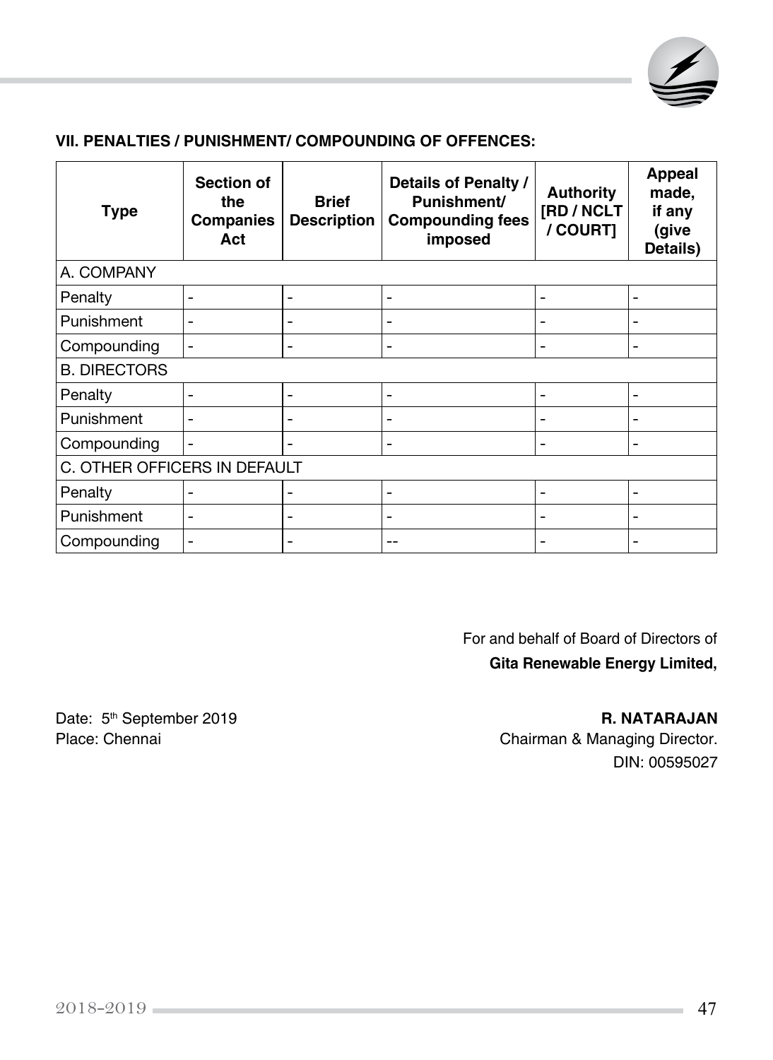### VII. PENALTIES / PUNISHMENT/ COMPOUNDING OF OFFENCES:

| Type | Section of the Companies Act | Brief Description | Details of Penalty / Punishment/ Compounding fees imposed | Authority [RD / NCLT / COURT] | Appeal made, if any (give Details) |
|---|---|---|---|---|---|
| A. COMPANY | | | | | |
| Penalty | - | - | - | - | - |
| Punishment | - | - | - | - | - |
| Compounding | - | - | - | - | - |
| B. DIRECTORS | | | | | |
| Penalty | - | - | - | - | - |
| Punishment | - | - | - | - | - |
| Compounding | - | - | - | - | - |
| C. OTHER OFFICERS IN DEFAULT | | | | | |
| Penalty | - | - | - | - | - |
| Punishment | - | - | - | - | - |
| Compounding | - | - | -- | - | - |

For and behalf of Board of Directors of
**Gita Renewable Energy Limited,**

Date: 5th September 2019
Place: Chennai

**R. NATARAJAN**
Chairman & Managing Director.
DIN: 00595027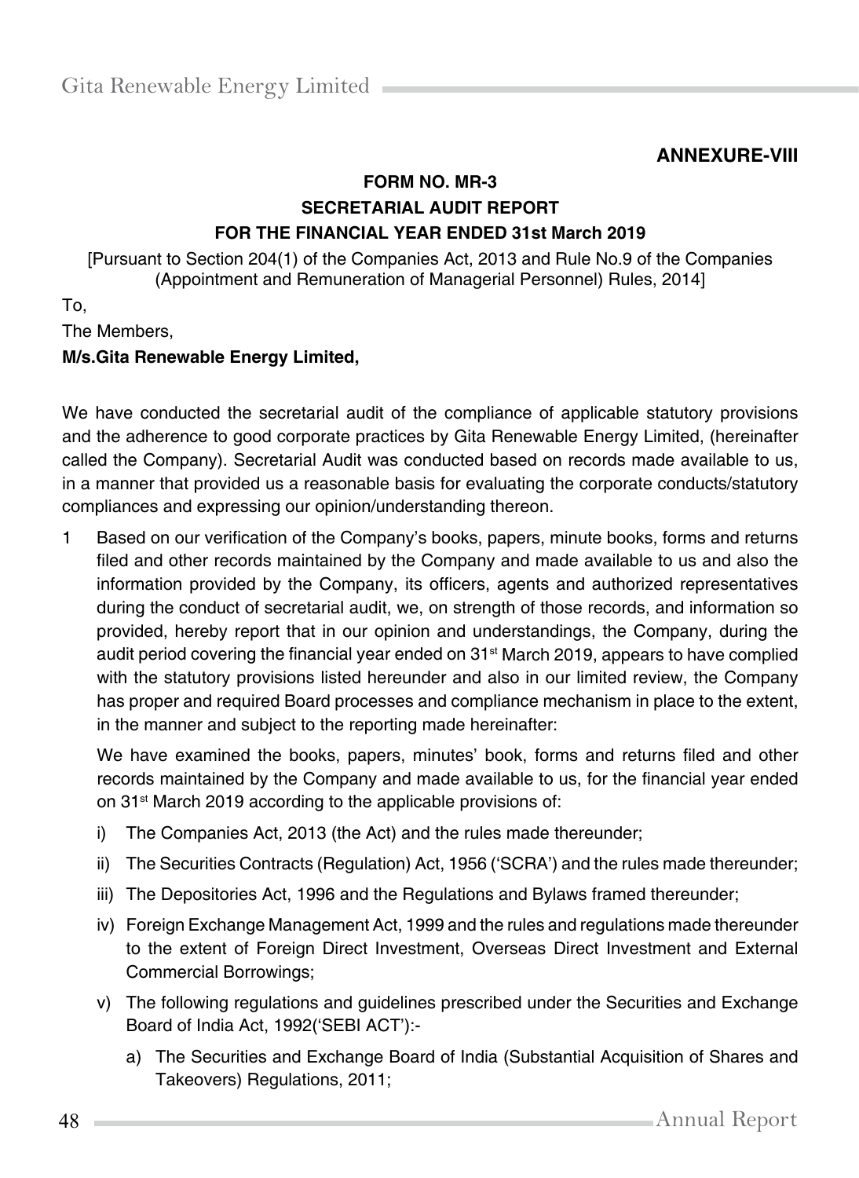**ANNEXURE-VIII**

**FORM NO. MR-3**

**SECRETARIAL AUDIT REPORT**

**FOR THE FINANCIAL YEAR ENDED 31st March 2019**

[Pursuant to Section 204(1) of the Companies Act, 2013 and Rule No.9 of the Companies (Appointment and Remuneration of Managerial Personnel) Rules, 2014]

To,

The Members,

**M/s.Gita Renewable Energy Limited,**

We have conducted the secretarial audit of the compliance of applicable statutory provisions and the adherence to good corporate practices by Gita Renewable Energy Limited, (hereinafter called the Company). Secretarial Audit was conducted based on records made available to us, in a manner that provided us a reasonable basis for evaluating the corporate conducts/statutory compliances and expressing our opinion/understanding thereon.

1 Based on our verification of the Company's books, papers, minute books, forms and returns filed and other records maintained by the Company and made available to us and also the information provided by the Company, its officers, agents and authorized representatives during the conduct of secretarial audit, we, on strength of those records, and information so provided, hereby report that in our opinion and understandings, the Company, during the audit period covering the financial year ended on 31st March 2019, appears to have complied with the statutory provisions listed hereunder and also in our limited review, the Company has proper and required Board processes and compliance mechanism in place to the extent, in the manner and subject to the reporting made hereinafter:

   We have examined the books, papers, minutes' book, forms and returns filed and other records maintained by the Company and made available to us, for the financial year ended on 31st March 2019 according to the applicable provisions of:

   i) The Companies Act, 2013 (the Act) and the rules made thereunder;

   ii) The Securities Contracts (Regulation) Act, 1956 ('SCRA') and the rules made thereunder;

   iii) The Depositories Act, 1996 and the Regulations and Bylaws framed thereunder;

   iv) Foreign Exchange Management Act, 1999 and the rules and regulations made thereunder to the extent of Foreign Direct Investment, Overseas Direct Investment and External Commercial Borrowings;

   v) The following regulations and guidelines prescribed under the Securities and Exchange Board of India Act, 1992('SEBI ACT'):-

      a) The Securities and Exchange Board of India (Substantial Acquisition of Shares and Takeovers) Regulations, 2011;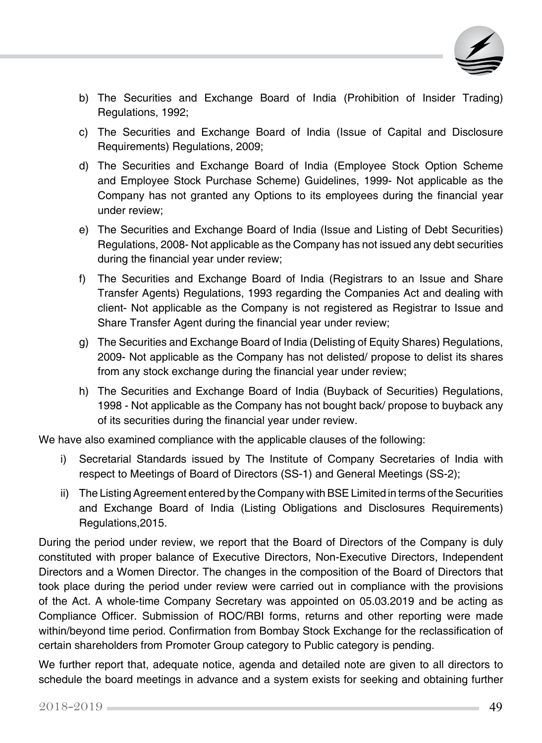b) The Securities and Exchange Board of India (Prohibition of Insider Trading) Regulations, 1992;

c) The Securities and Exchange Board of India (Issue of Capital and Disclosure Requirements) Regulations, 2009;

d) The Securities and Exchange Board of India (Employee Stock Option Scheme and Employee Stock Purchase Scheme) Guidelines, 1999- Not applicable as the Company has not granted any Options to its employees during the financial year under review;

e) The Securities and Exchange Board of India (Issue and Listing of Debt Securities) Regulations, 2008- Not applicable as the Company has not issued any debt securities during the financial year under review;

f) The Securities and Exchange Board of India (Registrars to an Issue and Share Transfer Agents) Regulations, 1993 regarding the Companies Act and dealing with client- Not applicable as the Company is not registered as Registrar to Issue and Share Transfer Agent during the financial year under review;

g) The Securities and Exchange Board of India (Delisting of Equity Shares) Regulations, 2009- Not applicable as the Company has not delisted/ propose to delist its shares from any stock exchange during the financial year under review;

h) The Securities and Exchange Board of India (Buyback of Securities) Regulations, 1998 - Not applicable as the Company has not bought back/ propose to buyback any of its securities during the financial year under review.

We have also examined compliance with the applicable clauses of the following:

i) Secretarial Standards issued by The Institute of Company Secretaries of India with respect to Meetings of Board of Directors (SS-1) and General Meetings (SS-2);

ii) The Listing Agreement entered by the Company with BSE Limited in terms of the Securities and Exchange Board of India (Listing Obligations and Disclosures Requirements) Regulations,2015.

During the period under review, we report that the Board of Directors of the Company is duly constituted with proper balance of Executive Directors, Non-Executive Directors, Independent Directors and a Women Director. The changes in the composition of the Board of Directors that took place during the period under review were carried out in compliance with the provisions of the Act. A whole-time Company Secretary was appointed on 05.03.2019 and be acting as Compliance Officer. Submission of ROC/RBI forms, returns and other reporting were made within/beyond time period. Confirmation from Bombay Stock Exchange for the reclassification of certain shareholders from Promoter Group category to Public category is pending.

We further report that, adequate notice, agenda and detailed note are given to all directors to schedule the board meetings in advance and a system exists for seeking and obtaining further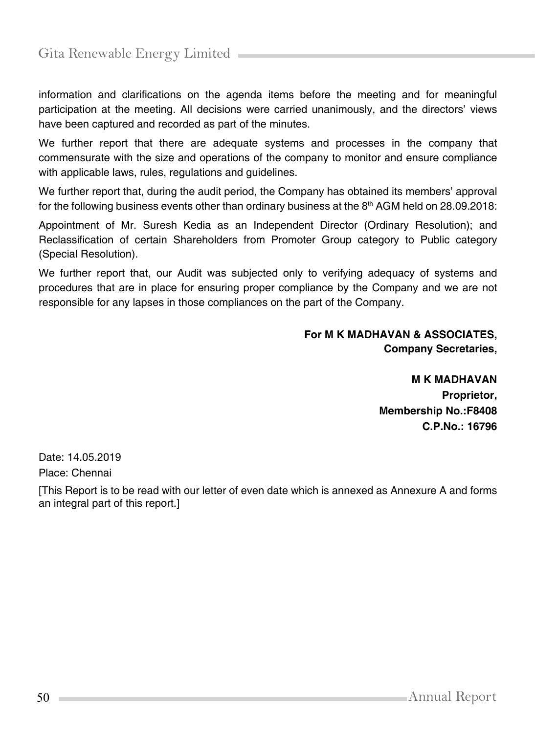information and clarifications on the agenda items before the meeting and for meaningful participation at the meeting. All decisions were carried unanimously, and the directors' views have been captured and recorded as part of the minutes.

We further report that there are adequate systems and processes in the company that commensurate with the size and operations of the company to monitor and ensure compliance with applicable laws, rules, regulations and guidelines.

We further report that, during the audit period, the Company has obtained its members' approval for the following business events other than ordinary business at the 8th AGM held on 28.09.2018:

Appointment of Mr. Suresh Kedia as an Independent Director (Ordinary Resolution); and Reclassification of certain Shareholders from Promoter Group category to Public category (Special Resolution).

We further report that, our Audit was subjected only to verifying adequacy of systems and procedures that are in place for ensuring proper compliance by the Company and we are not responsible for any lapses in those compliances on the part of the Company.

**For M K MADHAVAN & ASSOCIATES,**
**Company Secretaries,**

**M K MADHAVAN**
**Proprietor,**
**Membership No.:F8408**
**C.P.No.: 16796**

Date: 14.05.2019

Place: Chennai

[This Report is to be read with our letter of even date which is annexed as Annexure A and forms an integral part of this report.]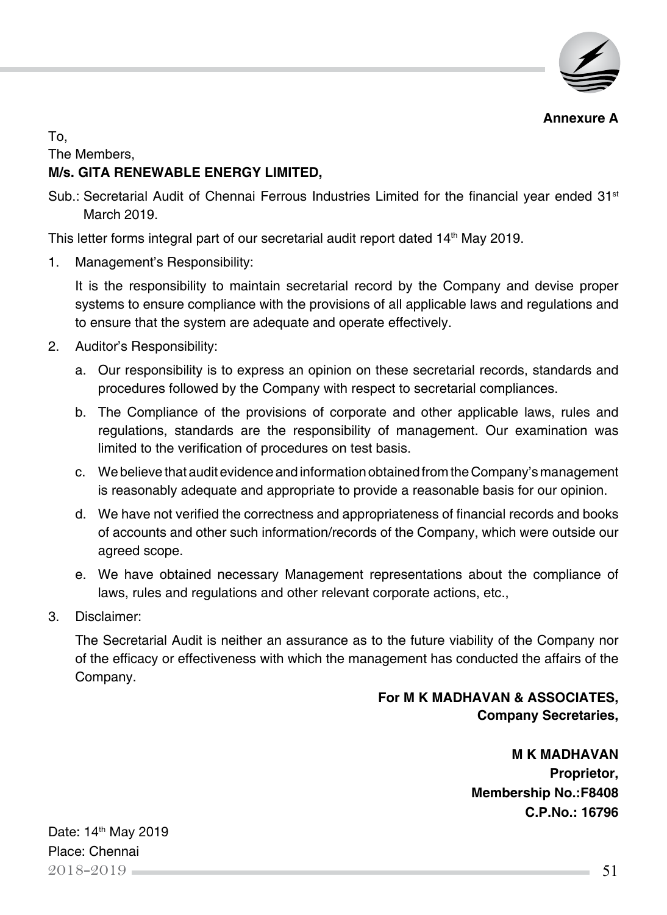**Annexure A**

To,

The Members,

**M/s. GITA RENEWABLE ENERGY LIMITED,**

Sub.: Secretarial Audit of Chennai Ferrous Industries Limited for the financial year ended 31st March 2019.

This letter forms integral part of our secretarial audit report dated 14th May 2019.

1. Management's Responsibility:

   It is the responsibility to maintain secretarial record by the Company and devise proper systems to ensure compliance with the provisions of all applicable laws and regulations and to ensure that the system are adequate and operate effectively.

2. Auditor's Responsibility:

   a. Our responsibility is to express an opinion on these secretarial records, standards and procedures followed by the Company with respect to secretarial compliances.

   b. The Compliance of the provisions of corporate and other applicable laws, rules and regulations, standards are the responsibility of management. Our examination was limited to the verification of procedures on test basis.

   c. We believe that audit evidence and information obtained from the Company's management is reasonably adequate and appropriate to provide a reasonable basis for our opinion.

   d. We have not verified the correctness and appropriateness of financial records and books of accounts and other such information/records of the Company, which were outside our agreed scope.

   e. We have obtained necessary Management representations about the compliance of laws, rules and regulations and other relevant corporate actions, etc.,

3. Disclaimer:

   The Secretarial Audit is neither an assurance as to the future viability of the Company nor of the efficacy or effectiveness with which the management has conducted the affairs of the Company.

**For M K MADHAVAN & ASSOCIATES,**
**Company Secretaries,**

**M K MADHAVAN**
**Proprietor,**
**Membership No.:F8408**
**C.P.No.: 16796**

Date: 14th May 2019
Place: Chennai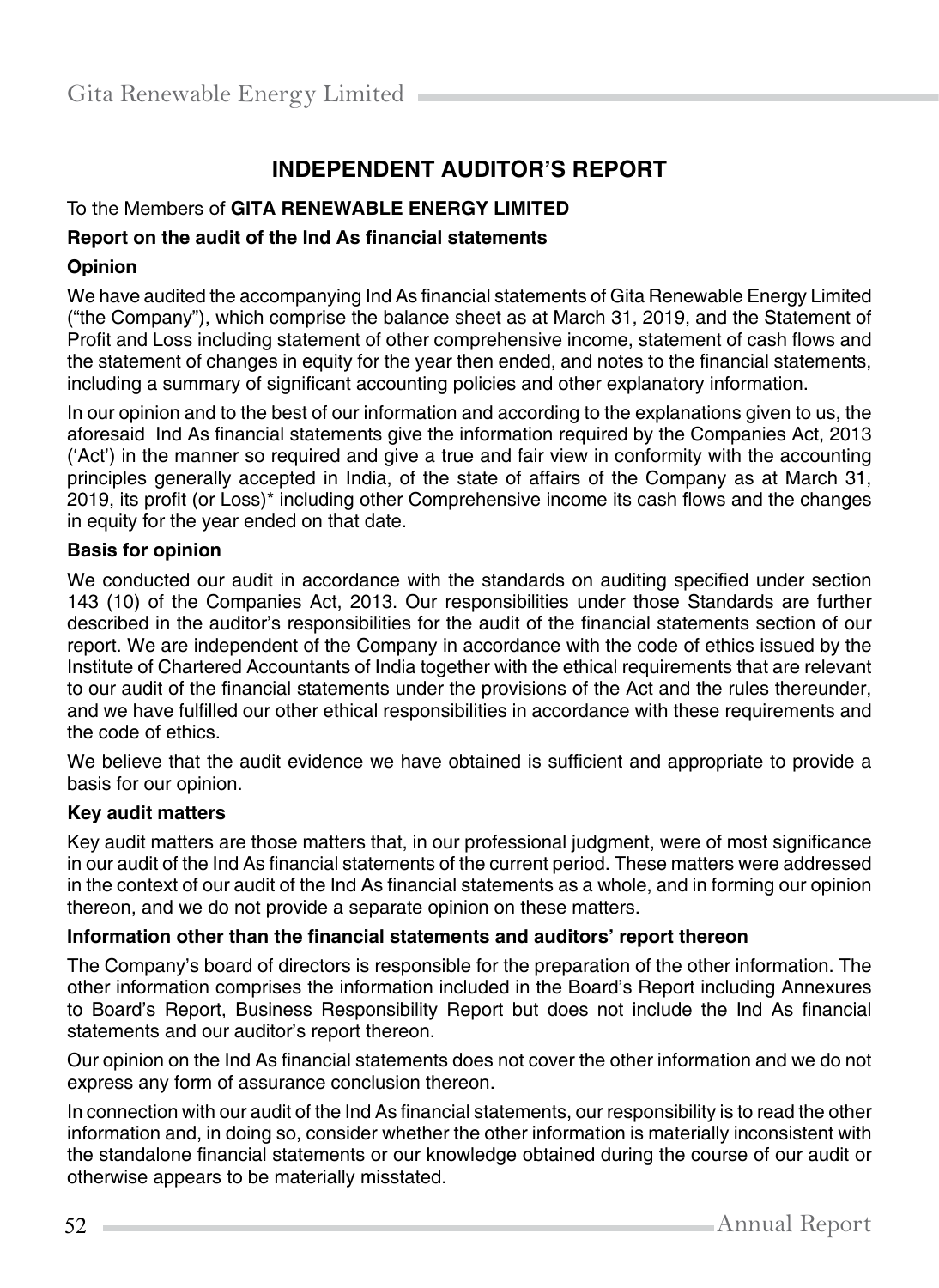# INDEPENDENT AUDITOR'S REPORT

To the Members of **GITA RENEWABLE ENERGY LIMITED**

**Report on the audit of the Ind As financial statements**

**Opinion**

We have audited the accompanying Ind As financial statements of Gita Renewable Energy Limited ("the Company"), which comprise the balance sheet as at March 31, 2019, and the Statement of Profit and Loss including statement of other comprehensive income, statement of cash flows and the statement of changes in equity for the year then ended, and notes to the financial statements, including a summary of significant accounting policies and other explanatory information.

In our opinion and to the best of our information and according to the explanations given to us, the aforesaid Ind As financial statements give the information required by the Companies Act, 2013 ('Act') in the manner so required and give a true and fair view in conformity with the accounting principles generally accepted in India, of the state of affairs of the Company as at March 31, 2019, its profit (or Loss)* including other Comprehensive income its cash flows and the changes in equity for the year ended on that date.

**Basis for opinion**

We conducted our audit in accordance with the standards on auditing specified under section 143 (10) of the Companies Act, 2013. Our responsibilities under those Standards are further described in the auditor's responsibilities for the audit of the financial statements section of our report. We are independent of the Company in accordance with the code of ethics issued by the Institute of Chartered Accountants of India together with the ethical requirements that are relevant to our audit of the financial statements under the provisions of the Act and the rules thereunder, and we have fulfilled our other ethical responsibilities in accordance with these requirements and the code of ethics.

We believe that the audit evidence we have obtained is sufficient and appropriate to provide a basis for our opinion.

**Key audit matters**

Key audit matters are those matters that, in our professional judgment, were of most significance in our audit of the Ind As financial statements of the current period. These matters were addressed in the context of our audit of the Ind As financial statements as a whole, and in forming our opinion thereon, and we do not provide a separate opinion on these matters.

**Information other than the financial statements and auditors' report thereon**

The Company's board of directors is responsible for the preparation of the other information. The other information comprises the information included in the Board's Report including Annexures to Board's Report, Business Responsibility Report but does not include the Ind As financial statements and our auditor's report thereon.

Our opinion on the Ind As financial statements does not cover the other information and we do not express any form of assurance conclusion thereon.

In connection with our audit of the Ind As financial statements, our responsibility is to read the other information and, in doing so, consider whether the other information is materially inconsistent with the standalone financial statements or our knowledge obtained during the course of our audit or otherwise appears to be materially misstated.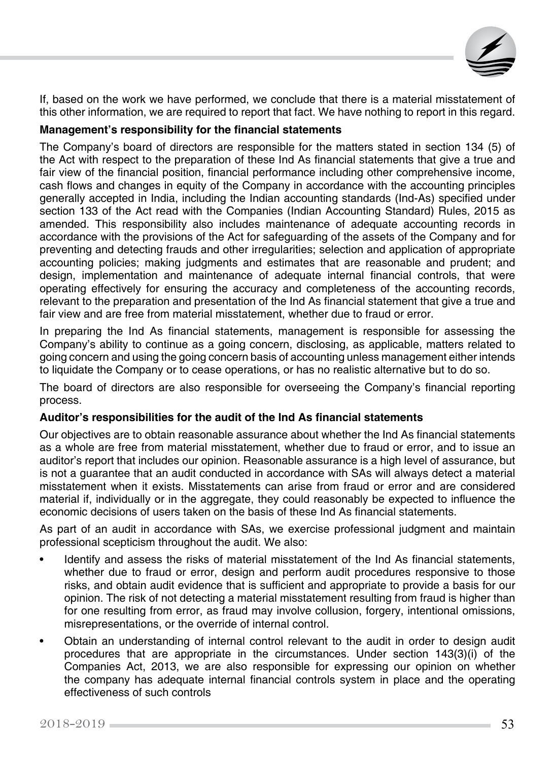If, based on the work we have performed, we conclude that there is a material misstatement of this other information, we are required to report that fact. We have nothing to report in this regard.

**Management's responsibility for the financial statements**

The Company's board of directors are responsible for the matters stated in section 134 (5) of the Act with respect to the preparation of these Ind As financial statements that give a true and fair view of the financial position, financial performance including other comprehensive income, cash flows and changes in equity of the Company in accordance with the accounting principles generally accepted in India, including the Indian accounting standards (Ind-As) specified under section 133 of the Act read with the Companies (Indian Accounting Standard) Rules, 2015 as amended. This responsibility also includes maintenance of adequate accounting records in accordance with the provisions of the Act for safeguarding of the assets of the Company and for preventing and detecting frauds and other irregularities; selection and application of appropriate accounting policies; making judgments and estimates that are reasonable and prudent; and design, implementation and maintenance of adequate internal financial controls, that were operating effectively for ensuring the accuracy and completeness of the accounting records, relevant to the preparation and presentation of the Ind As financial statement that give a true and fair view and are free from material misstatement, whether due to fraud or error.

In preparing the Ind As financial statements, management is responsible for assessing the Company's ability to continue as a going concern, disclosing, as applicable, matters related to going concern and using the going concern basis of accounting unless management either intends to liquidate the Company or to cease operations, or has no realistic alternative but to do so.

The board of directors are also responsible for overseeing the Company's financial reporting process.

**Auditor's responsibilities for the audit of the Ind As financial statements**

Our objectives are to obtain reasonable assurance about whether the Ind As financial statements as a whole are free from material misstatement, whether due to fraud or error, and to issue an auditor's report that includes our opinion. Reasonable assurance is a high level of assurance, but is not a guarantee that an audit conducted in accordance with SAs will always detect a material misstatement when it exists. Misstatements can arise from fraud or error and are considered material if, individually or in the aggregate, they could reasonably be expected to influence the economic decisions of users taken on the basis of these Ind As financial statements.

As part of an audit in accordance with SAs, we exercise professional judgment and maintain professional scepticism throughout the audit. We also:

- Identify and assess the risks of material misstatement of the Ind As financial statements, whether due to fraud or error, design and perform audit procedures responsive to those risks, and obtain audit evidence that is sufficient and appropriate to provide a basis for our opinion. The risk of not detecting a material misstatement resulting from fraud is higher than for one resulting from error, as fraud may involve collusion, forgery, intentional omissions, misrepresentations, or the override of internal control.
- Obtain an understanding of internal control relevant to the audit in order to design audit procedures that are appropriate in the circumstances. Under section 143(3)(i) of the Companies Act, 2013, we are also responsible for expressing our opinion on whether the company has adequate internal financial controls system in place and the operating effectiveness of such controls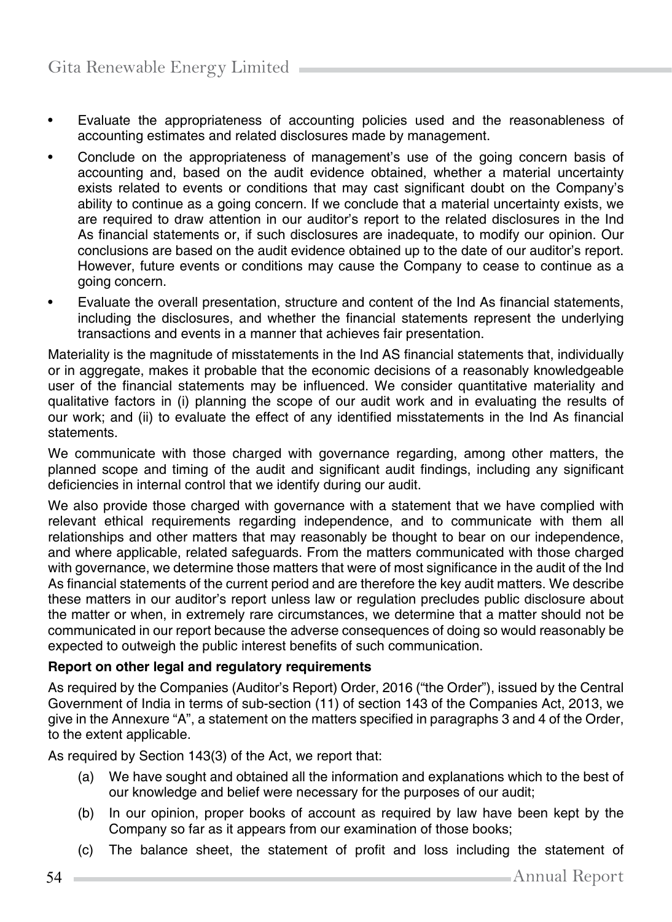- Evaluate the appropriateness of accounting policies used and the reasonableness of accounting estimates and related disclosures made by management.
- Conclude on the appropriateness of management's use of the going concern basis of accounting and, based on the audit evidence obtained, whether a material uncertainty exists related to events or conditions that may cast significant doubt on the Company's ability to continue as a going concern. If we conclude that a material uncertainty exists, we are required to draw attention in our auditor's report to the related disclosures in the Ind As financial statements or, if such disclosures are inadequate, to modify our opinion. Our conclusions are based on the audit evidence obtained up to the date of our auditor's report. However, future events or conditions may cause the Company to cease to continue as a going concern.
- Evaluate the overall presentation, structure and content of the Ind As financial statements, including the disclosures, and whether the financial statements represent the underlying transactions and events in a manner that achieves fair presentation.

Materiality is the magnitude of misstatements in the Ind AS financial statements that, individually or in aggregate, makes it probable that the economic decisions of a reasonably knowledgeable user of the financial statements may be influenced. We consider quantitative materiality and qualitative factors in (i) planning the scope of our audit work and in evaluating the results of our work; and (ii) to evaluate the effect of any identified misstatements in the Ind As financial statements.

We communicate with those charged with governance regarding, among other matters, the planned scope and timing of the audit and significant audit findings, including any significant deficiencies in internal control that we identify during our audit.

We also provide those charged with governance with a statement that we have complied with relevant ethical requirements regarding independence, and to communicate with them all relationships and other matters that may reasonably be thought to bear on our independence, and where applicable, related safeguards. From the matters communicated with those charged with governance, we determine those matters that were of most significance in the audit of the Ind As financial statements of the current period and are therefore the key audit matters. We describe these matters in our auditor's report unless law or regulation precludes public disclosure about the matter or when, in extremely rare circumstances, we determine that a matter should not be communicated in our report because the adverse consequences of doing so would reasonably be expected to outweigh the public interest benefits of such communication.

**Report on other legal and regulatory requirements**

As required by the Companies (Auditor's Report) Order, 2016 ("the Order"), issued by the Central Government of India in terms of sub-section (11) of section 143 of the Companies Act, 2013, we give in the Annexure "A", a statement on the matters specified in paragraphs 3 and 4 of the Order, to the extent applicable.

As required by Section 143(3) of the Act, we report that:

(a) We have sought and obtained all the information and explanations which to the best of our knowledge and belief were necessary for the purposes of our audit;

(b) In our opinion, proper books of account as required by law have been kept by the Company so far as it appears from our examination of those books;

(c) The balance sheet, the statement of profit and loss including the statement of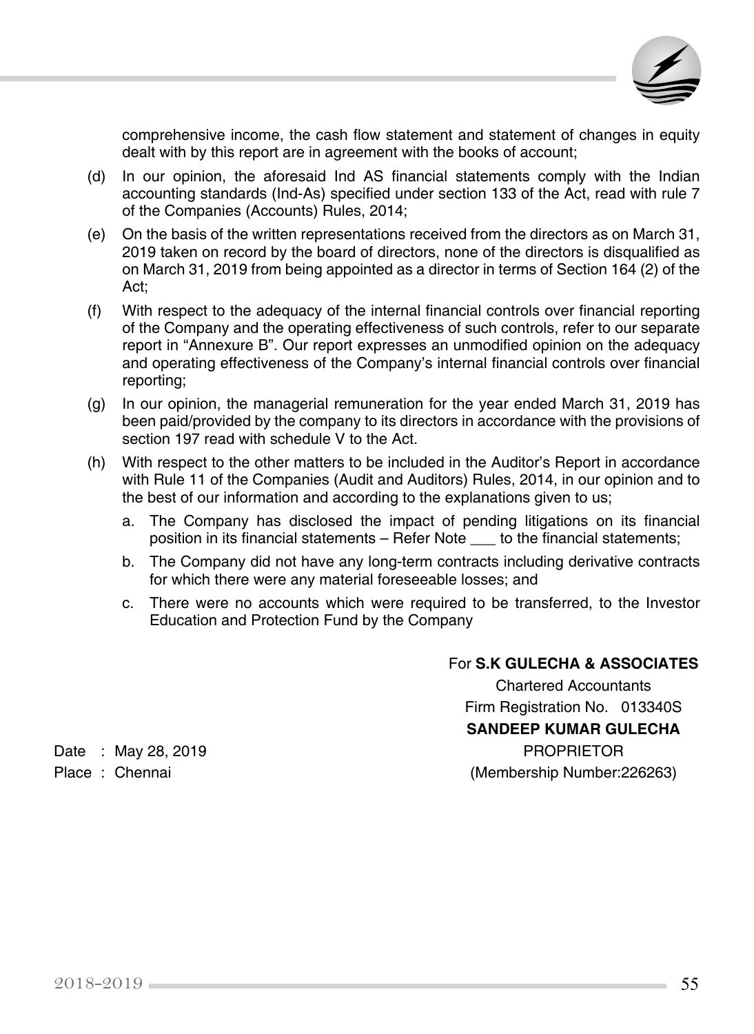comprehensive income, the cash flow statement and statement of changes in equity dealt with by this report are in agreement with the books of account;

(d) In our opinion, the aforesaid Ind AS financial statements comply with the Indian accounting standards (Ind-As) specified under section 133 of the Act, read with rule 7 of the Companies (Accounts) Rules, 2014;

(e) On the basis of the written representations received from the directors as on March 31, 2019 taken on record by the board of directors, none of the directors is disqualified as on March 31, 2019 from being appointed as a director in terms of Section 164 (2) of the Act;

(f) With respect to the adequacy of the internal financial controls over financial reporting of the Company and the operating effectiveness of such controls, refer to our separate report in "Annexure B". Our report expresses an unmodified opinion on the adequacy and operating effectiveness of the Company's internal financial controls over financial reporting;

(g) In our opinion, the managerial remuneration for the year ended March 31, 2019 has been paid/provided by the company to its directors in accordance with the provisions of section 197 read with schedule V to the Act.

(h) With respect to the other matters to be included in the Auditor's Report in accordance with Rule 11 of the Companies (Audit and Auditors) Rules, 2014, in our opinion and to the best of our information and according to the explanations given to us;

   a. The Company has disclosed the impact of pending litigations on its financial position in its financial statements – Refer Note ___ to the financial statements;

   b. The Company did not have any long-term contracts including derivative contracts for which there were any material foreseeable losses; and

   c. There were no accounts which were required to be transferred, to the Investor Education and Protection Fund by the Company

For **S.K GULECHA & ASSOCIATES**
Chartered Accountants
Firm Registration No. 013340S
**SANDEEP KUMAR GULECHA**
PROPRIETOR
(Membership Number:226263)

Date : May 28, 2019
Place : Chennai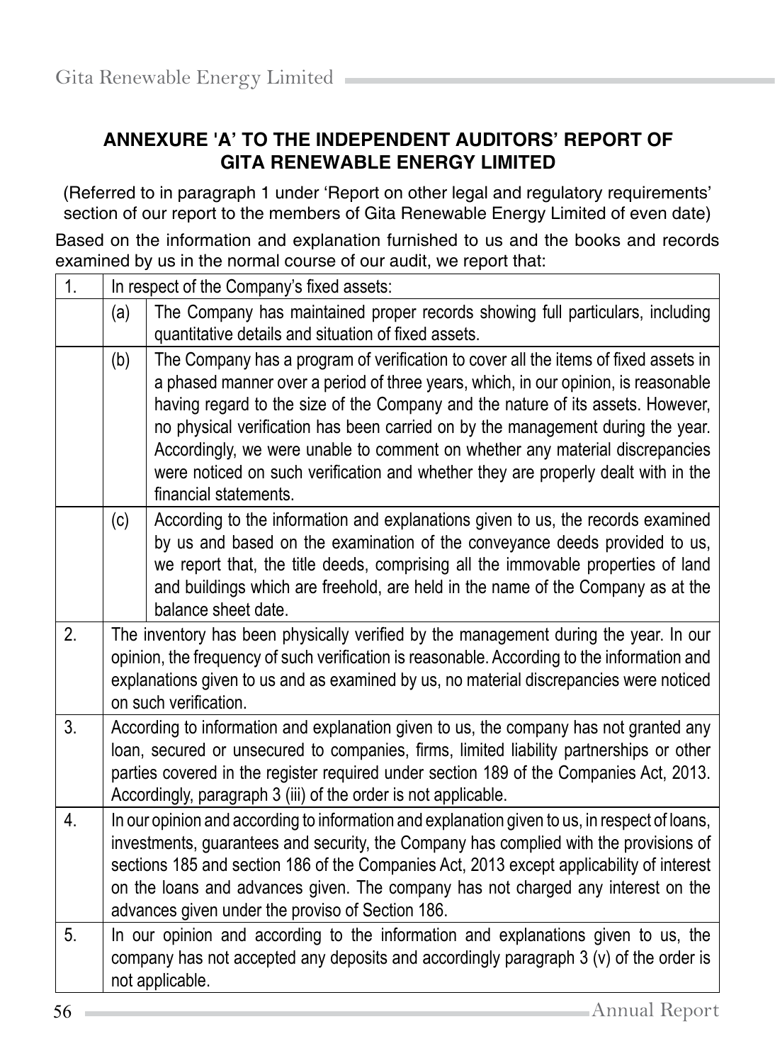## ANNEXURE 'A' TO THE INDEPENDENT AUDITORS' REPORT OF GITA RENEWABLE ENERGY LIMITED

(Referred to in paragraph 1 under 'Report on other legal and regulatory requirements' section of our report to the members of Gita Renewable Energy Limited of even date)

Based on the information and explanation furnished to us and the books and records examined by us in the normal course of our audit, we report that:

| | | |
|---|---|---|
| 1. | In respect of the Company's fixed assets: | |
| | (a) | The Company has maintained proper records showing full particulars, including quantitative details and situation of fixed assets. |
| | (b) | The Company has a program of verification to cover all the items of fixed assets in a phased manner over a period of three years, which, in our opinion, is reasonable having regard to the size of the Company and the nature of its assets. However, no physical verification has been carried on by the management during the year. Accordingly, we were unable to comment on whether any material discrepancies were noticed on such verification and whether they are properly dealt with in the financial statements. |
| | (c) | According to the information and explanations given to us, the records examined by us and based on the examination of the conveyance deeds provided to us, we report that, the title deeds, comprising all the immovable properties of land and buildings which are freehold, are held in the name of the Company as at the balance sheet date. |
| 2. | The inventory has been physically verified by the management during the year. In our opinion, the frequency of such verification is reasonable. According to the information and explanations given to us and as examined by us, no material discrepancies were noticed on such verification. | |
| 3. | According to information and explanation given to us, the company has not granted any loan, secured or unsecured to companies, firms, limited liability partnerships or other parties covered in the register required under section 189 of the Companies Act, 2013. Accordingly, paragraph 3 (iii) of the order is not applicable. | |
| 4. | In our opinion and according to information and explanation given to us, in respect of loans, investments, guarantees and security, the Company has complied with the provisions of sections 185 and section 186 of the Companies Act, 2013 except applicability of interest on the loans and advances given. The company has not charged any interest on the advances given under the proviso of Section 186. | |
| 5. | In our opinion and according to the information and explanations given to us, the company has not accepted any deposits and accordingly paragraph 3 (v) of the order is not applicable. | |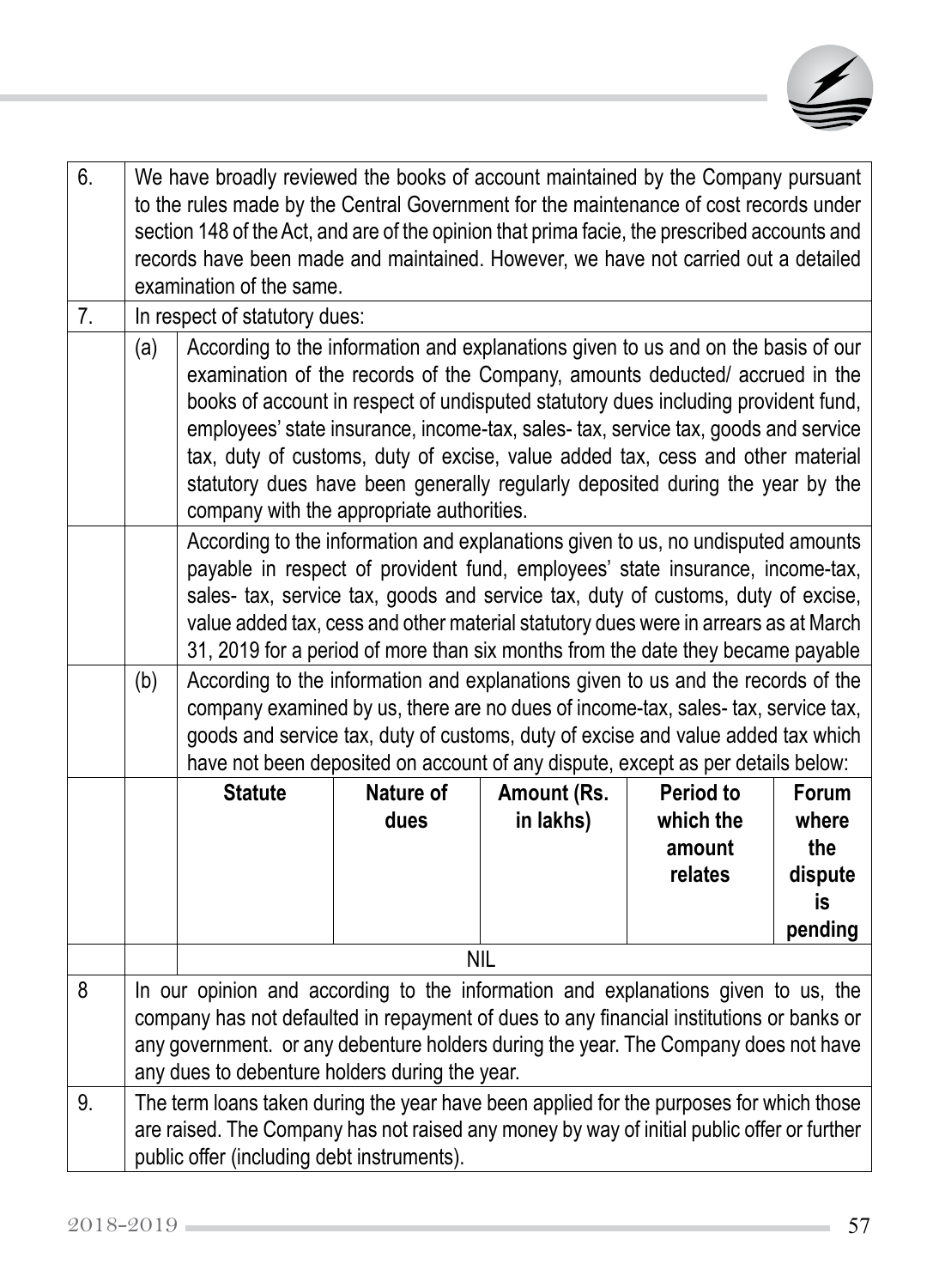| | | | | | | |
|---|---|---|---|---|---|---|
| 6. | We have broadly reviewed the books of account maintained by the Company pursuant to the rules made by the Central Government for the maintenance of cost records under section 148 of the Act, and are of the opinion that prima facie, the prescribed accounts and records have been made and maintained. However, we have not carried out a detailed examination of the same. | | | | | |
| 7. | In respect of statutory dues: | | | | | |
| | (a) | According to the information and explanations given to us and on the basis of our examination of the records of the Company, amounts deducted/ accrued in the books of account in respect of undisputed statutory dues including provident fund, employees' state insurance, income-tax, sales- tax, service tax, goods and service tax, duty of customs, duty of excise, value added tax, cess and other material statutory dues have been generally regularly deposited during the year by the company with the appropriate authorities. | | | | |
| | | According to the information and explanations given to us, no undisputed amounts payable in respect of provident fund, employees' state insurance, income-tax, sales- tax, service tax, goods and service tax, duty of customs, duty of excise, value added tax, cess and other material statutory dues were in arrears as at March 31, 2019 for a period of more than six months from the date they became payable | | | | |
| | (b) | According to the information and explanations given to us and the records of the company examined by us, there are no dues of income-tax, sales- tax, service tax, goods and service tax, duty of customs, duty of excise and value added tax which have not been deposited on account of any dispute, except as per details below: | | | | |
| | | **Statute** | **Nature of dues** | **Amount (Rs. in lakhs)** | **Period to which the amount relates** | **Forum where the dispute is pending** |
| | | NIL | | | | |
| 8 | In our opinion and according to the information and explanations given to us, the company has not defaulted in repayment of dues to any financial institutions or banks or any government. or any debenture holders during the year. The Company does not have any dues to debenture holders during the year. | | | | | |
| 9. | The term loans taken during the year have been applied for the purposes for which those are raised. The Company has not raised any money by way of initial public offer or further public offer (including debt instruments). | | | | | |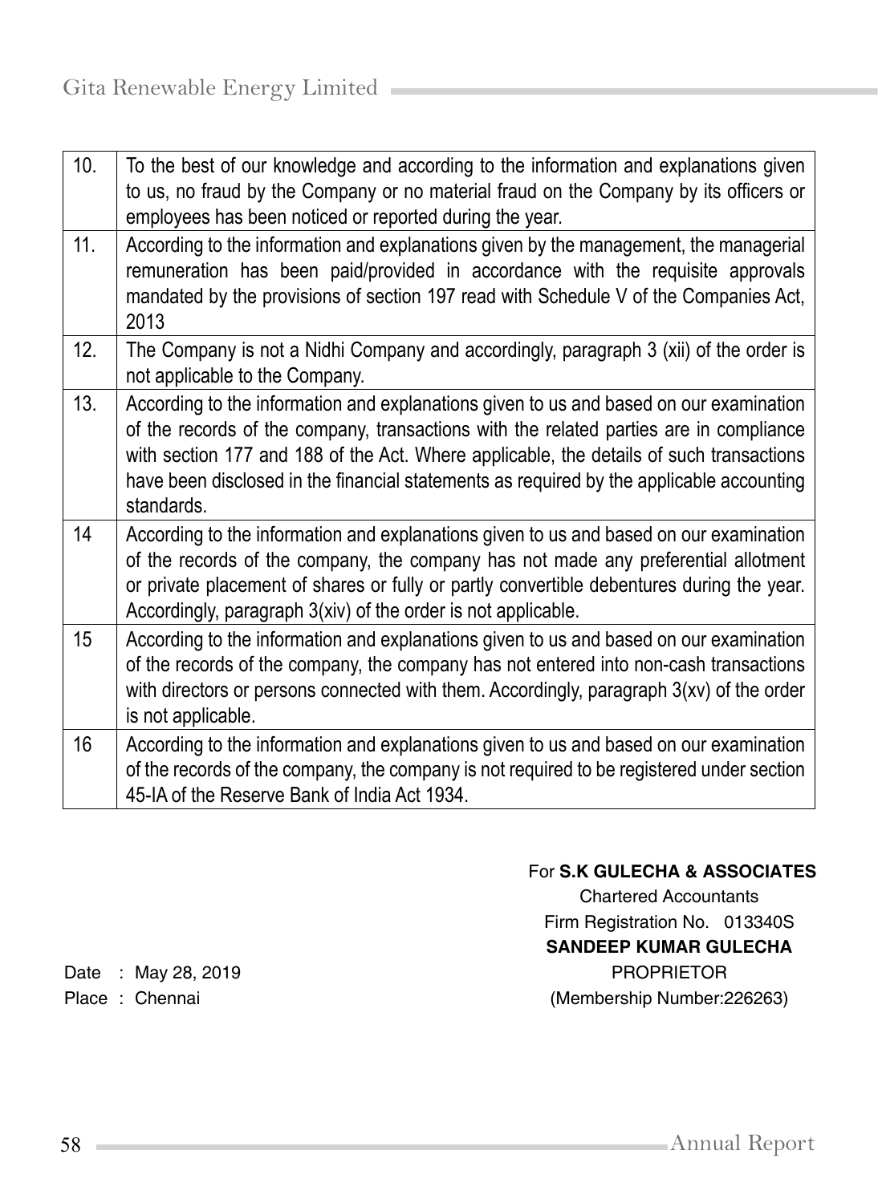| | |
|---|---|
| 10. | To the best of our knowledge and according to the information and explanations given to us, no fraud by the Company or no material fraud on the Company by its officers or employees has been noticed or reported during the year. |
| 11. | According to the information and explanations given by the management, the managerial remuneration has been paid/provided in accordance with the requisite approvals mandated by the provisions of section 197 read with Schedule V of the Companies Act, 2013 |
| 12. | The Company is not a Nidhi Company and accordingly, paragraph 3 (xii) of the order is not applicable to the Company. |
| 13. | According to the information and explanations given to us and based on our examination of the records of the company, transactions with the related parties are in compliance with section 177 and 188 of the Act. Where applicable, the details of such transactions have been disclosed in the financial statements as required by the applicable accounting standards. |
| 14 | According to the information and explanations given to us and based on our examination of the records of the company, the company has not made any preferential allotment or private placement of shares or fully or partly convertible debentures during the year. Accordingly, paragraph 3(xiv) of the order is not applicable. |
| 15 | According to the information and explanations given to us and based on our examination of the records of the company, the company has not entered into non-cash transactions with directors or persons connected with them. Accordingly, paragraph 3(xv) of the order is not applicable. |
| 16 | According to the information and explanations given to us and based on our examination of the records of the company, the company is not required to be registered under section 45-IA of the Reserve Bank of India Act 1934. |

For **S.K GULECHA & ASSOCIATES**
Chartered Accountants
Firm Registration No. 013340S
**SANDEEP KUMAR GULECHA**
PROPRIETOR
(Membership Number:226263)

Date : May 28, 2019
Place : Chennai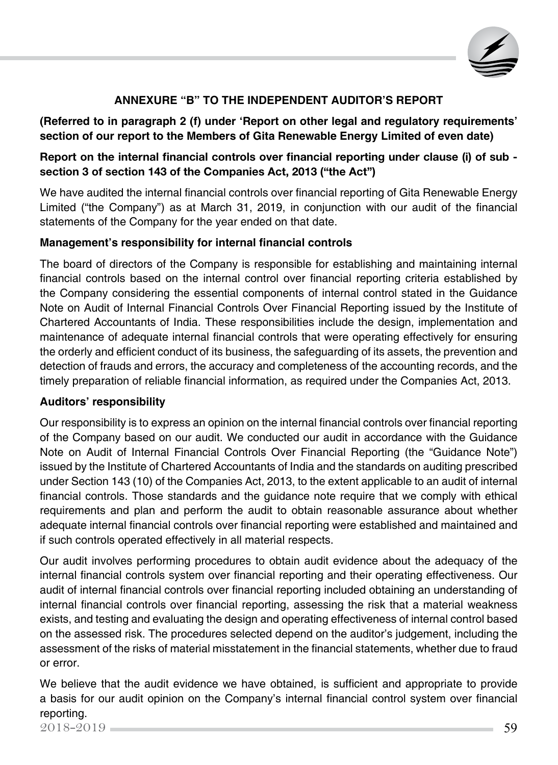## ANNEXURE "B" TO THE INDEPENDENT AUDITOR'S REPORT

**(Referred to in paragraph 2 (f) under 'Report on other legal and regulatory requirements' section of our report to the Members of Gita Renewable Energy Limited of even date)**

**Report on the internal financial controls over financial reporting under clause (i) of sub - section 3 of section 143 of the Companies Act, 2013 ("the Act")**

We have audited the internal financial controls over financial reporting of Gita Renewable Energy Limited ("the Company") as at March 31, 2019, in conjunction with our audit of the financial statements of the Company for the year ended on that date.

**Management's responsibility for internal financial controls**

The board of directors of the Company is responsible for establishing and maintaining internal financial controls based on the internal control over financial reporting criteria established by the Company considering the essential components of internal control stated in the Guidance Note on Audit of Internal Financial Controls Over Financial Reporting issued by the Institute of Chartered Accountants of India. These responsibilities include the design, implementation and maintenance of adequate internal financial controls that were operating effectively for ensuring the orderly and efficient conduct of its business, the safeguarding of its assets, the prevention and detection of frauds and errors, the accuracy and completeness of the accounting records, and the timely preparation of reliable financial information, as required under the Companies Act, 2013.

**Auditors' responsibility**

Our responsibility is to express an opinion on the internal financial controls over financial reporting of the Company based on our audit. We conducted our audit in accordance with the Guidance Note on Audit of Internal Financial Controls Over Financial Reporting (the "Guidance Note") issued by the Institute of Chartered Accountants of India and the standards on auditing prescribed under Section 143 (10) of the Companies Act, 2013, to the extent applicable to an audit of internal financial controls. Those standards and the guidance note require that we comply with ethical requirements and plan and perform the audit to obtain reasonable assurance about whether adequate internal financial controls over financial reporting were established and maintained and if such controls operated effectively in all material respects.

Our audit involves performing procedures to obtain audit evidence about the adequacy of the internal financial controls system over financial reporting and their operating effectiveness. Our audit of internal financial controls over financial reporting included obtaining an understanding of internal financial controls over financial reporting, assessing the risk that a material weakness exists, and testing and evaluating the design and operating effectiveness of internal control based on the assessed risk. The procedures selected depend on the auditor's judgement, including the assessment of the risks of material misstatement in the financial statements, whether due to fraud or error.

We believe that the audit evidence we have obtained, is sufficient and appropriate to provide a basis for our audit opinion on the Company's internal financial control system over financial reporting.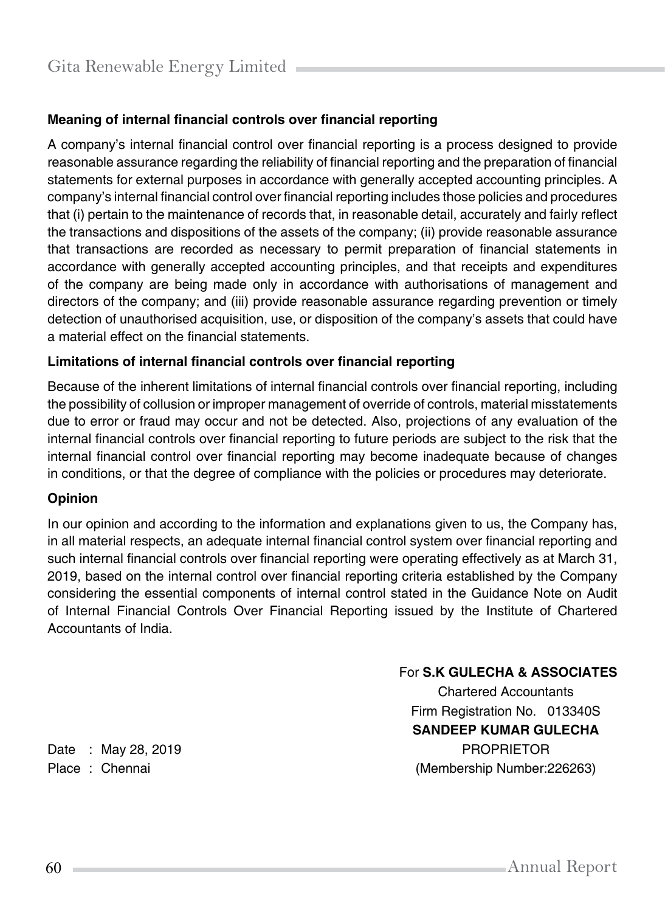**Meaning of internal financial controls over financial reporting**

A company's internal financial control over financial reporting is a process designed to provide reasonable assurance regarding the reliability of financial reporting and the preparation of financial statements for external purposes in accordance with generally accepted accounting principles. A company's internal financial control over financial reporting includes those policies and procedures that (i) pertain to the maintenance of records that, in reasonable detail, accurately and fairly reflect the transactions and dispositions of the assets of the company; (ii) provide reasonable assurance that transactions are recorded as necessary to permit preparation of financial statements in accordance with generally accepted accounting principles, and that receipts and expenditures of the company are being made only in accordance with authorisations of management and directors of the company; and (iii) provide reasonable assurance regarding prevention or timely detection of unauthorised acquisition, use, or disposition of the company's assets that could have a material effect on the financial statements.

**Limitations of internal financial controls over financial reporting**

Because of the inherent limitations of internal financial controls over financial reporting, including the possibility of collusion or improper management of override of controls, material misstatements due to error or fraud may occur and not be detected. Also, projections of any evaluation of the internal financial controls over financial reporting to future periods are subject to the risk that the internal financial control over financial reporting may become inadequate because of changes in conditions, or that the degree of compliance with the policies or procedures may deteriorate.

**Opinion**

In our opinion and according to the information and explanations given to us, the Company has, in all material respects, an adequate internal financial control system over financial reporting and such internal financial controls over financial reporting were operating effectively as at March 31, 2019, based on the internal control over financial reporting criteria established by the Company considering the essential components of internal control stated in the Guidance Note on Audit of Internal Financial Controls Over Financial Reporting issued by the Institute of Chartered Accountants of India.

For **S.K GULECHA & ASSOCIATES**
Chartered Accountants
Firm Registration No. 013340S
**SANDEEP KUMAR GULECHA**
PROPRIETOR
(Membership Number:226263)

Date : May 28, 2019
Place : Chennai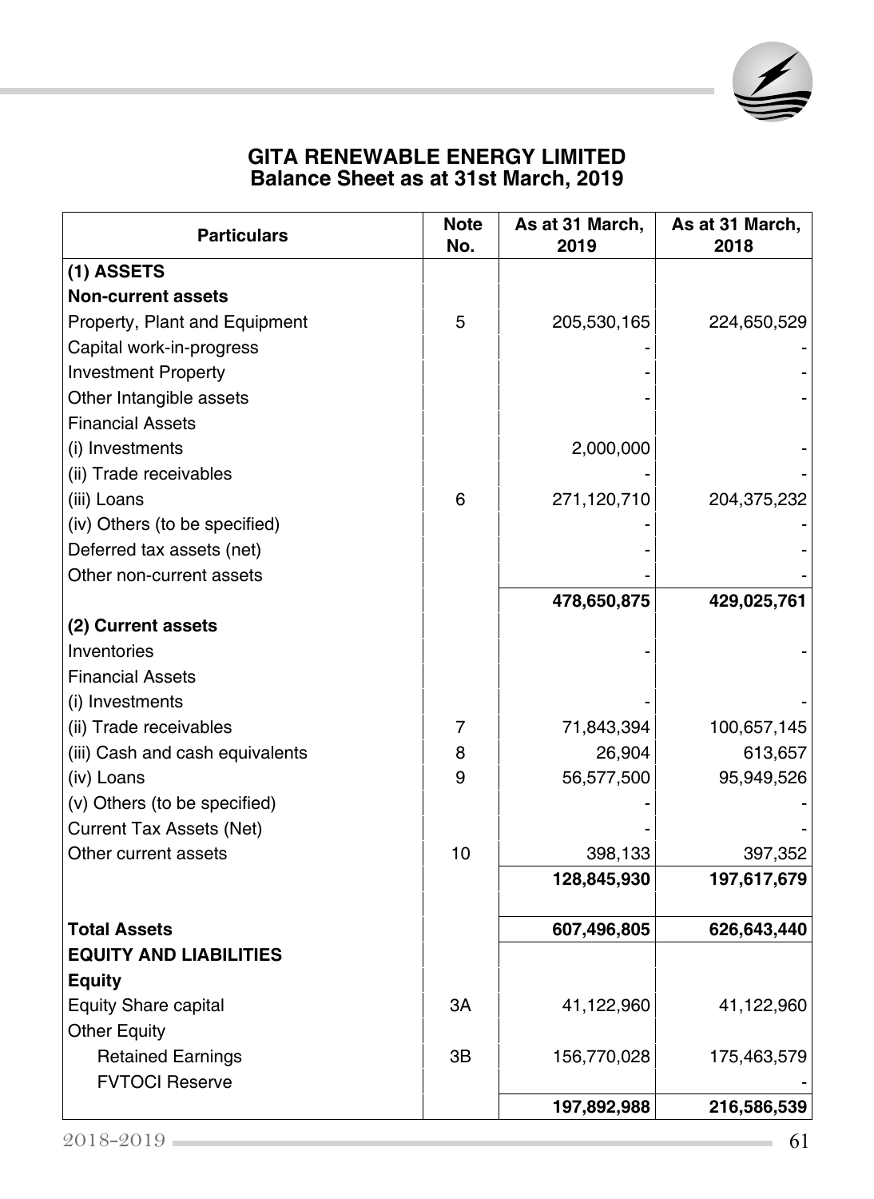**GITA RENEWABLE ENERGY LIMITED**
**Balance Sheet as at 31st March, 2019**

| Particulars | Note No. | As at 31 March, 2019 | As at 31 March, 2018 |
|---|---|---|---|
| **(1) ASSETS** | | | |
| **Non-current assets** | | | |
| Property, Plant and Equipment | 5 | 205,530,165 | 224,650,529 |
| Capital work-in-progress | | - | - |
| Investment Property | | - | - |
| Other Intangible assets | | - | - |
| Financial Assets | | | |
| (i) Investments | | 2,000,000 | - |
| (ii) Trade receivables | | - | - |
| (iii) Loans | 6 | 271,120,710 | 204,375,232 |
| (iv) Others (to be specified) | | - | - |
| Deferred tax assets (net) | | - | - |
| Other non-current assets | | - | - |
| | | **478,650,875** | **429,025,761** |
| **(2) Current assets** | | | |
| Inventories | | - | - |
| Financial Assets | | | |
| (i) Investments | | - | - |
| (ii) Trade receivables | 7 | 71,843,394 | 100,657,145 |
| (iii) Cash and cash equivalents | 8 | 26,904 | 613,657 |
| (iv) Loans | 9 | 56,577,500 | 95,949,526 |
| (v) Others (to be specified) | | - | - |
| Current Tax Assets (Net) | | - | - |
| Other current assets | 10 | 398,133 | 397,352 |
| | | **128,845,930** | **197,617,679** |
| **Total Assets** | | **607,496,805** | **626,643,440** |
| **EQUITY AND LIABILITIES** | | | |
| **Equity** | | | |
| Equity Share capital | 3A | 41,122,960 | 41,122,960 |
| Other Equity | | | |
| Retained Earnings | 3B | 156,770,028 | 175,463,579 |
| FVTOCI Reserve | | | - |
| | | **197,892,988** | **216,586,539** |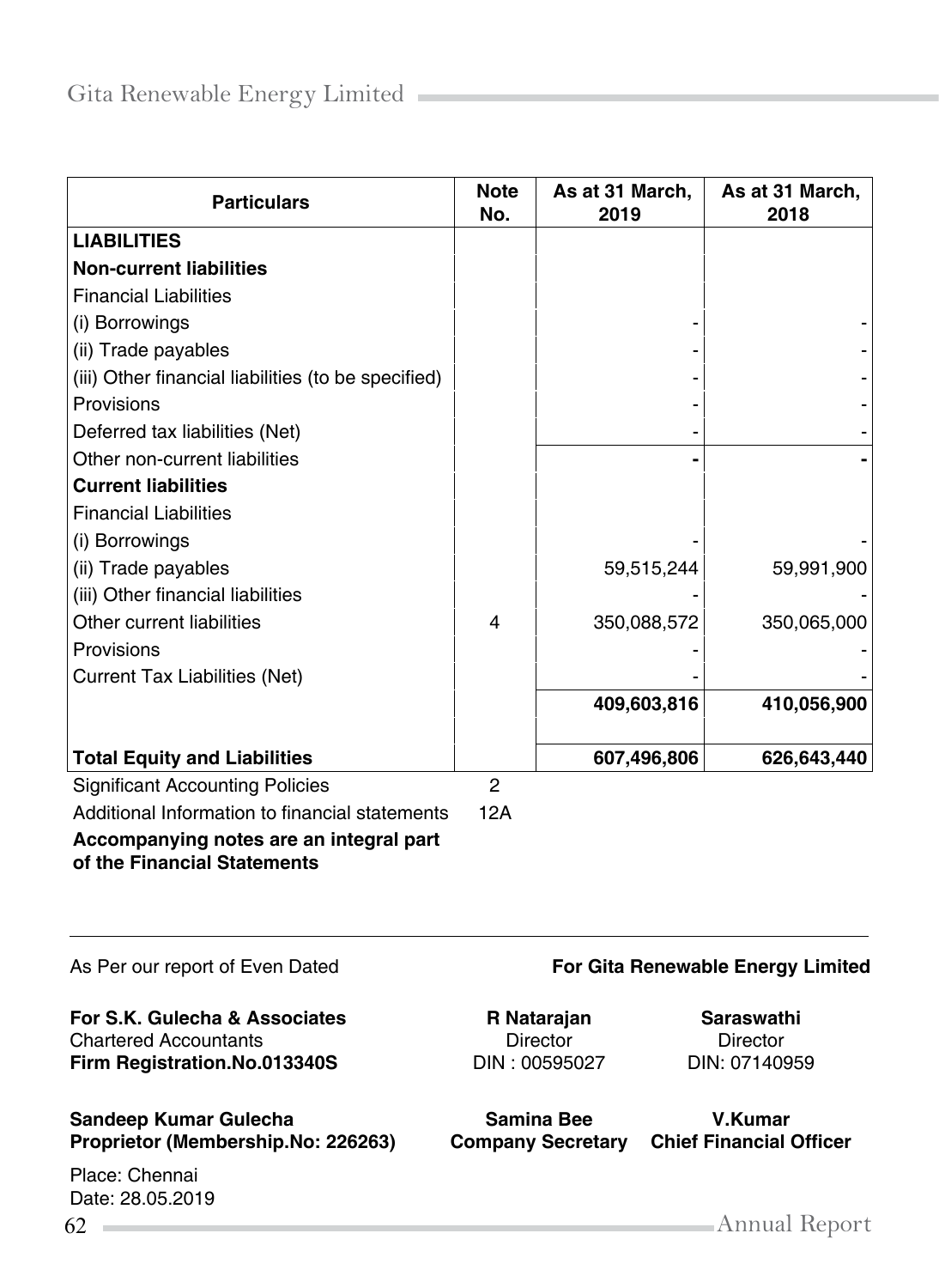| Particulars | Note No. | As at 31 March, 2019 | As at 31 March, 2018 |
|---|---|---|---|
| **LIABILITIES** | | | |
| **Non-current liabilities** | | | |
| Financial Liabilities | | | |
| (i) Borrowings | | - | - |
| (ii) Trade payables | | - | - |
| (iii) Other financial liabilities (to be specified) | | - | - |
| Provisions | | - | - |
| Deferred tax liabilities (Net) | | - | - |
| Other non-current liabilities | | **-** | **-** |
| **Current liabilities** | | | |
| Financial Liabilities | | | |
| (i) Borrowings | | - | - |
| (ii) Trade payables | | 59,515,244 | 59,991,900 |
| (iii) Other financial liabilities | | - | - |
| Other current liabilities | 4 | 350,088,572 | 350,065,000 |
| Provisions | | - | - |
| Current Tax Liabilities (Net) | | - | - |
| | | **409,603,816** | **410,056,900** |
| **Total Equity and Liabilities** | | **607,496,806** | **626,643,440** |
| Significant Accounting Policies | 2 | | |
| Additional Information to financial statements | 12A | | |

**Accompanying notes are an integral part of the Financial Statements**

As Per our report of Even Dated

**For Gita Renewable Energy Limited**

**For S.K. Gulecha & Associates**
Chartered Accountants
**Firm Registration.No.013340S**

**R Natarajan**
Director
DIN : 00595027

**Saraswathi**
Director
DIN: 07140959

**Sandeep Kumar Gulecha**
**Proprietor (Membership.No: 226263)**

**Samina Bee**
**Company Secretary**

**V.Kumar**
**Chief Financial Officer**

Place: Chennai
Date: 28.05.2019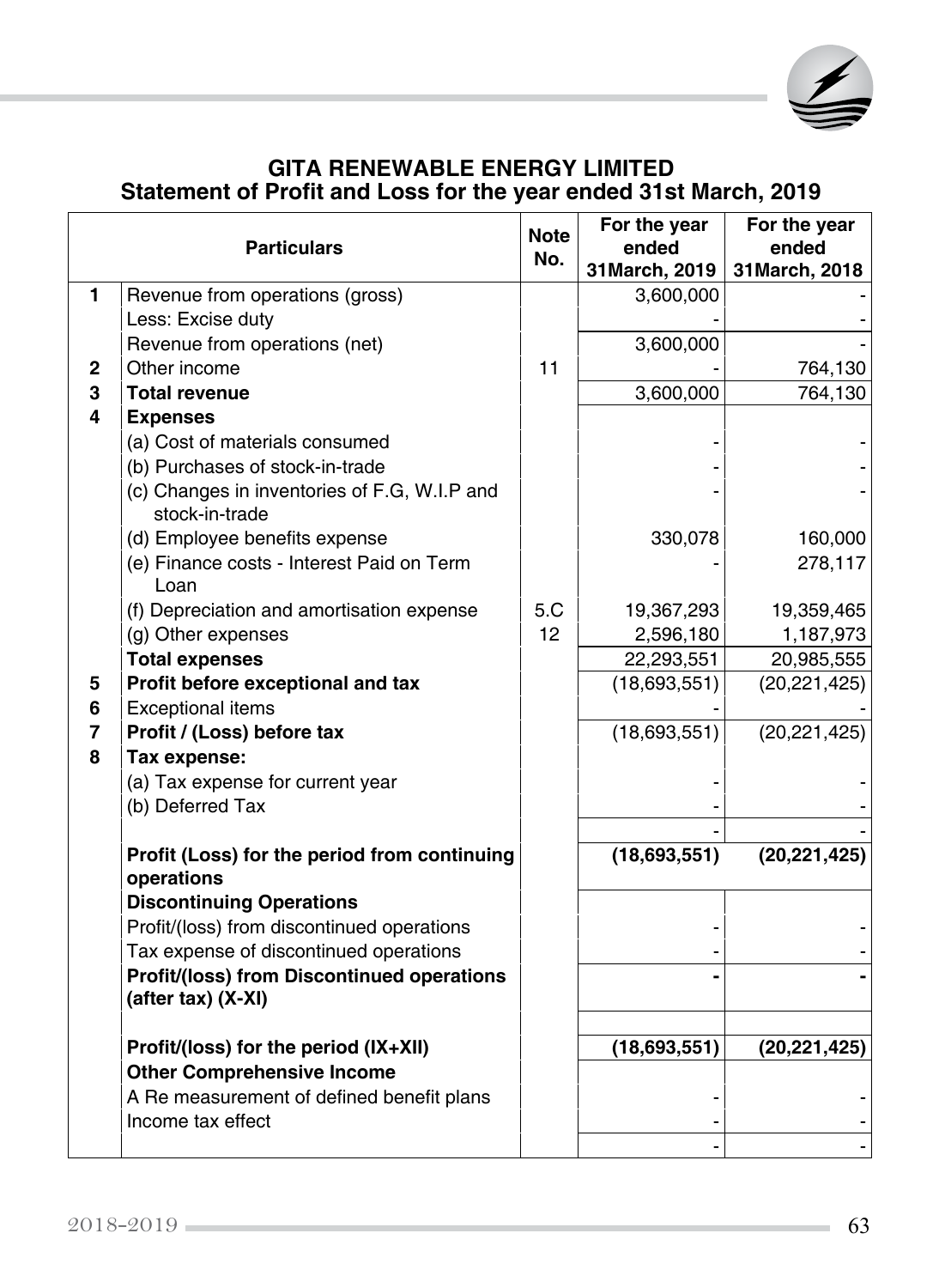# GITA RENEWABLE ENERGY LIMITED

## Statement of Profit and Loss for the year ended 31st March, 2019

| | Particulars | Note No. | For the year ended 31March, 2019 | For the year ended 31March, 2018 |
|---|---|---|---|---|
| 1 | Revenue from operations (gross) | | 3,600,000 | - |
| | Less: Excise duty | | - | - |
| | Revenue from operations (net) | | 3,600,000 | - |
| 2 | Other income | 11 | - | 764,130 |
| 3 | **Total revenue** | | 3,600,000 | 764,130 |
| 4 | **Expenses** | | | |
| | (a) Cost of materials consumed | | - | - |
| | (b) Purchases of stock-in-trade | | - | - |
| | (c) Changes in inventories of F.G, W.I.P and stock-in-trade | | - | - |
| | (d) Employee benefits expense | | 330,078 | 160,000 |
| | (e) Finance costs - Interest Paid on Term Loan | | - | 278,117 |
| | (f) Depreciation and amortisation expense | 5.C | 19,367,293 | 19,359,465 |
| | (g) Other expenses | 12 | 2,596,180 | 1,187,973 |
| | **Total expenses** | | 22,293,551 | 20,985,555 |
| 5 | **Profit before exceptional and tax** | | (18,693,551) | (20,221,425) |
| 6 | Exceptional items | | - | - |
| 7 | **Profit / (Loss) before tax** | | (18,693,551) | (20,221,425) |
| 8 | **Tax expense:** | | | |
| | (a) Tax expense for current year | | - | - |
| | (b) Deferred Tax | | - | - |
| | | | - | - |
| | **Profit (Loss) for the period from continuing operations** | | **(18,693,551)** | **(20,221,425)** |
| | **Discontinuing Operations** | | | |
| | Profit/(loss) from discontinued operations | | - | - |
| | Tax expense of discontinued operations | | - | - |
| | **Profit/(loss) from Discontinued operations (after tax) (X-XI)** | | **-** | **-** |
| | | | | |
| | **Profit/(loss) for the period (IX+XII)** | | **(18,693,551)** | **(20,221,425)** |
| | **Other Comprehensive Income** | | | |
| | A Re measurement of defined benefit plans | | - | - |
| | Income tax effect | | - | - |
| | | | - | - |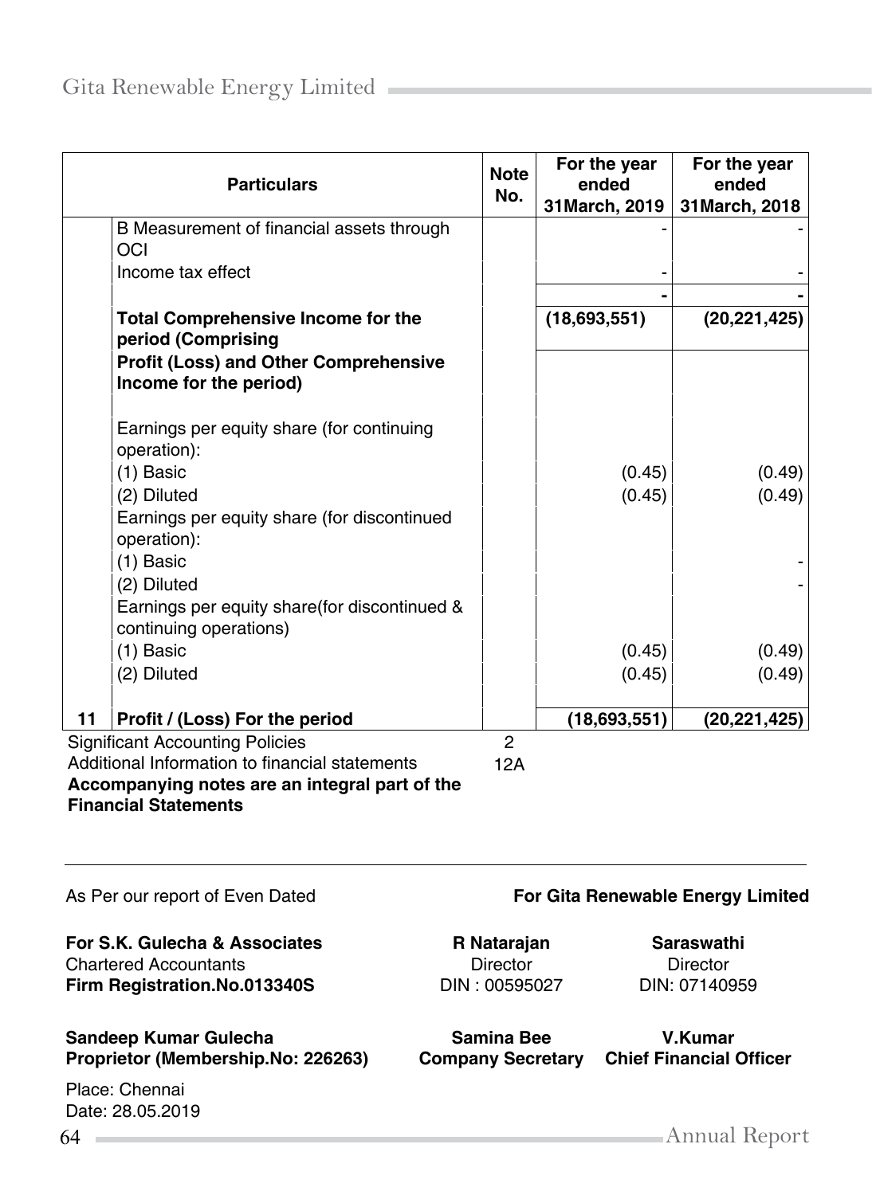| | Particulars | Note No. | For the year ended 31March, 2019 | For the year ended 31March, 2018 |
|---|---|---|---|---|
| | B Measurement of financial assets through OCI | | - | - |
| | Income tax effect | | - | - |
| | | | **-** | **-** |
| | **Total Comprehensive Income for the period (Comprising** | | **(18,693,551)** | **(20,221,425)** |
| | **Profit (Loss) and Other Comprehensive Income for the period)** | | | |
| | Earnings per equity share (for continuing operation): | | | |
| | (1) Basic | | (0.45) | (0.49) |
| | (2) Diluted | | (0.45) | (0.49) |
| | Earnings per equity share (for discontinued operation): | | | |
| | (1) Basic | | | - |
| | (2) Diluted | | | - |
| | Earnings per equity share(for discontinued & continuing operations) | | | |
| | (1) Basic | | (0.45) | (0.49) |
| | (2) Diluted | | (0.45) | (0.49) |
| **11** | **Profit / (Loss) For the period** | | **(18,693,551)** | **(20,221,425)** |

Significant Accounting Policies 2

Additional Information to financial statements 12A

**Accompanying notes are an integral part of the Financial Statements**

As Per our report of Even Dated

**For Gita Renewable Energy Limited**

**For S.K. Gulecha & Associates**
Chartered Accountants
**Firm Registration.No.013340S**

**R Natarajan**
Director
DIN : 00595027

**Saraswathi**
Director
DIN: 07140959

**Sandeep Kumar Gulecha**
**Proprietor (Membership.No: 226263)**

**Samina Bee**
**Company Secretary**

**V.Kumar**
**Chief Financial Officer**

Place: Chennai
Date: 28.05.2019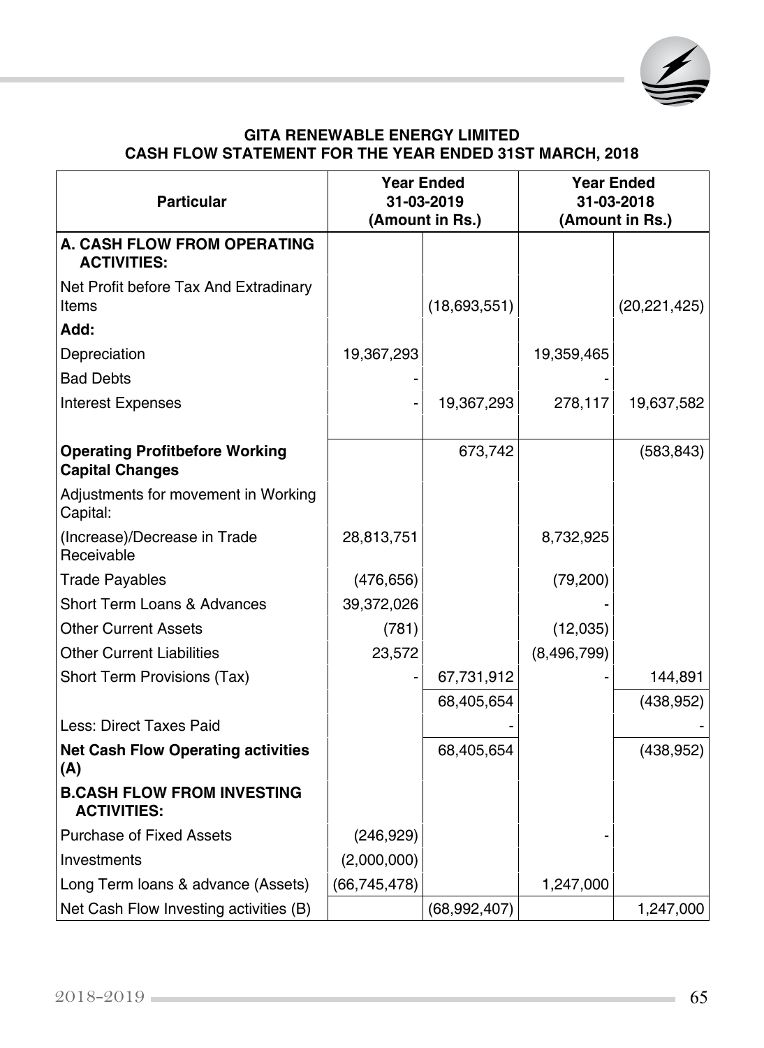**GITA RENEWABLE ENERGY LIMITED**
**CASH FLOW STATEMENT FOR THE YEAR ENDED 31ST MARCH, 2018**

| Particular | Year Ended 31-03-2019 (Amount in Rs.) | | Year Ended 31-03-2018 (Amount in Rs.) | |
|---|---|---|---|---|
| **A. CASH FLOW FROM OPERATING ACTIVITIES:** | | | | |
| Net Profit before Tax And Extradinary Items | | (18,693,551) | | (20,221,425) |
| **Add:** | | | | |
| Depreciation | 19,367,293 | | 19,359,465 | |
| Bad Debts | - | | - | |
| Interest Expenses | - | 19,367,293 | 278,117 | 19,637,582 |
| **Operating Profitbefore Working Capital Changes** | | 673,742 | | (583,843) |
| Adjustments for movement in Working Capital: | | | | |
| (Increase)/Decrease in Trade Receivable | 28,813,751 | | 8,732,925 | |
| Trade Payables | (476,656) | | (79,200) | |
| Short Term Loans & Advances | 39,372,026 | | - | |
| Other Current Assets | (781) | | (12,035) | |
| Other Current Liabilities | 23,572 | | (8,496,799) | |
| Short Term Provisions (Tax) | - | 67,731,912 | - | 144,891 |
| | | 68,405,654 | | (438,952) |
| Less: Direct Taxes Paid | | - | | - |
| **Net Cash Flow Operating activities (A)** | | 68,405,654 | | (438,952) |
| **B.CASH FLOW FROM INVESTING ACTIVITIES:** | | | | |
| Purchase of Fixed Assets | (246,929) | | - | |
| Investments | (2,000,000) | | | |
| Long Term loans & advance (Assets) | (66,745,478) | | 1,247,000 | |
| Net Cash Flow Investing activities (B) | | (68,992,407) | | 1,247,000 |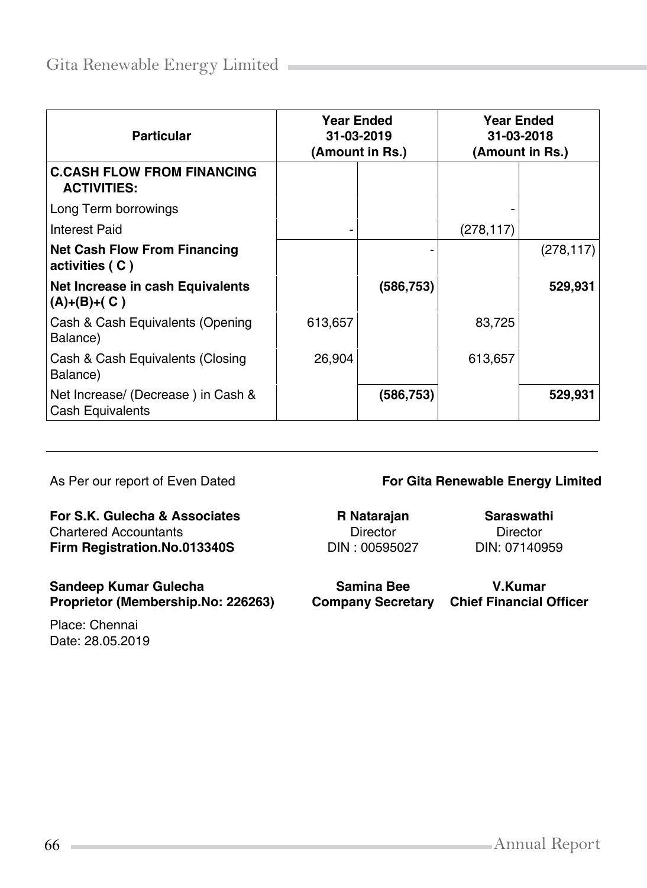| Particular | Year Ended 31-03-2019 (Amount in Rs.) | | Year Ended 31-03-2018 (Amount in Rs.) | |
|---|---|---|---|---|
| **C.CASH FLOW FROM FINANCING ACTIVITIES:** | | | | |
| Long Term borrowings | | | - | |
| Interest Paid | - | | (278,117) | |
| **Net Cash Flow From Financing activities ( C )** | | - | | (278,117) |
| **Net Increase in cash Equivalents (A)+(B)+( C )** | | **(586,753)** | | **529,931** |
| Cash & Cash Equivalents (Opening Balance) | 613,657 | | 83,725 | |
| Cash & Cash Equivalents (Closing Balance) | 26,904 | | 613,657 | |
| Net Increase/ (Decrease ) in Cash & Cash Equivalents | | **(586,753)** | | **529,931** |

---

As Per our report of Even Dated

**For S.K. Gulecha & Associates**
Chartered Accountants
**Firm Registration.No.013340S**

**Sandeep Kumar Gulecha**
**Proprietor (Membership.No: 226263)**

Place: Chennai
Date: 28.05.2019

**For Gita Renewable Energy Limited**

**R Natarajan**
Director
DIN : 00595027

**Saraswathi**
Director
DIN: 07140959

**Samina Bee**
**Company Secretary**

**V.Kumar**
**Chief Financial Officer**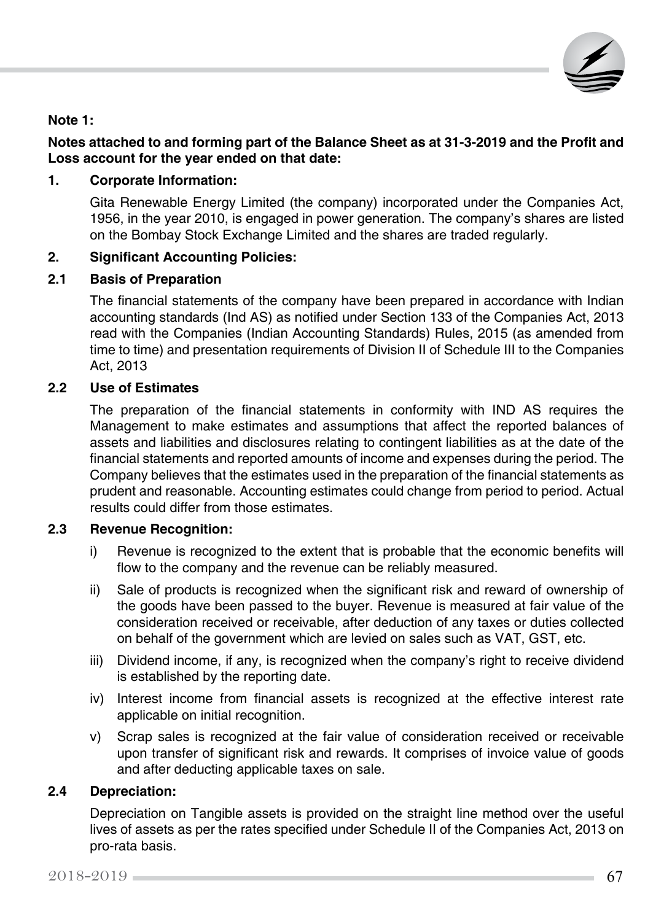**Note 1:**

**Notes attached to and forming part of the Balance Sheet as at 31-3-2019 and the Profit and Loss account for the year ended on that date:**

**1. Corporate Information:**

Gita Renewable Energy Limited (the company) incorporated under the Companies Act, 1956, in the year 2010, is engaged in power generation. The company's shares are listed on the Bombay Stock Exchange Limited and the shares are traded regularly.

**2. Significant Accounting Policies:**

**2.1 Basis of Preparation**

The financial statements of the company have been prepared in accordance with Indian accounting standards (Ind AS) as notified under Section 133 of the Companies Act, 2013 read with the Companies (Indian Accounting Standards) Rules, 2015 (as amended from time to time) and presentation requirements of Division II of Schedule III to the Companies Act, 2013

**2.2 Use of Estimates**

The preparation of the financial statements in conformity with IND AS requires the Management to make estimates and assumptions that affect the reported balances of assets and liabilities and disclosures relating to contingent liabilities as at the date of the financial statements and reported amounts of income and expenses during the period. The Company believes that the estimates used in the preparation of the financial statements as prudent and reasonable. Accounting estimates could change from period to period. Actual results could differ from those estimates.

**2.3 Revenue Recognition:**

i) Revenue is recognized to the extent that is probable that the economic benefits will flow to the company and the revenue can be reliably measured.

ii) Sale of products is recognized when the significant risk and reward of ownership of the goods have been passed to the buyer. Revenue is measured at fair value of the consideration received or receivable, after deduction of any taxes or duties collected on behalf of the government which are levied on sales such as VAT, GST, etc.

iii) Dividend income, if any, is recognized when the company's right to receive dividend is established by the reporting date.

iv) Interest income from financial assets is recognized at the effective interest rate applicable on initial recognition.

v) Scrap sales is recognized at the fair value of consideration received or receivable upon transfer of significant risk and rewards. It comprises of invoice value of goods and after deducting applicable taxes on sale.

**2.4 Depreciation:**

Depreciation on Tangible assets is provided on the straight line method over the useful lives of assets as per the rates specified under Schedule II of the Companies Act, 2013 on pro-rata basis.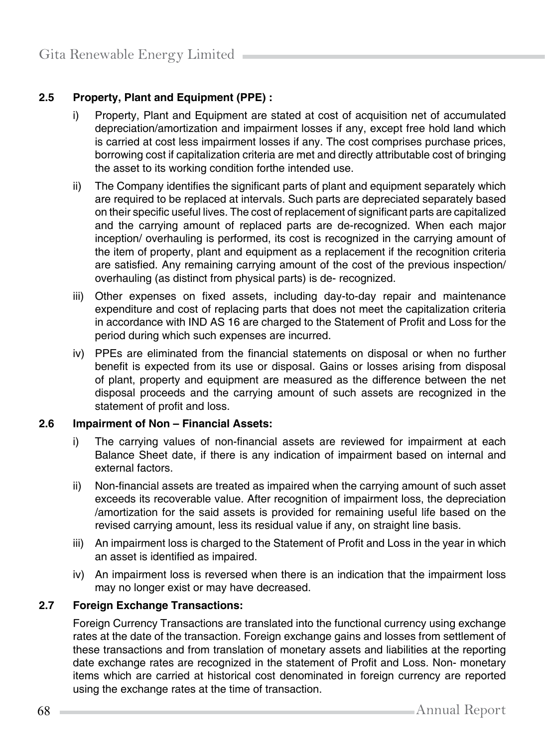### 2.5 Property, Plant and Equipment (PPE) :

i) Property, Plant and Equipment are stated at cost of acquisition net of accumulated depreciation/amortization and impairment losses if any, except free hold land which is carried at cost less impairment losses if any. The cost comprises purchase prices, borrowing cost if capitalization criteria are met and directly attributable cost of bringing the asset to its working condition forthe intended use.

ii) The Company identifies the significant parts of plant and equipment separately which are required to be replaced at intervals. Such parts are depreciated separately based on their specific useful lives. The cost of replacement of significant parts are capitalized and the carrying amount of replaced parts are de-recognized. When each major inception/ overhauling is performed, its cost is recognized in the carrying amount of the item of property, plant and equipment as a replacement if the recognition criteria are satisfied. Any remaining carrying amount of the cost of the previous inspection/ overhauling (as distinct from physical parts) is de- recognized.

iii) Other expenses on fixed assets, including day-to-day repair and maintenance expenditure and cost of replacing parts that does not meet the capitalization criteria in accordance with IND AS 16 are charged to the Statement of Profit and Loss for the period during which such expenses are incurred.

iv) PPEs are eliminated from the financial statements on disposal or when no further benefit is expected from its use or disposal. Gains or losses arising from disposal of plant, property and equipment are measured as the difference between the net disposal proceeds and the carrying amount of such assets are recognized in the statement of profit and loss.

### 2.6 Impairment of Non – Financial Assets:

i) The carrying values of non-financial assets are reviewed for impairment at each Balance Sheet date, if there is any indication of impairment based on internal and external factors.

ii) Non-financial assets are treated as impaired when the carrying amount of such asset exceeds its recoverable value. After recognition of impairment loss, the depreciation /amortization for the said assets is provided for remaining useful life based on the revised carrying amount, less its residual value if any, on straight line basis.

iii) An impairment loss is charged to the Statement of Profit and Loss in the year in which an asset is identified as impaired.

iv) An impairment loss is reversed when there is an indication that the impairment loss may no longer exist or may have decreased.

### 2.7 Foreign Exchange Transactions:

Foreign Currency Transactions are translated into the functional currency using exchange rates at the date of the transaction. Foreign exchange gains and losses from settlement of these transactions and from translation of monetary assets and liabilities at the reporting date exchange rates are recognized in the statement of Profit and Loss. Non- monetary items which are carried at historical cost denominated in foreign currency are reported using the exchange rates at the time of transaction.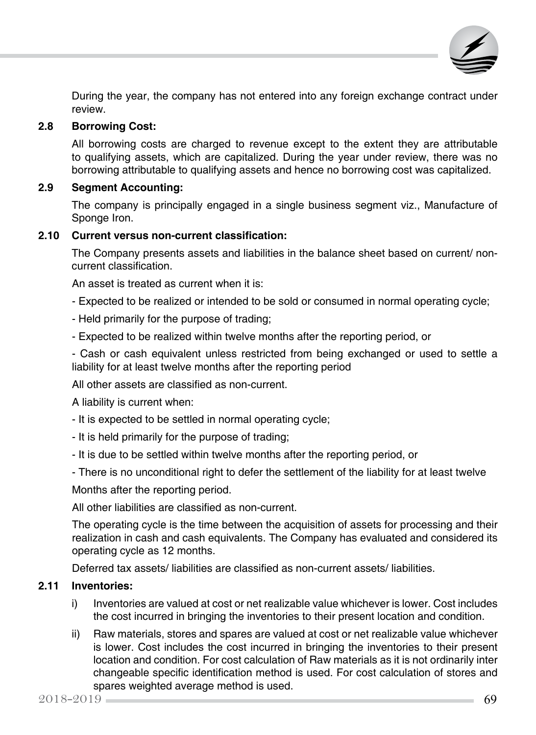During the year, the company has not entered into any foreign exchange contract under review.

**2.8 Borrowing Cost:**

All borrowing costs are charged to revenue except to the extent they are attributable to qualifying assets, which are capitalized. During the year under review, there was no borrowing attributable to qualifying assets and hence no borrowing cost was capitalized.

**2.9 Segment Accounting:**

The company is principally engaged in a single business segment viz., Manufacture of Sponge Iron.

**2.10 Current versus non-current classification:**

The Company presents assets and liabilities in the balance sheet based on current/ non-current classification.

An asset is treated as current when it is:

- Expected to be realized or intended to be sold or consumed in normal operating cycle;
- Held primarily for the purpose of trading;
- Expected to be realized within twelve months after the reporting period, or
- Cash or cash equivalent unless restricted from being exchanged or used to settle a liability for at least twelve months after the reporting period

All other assets are classified as non-current.

A liability is current when:

- It is expected to be settled in normal operating cycle;
- It is held primarily for the purpose of trading;
- It is due to be settled within twelve months after the reporting period, or
- There is no unconditional right to defer the settlement of the liability for at least twelve

Months after the reporting period.

All other liabilities are classified as non-current.

The operating cycle is the time between the acquisition of assets for processing and their realization in cash and cash equivalents. The Company has evaluated and considered its operating cycle as 12 months.

Deferred tax assets/ liabilities are classified as non-current assets/ liabilities.

**2.11 Inventories:**

i) Inventories are valued at cost or net realizable value whichever is lower. Cost includes the cost incurred in bringing the inventories to their present location and condition.

ii) Raw materials, stores and spares are valued at cost or net realizable value whichever is lower. Cost includes the cost incurred in bringing the inventories to their present location and condition. For cost calculation of Raw materials as it is not ordinarily inter changeable specific identification method is used. For cost calculation of stores and spares weighted average method is used.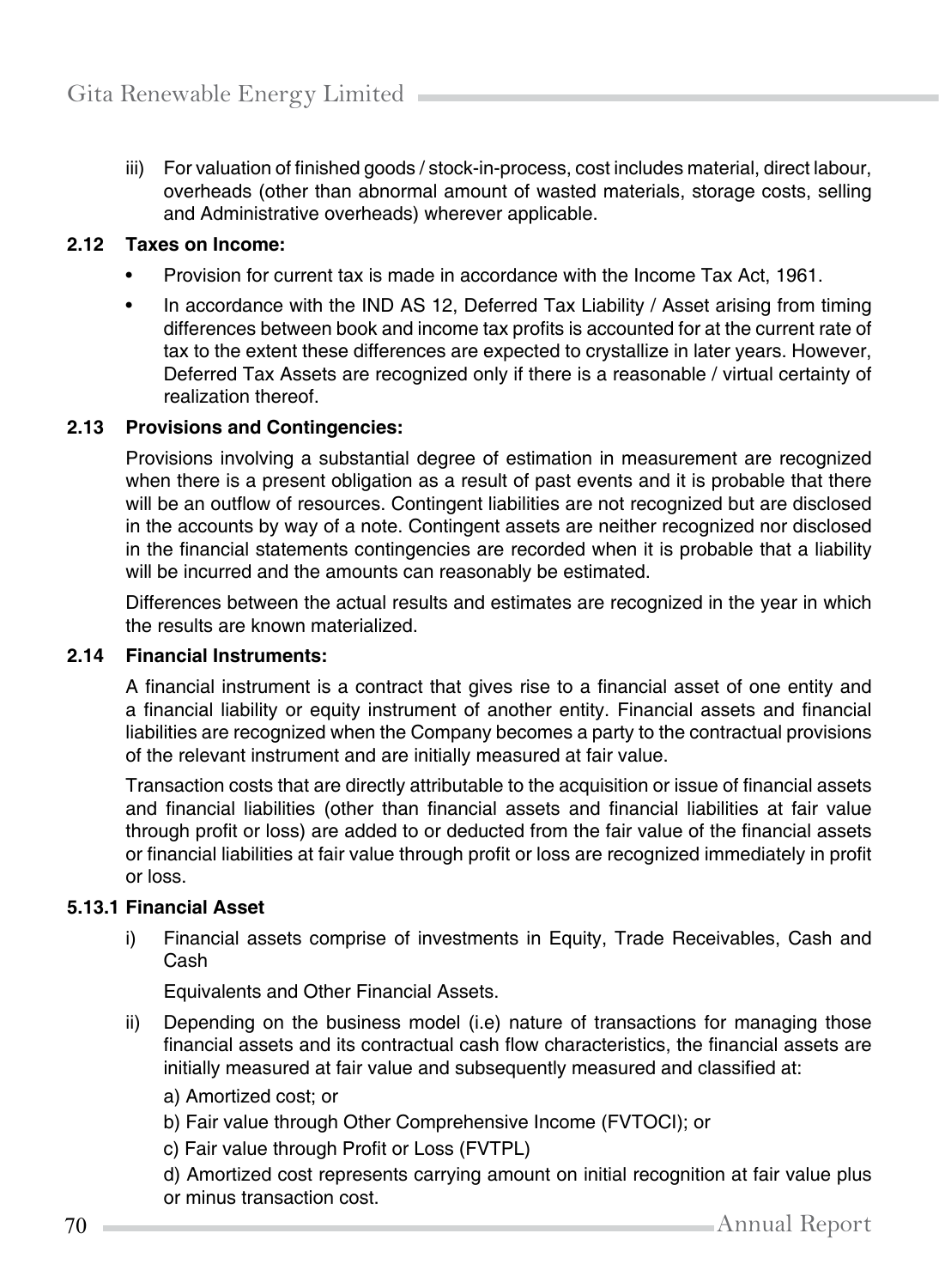iii) For valuation of finished goods / stock-in-process, cost includes material, direct labour, overheads (other than abnormal amount of wasted materials, storage costs, selling and Administrative overheads) wherever applicable.

**2.12 Taxes on Income:**

- Provision for current tax is made in accordance with the Income Tax Act, 1961.
- In accordance with the IND AS 12, Deferred Tax Liability / Asset arising from timing differences between book and income tax profits is accounted for at the current rate of tax to the extent these differences are expected to crystallize in later years. However, Deferred Tax Assets are recognized only if there is a reasonable / virtual certainty of realization thereof.

**2.13 Provisions and Contingencies:**

Provisions involving a substantial degree of estimation in measurement are recognized when there is a present obligation as a result of past events and it is probable that there will be an outflow of resources. Contingent liabilities are not recognized but are disclosed in the accounts by way of a note. Contingent assets are neither recognized nor disclosed in the financial statements contingencies are recorded when it is probable that a liability will be incurred and the amounts can reasonably be estimated.

Differences between the actual results and estimates are recognized in the year in which the results are known materialized.

**2.14 Financial Instruments:**

A financial instrument is a contract that gives rise to a financial asset of one entity and a financial liability or equity instrument of another entity. Financial assets and financial liabilities are recognized when the Company becomes a party to the contractual provisions of the relevant instrument and are initially measured at fair value.

Transaction costs that are directly attributable to the acquisition or issue of financial assets and financial liabilities (other than financial assets and financial liabilities at fair value through profit or loss) are added to or deducted from the fair value of the financial assets or financial liabilities at fair value through profit or loss are recognized immediately in profit or loss.

**5.13.1 Financial Asset**

i) Financial assets comprise of investments in Equity, Trade Receivables, Cash and Cash

   Equivalents and Other Financial Assets.

ii) Depending on the business model (i.e) nature of transactions for managing those financial assets and its contractual cash flow characteristics, the financial assets are initially measured at fair value and subsequently measured and classified at:

   a) Amortized cost; or

   b) Fair value through Other Comprehensive Income (FVTOCI); or

   c) Fair value through Profit or Loss (FVTPL)

   d) Amortized cost represents carrying amount on initial recognition at fair value plus or minus transaction cost.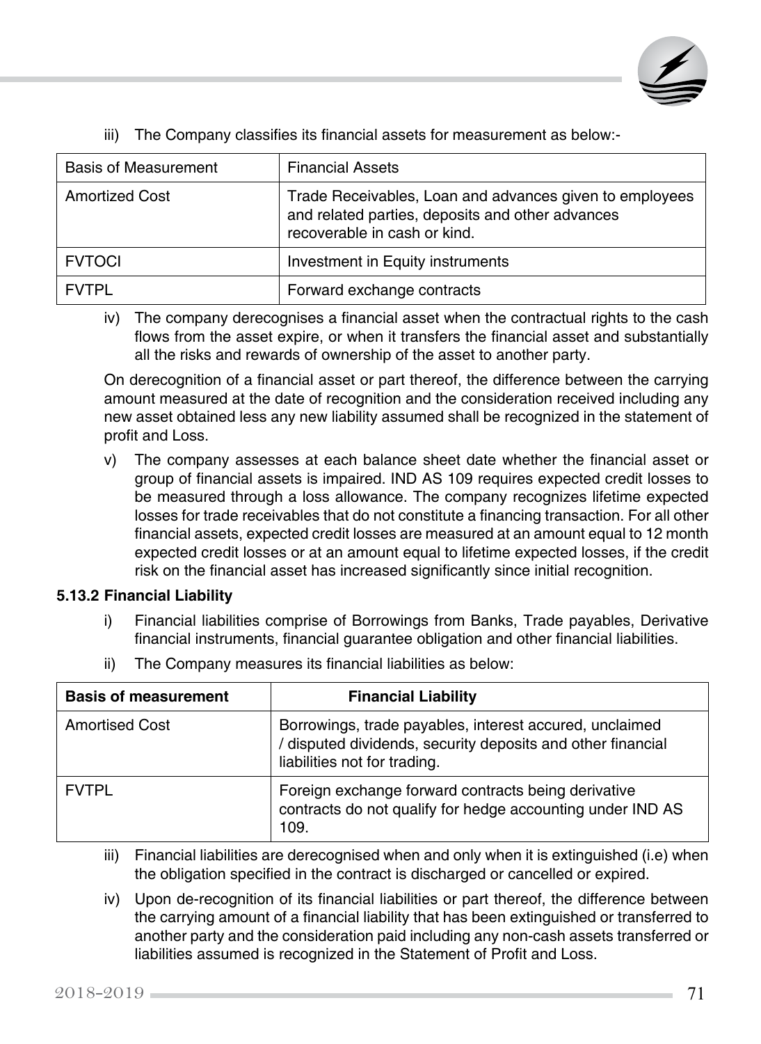iii) The Company classifies its financial assets for measurement as below:-

| Basis of Measurement | Financial Assets |
|---|---|
| Amortized Cost | Trade Receivables, Loan and advances given to employees and related parties, deposits and other advances recoverable in cash or kind. |
| FVTOCI | Investment in Equity instruments |
| FVTPL | Forward exchange contracts |

iv) The company derecognises a financial asset when the contractual rights to the cash flows from the asset expire, or when it transfers the financial asset and substantially all the risks and rewards of ownership of the asset to another party.

On derecognition of a financial asset or part thereof, the difference between the carrying amount measured at the date of recognition and the consideration received including any new asset obtained less any new liability assumed shall be recognized in the statement of profit and Loss.

v) The company assesses at each balance sheet date whether the financial asset or group of financial assets is impaired. IND AS 109 requires expected credit losses to be measured through a loss allowance. The company recognizes lifetime expected losses for trade receivables that do not constitute a financing transaction. For all other financial assets, expected credit losses are measured at an amount equal to 12 month expected credit losses or at an amount equal to lifetime expected losses, if the credit risk on the financial asset has increased significantly since initial recognition.

**5.13.2 Financial Liability**

i) Financial liabilities comprise of Borrowings from Banks, Trade payables, Derivative financial instruments, financial guarantee obligation and other financial liabilities.

ii) The Company measures its financial liabilities as below:

| **Basis of measurement** | **Financial Liability** |
|---|---|
| Amortised Cost | Borrowings, trade payables, interest accured, unclaimed / disputed dividends, security deposits and other financial liabilities not for trading. |
| FVTPL | Foreign exchange forward contracts being derivative contracts do not qualify for hedge accounting under IND AS 109. |

iii) Financial liabilities are derecognised when and only when it is extinguished (i.e) when the obligation specified in the contract is discharged or cancelled or expired.

iv) Upon de-recognition of its financial liabilities or part thereof, the difference between the carrying amount of a financial liability that has been extinguished or transferred to another party and the consideration paid including any non-cash assets transferred or liabilities assumed is recognized in the Statement of Profit and Loss.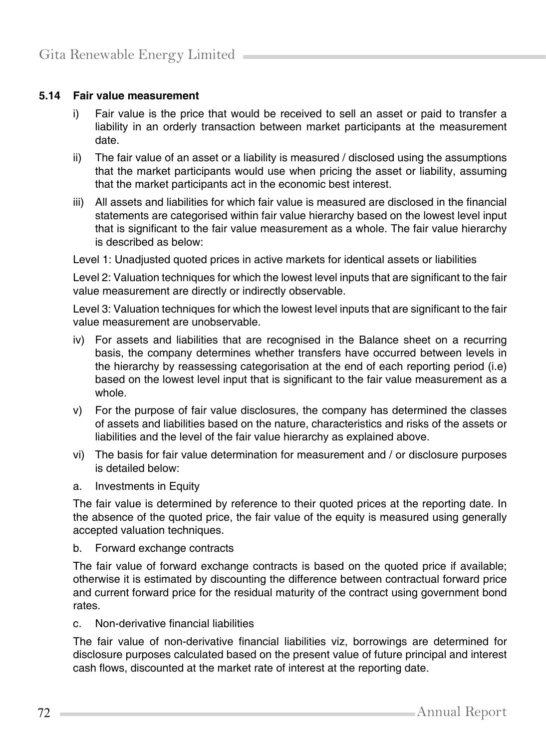### 5.14 Fair value measurement

i) Fair value is the price that would be received to sell an asset or paid to transfer a liability in an orderly transaction between market participants at the measurement date.

ii) The fair value of an asset or a liability is measured / disclosed using the assumptions that the market participants would use when pricing the asset or liability, assuming that the market participants act in the economic best interest.

iii) All assets and liabilities for which fair value is measured are disclosed in the financial statements are categorised within fair value hierarchy based on the lowest level input that is significant to the fair value measurement as a whole. The fair value hierarchy is described as below:

Level 1: Unadjusted quoted prices in active markets for identical assets or liabilities

Level 2: Valuation techniques for which the lowest level inputs that are significant to the fair value measurement are directly or indirectly observable.

Level 3: Valuation techniques for which the lowest level inputs that are significant to the fair value measurement are unobservable.

iv) For assets and liabilities that are recognised in the Balance sheet on a recurring basis, the company determines whether transfers have occurred between levels in the hierarchy by reassessing categorisation at the end of each reporting period (i.e) based on the lowest level input that is significant to the fair value measurement as a whole.

v) For the purpose of fair value disclosures, the company has determined the classes of assets and liabilities based on the nature, characteristics and risks of the assets or liabilities and the level of the fair value hierarchy as explained above.

vi) The basis for fair value determination for measurement and / or disclosure purposes is detailed below:

a. Investments in Equity

The fair value is determined by reference to their quoted prices at the reporting date. In the absence of the quoted price, the fair value of the equity is measured using generally accepted valuation techniques.

b. Forward exchange contracts

The fair value of forward exchange contracts is based on the quoted price if available; otherwise it is estimated by discounting the difference between contractual forward price and current forward price for the residual maturity of the contract using government bond rates.

c. Non-derivative financial liabilities

The fair value of non-derivative financial liabilities viz, borrowings are determined for disclosure purposes calculated based on the present value of future principal and interest cash flows, discounted at the market rate of interest at the reporting date.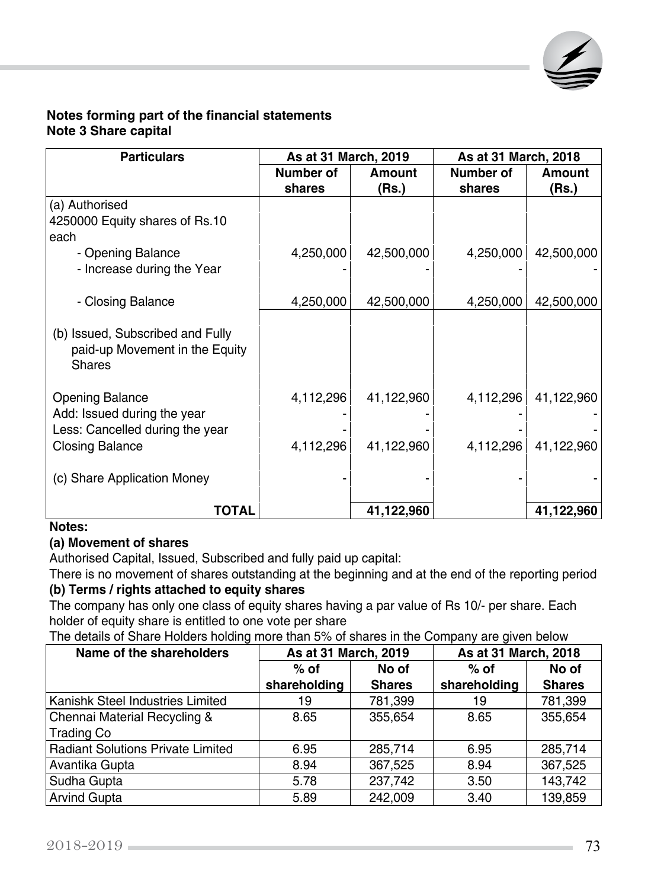**Notes forming part of the financial statements**
**Note 3 Share capital**

| Particulars | As at 31 March, 2019 | | As at 31 March, 2018 | |
|---|---|---|---|---|
| | Number of shares | Amount (Rs.) | Number of shares | Amount (Rs.) |
| (a) Authorised<br>4250000 Equity shares of Rs.10 each | | | | |
| - Opening Balance | 4,250,000 | 42,500,000 | 4,250,000 | 42,500,000 |
| - Increase during the Year | - | - | - | - |
| - Closing Balance | 4,250,000 | 42,500,000 | 4,250,000 | 42,500,000 |
| (b) Issued, Subscribed and Fully paid-up Movement in the Equity Shares | | | | |
| Opening Balance | 4,112,296 | 41,122,960 | 4,112,296 | 41,122,960 |
| Add: Issued during the year | - | - | - | - |
| Less: Cancelled during the year | - | - | - | - |
| Closing Balance | 4,112,296 | 41,122,960 | 4,112,296 | 41,122,960 |
| (c) Share Application Money | - | - | - | - |
| **TOTAL** | | **41,122,960** | | **41,122,960** |

**Notes:**

**(a) Movement of shares**

Authorised Capital, Issued, Subscribed and fully paid up capital:

There is no movement of shares outstanding at the beginning and at the end of the reporting period

**(b) Terms / rights attached to equity shares**

The company has only one class of equity shares having a par value of Rs 10/- per share. Each holder of equity share is entitled to one vote per share

The details of Share Holders holding more than 5% of shares in the Company are given below

| Name of the shareholders | As at 31 March, 2019 | | As at 31 March, 2018 | |
|---|---|---|---|---|
| | % of shareholding | No of Shares | % of shareholding | No of Shares |
| Kanishk Steel Industries Limited | 19 | 781,399 | 19 | 781,399 |
| Chennai Material Recycling & Trading Co | 8.65 | 355,654 | 8.65 | 355,654 |
| Radiant Solutions Private Limited | 6.95 | 285,714 | 6.95 | 285,714 |
| Avantika Gupta | 8.94 | 367,525 | 8.94 | 367,525 |
| Sudha Gupta | 5.78 | 237,742 | 3.50 | 143,742 |
| Arvind Gupta | 5.89 | 242,009 | 3.40 | 139,859 |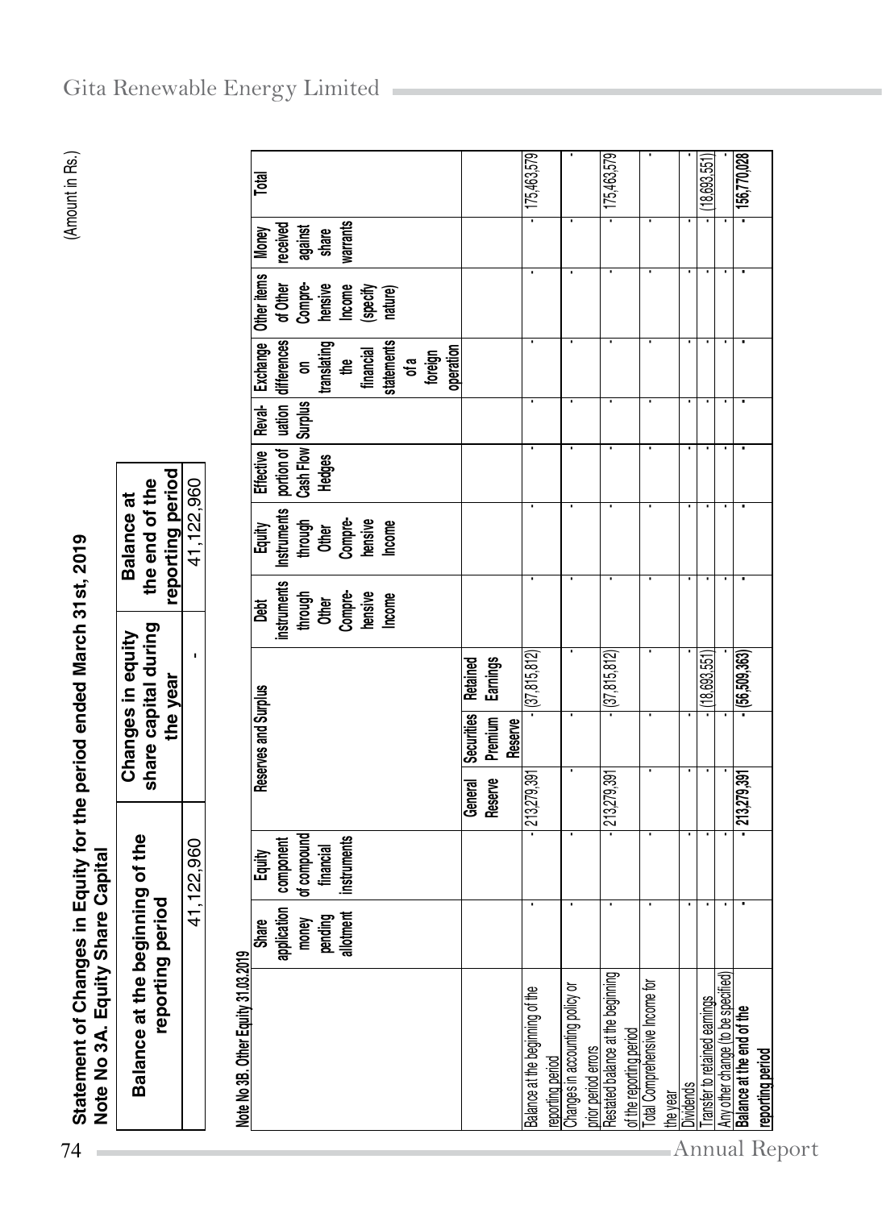(Amount in Rs.)

# Statement of Changes in Equity for the period ended March 31st, 2019

## Note No 3A. Equity Share Capital

| Balance at the beginning of the reporting period | Changes in equity share capital during the year | Balance at the end of the reporting period |
|---|---|---|
| 41,122,960 | - | 41,122,960 |

### Note No 3B. Other Equity 31.03.2019

| | Share application money pending allotment | Equity component of compound financial instruments | Reserves and Surplus | | | Debt instruments through Other Comprehensive Income | Equity Instruments through Other Comprehensive Income | Effective portion of Cash Flow Hedges | Revaluation Surplus | Exchange differences on translating the financial statements of a foreign operation | Other items of Other Comprehensive Income (specify nature) | Money received against share warrants | Total |
|---|---|---|---|---|---|---|---|---|---|---|---|---|---|
| | | | General Reserve | Securities Premium Reserve | Retained Earnings | | | | | | | | |
| Balance at the beginning of the reporting period | - | - | 213,279,391 | - | (37,815,812) | - | - | - | - | - | - | - | 175,463,579 |
| Changes in accounting policy or prior period errors | - | - | - | - | - | - | - | - | - | - | - | - | - |
| Restated balance at the beginning of the reporting period | - | - | 213,279,391 | - | (37,815,812) | - | - | - | - | - | - | - | 175,463,579 |
| Total Comprehensive Income for the year | - | - | - | - | - | - | - | - | - | - | - | - | - |
| Dividends | - | - | - | - | - | - | - | - | - | - | - | - | - |
| Transfer to retained earnings | - | - | - | - | (18,693,551) | - | - | - | - | - | - | - | (18,693,551) |
| Any other change (to be specified) | - | - | - | - | - | - | - | - | - | - | - | - | - |
| **Balance at the end of the reporting period** | **-** | **-** | **213,279,391** | **-** | **(56,509,363)** | **-** | **-** | **-** | **-** | **-** | **-** | **-** | **156,770,028** |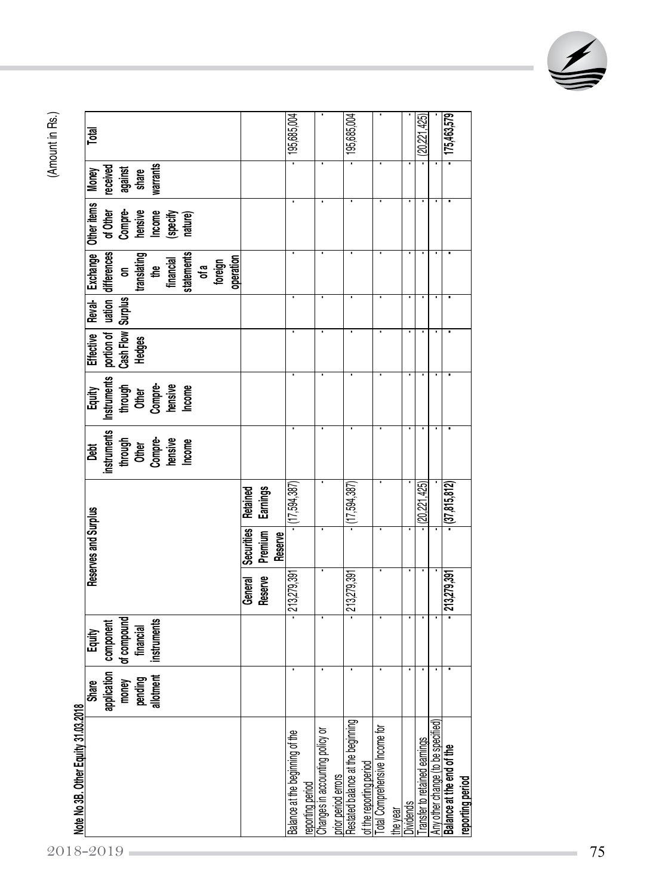(Amount in Rs.)

**Note No 3B. Other Equity 31.03.2018**

| | Share application money pending allotment | Equity component of compound financial instruments | Reserves and Surplus | | | Debt instruments through Other Comprehensive Income | Equity Instruments through Other Comprehensive Income | Effective portion of Cash Flow Hedges | Revaluation Surplus | Exchange differences on translating the financial statements of a foreign operation | Other items of Other Comprehensive Income (specify nature) | Money received against share warrants | Total |
|---|---|---|---|---|---|---|---|---|---|---|---|---|---|
| | | | General Reserve | Securities Premium Reserve | Retained Earnings | | | | | | | | |
| Balance at the beginning of the reporting period | - | - | 213,279,391 | - | (17,594,387) | - | - | - | - | - | - | - | 195,685,004 |
| Changes in accounting policy or prior period errors | - | - | - | - | - | - | - | - | - | - | - | - | - |
| Restated balance at the beginning of the reporting period | - | - | 213,279,391 | - | (17,594,387) | - | - | - | - | - | - | - | 195,685,004 |
| Total Comprehensive Income for the year | - | - | - | - | - | - | - | - | - | - | - | - | - |
| Dividends | - | - | - | - | - | - | - | - | - | - | - | - | - |
| Transfer to retained earnings | - | - | - | - | (20,221,425) | - | - | - | - | - | - | - | (20,221,425) |
| Any other change (to be specified) | - | - | - | - | - | - | - | - | - | - | - | - | - |
| **Balance at the end of the reporting period** | **-** | **-** | **213,279,391** | **-** | **(37,815,812)** | **-** | **-** | **-** | **-** | **-** | **-** | **-** | **175,463,579** |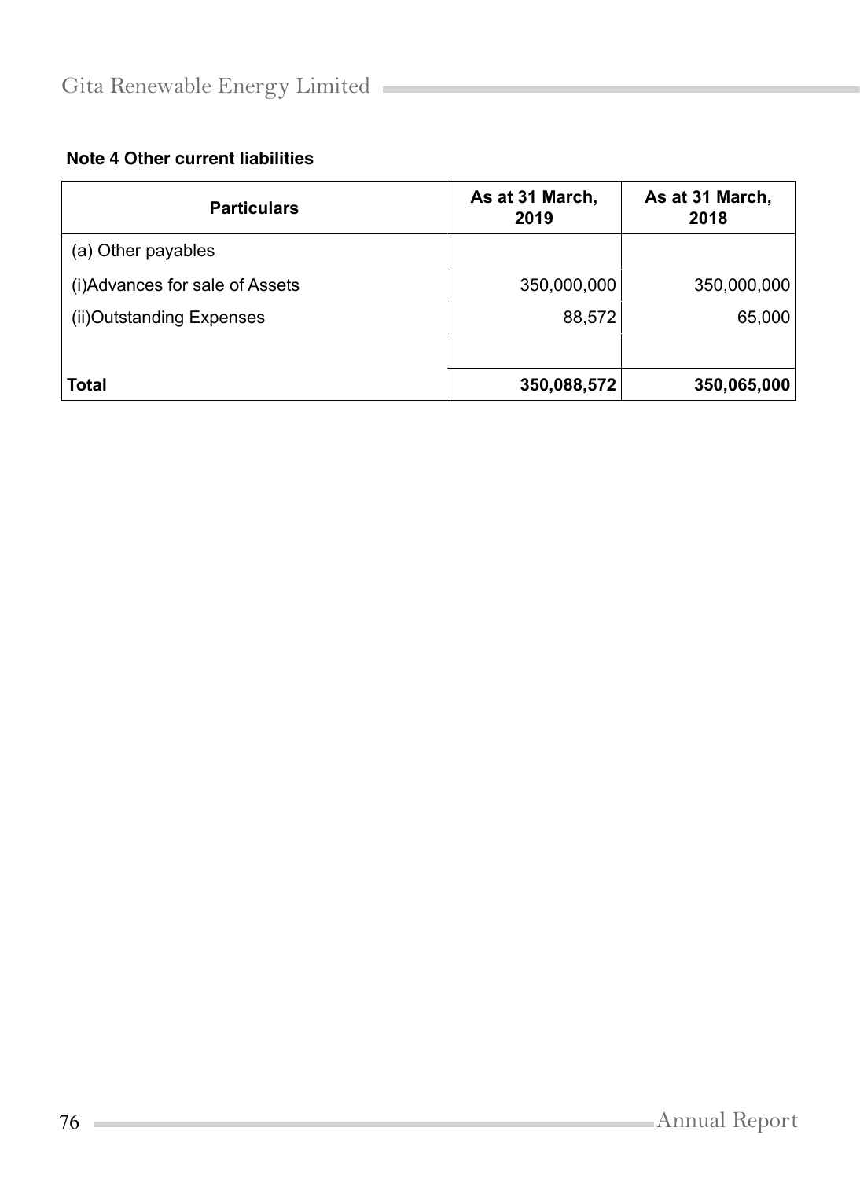**Note 4 Other current liabilities**

| Particulars | As at 31 March, 2019 | As at 31 March, 2018 |
|---|---|---|
| (a) Other payables | | |
| (i)Advances for sale of Assets | 350,000,000 | 350,000,000 |
| (ii)Outstanding Expenses | 88,572 | 65,000 |
| | | |
| **Total** | **350,088,572** | **350,065,000** |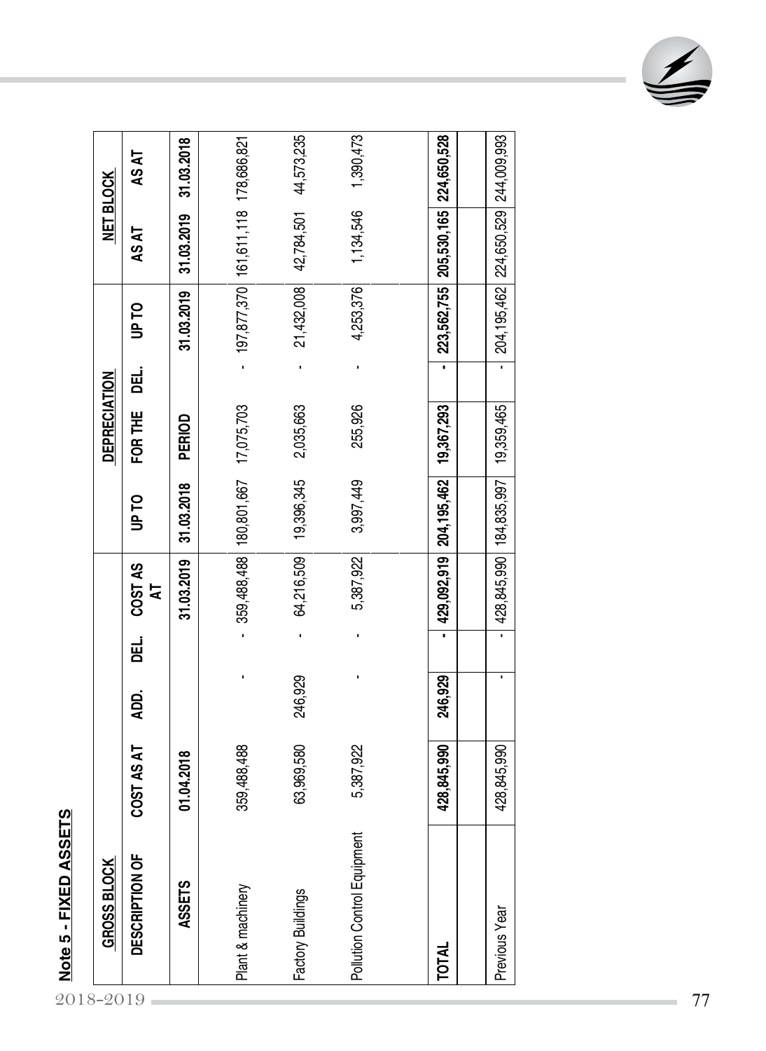## Note 5 - FIXED ASSETS

| GROSS BLOCK | | | | | DEPRECIATION | | | | NET BLOCK | |
|---|---|---|---|---|---|---|---|---|---|---|
| DESCRIPTION OF | COST AS AT | ADD. | DEL. | COST AS AT | UP TO | FOR THE | DEL. | UP TO | AS AT | AS AT |
| ASSETS | 01.04.2018 | | | 31.03.2019 | 31.03.2018 | PERIOD | | 31.03.2019 | 31.03.2019 | 31.03.2018 |
| Plant & machinery | 359,488,488 | - | - | 359,488,488 | 180,801,667 | 17,075,703 | - | 197,877,370 | 161,611,118 | 178,686,821 |
| Factory Buildings | 63,969,580 | 246,929 | - | 64,216,509 | 19,396,345 | 2,035,663 | - | 21,432,008 | 42,784,501 | 44,573,235 |
| Pollution Control Equipment | 5,387,922 | - | - | 5,387,922 | 3,997,449 | 255,926 | - | 4,253,376 | 1,134,546 | 1,390,473 |
| **TOTAL** | **428,845,990** | **246,929** | **-** | **429,092,919** | **204,195,462** | **19,367,293** | **-** | **223,562,755** | **205,530,165** | **224,650,528** |
| Previous Year | 428,845,990 | - | - | 428,845,990 | 184,835,997 | 19,359,465 | - | 204,195,462 | 224,650,529 | 244,009,993 |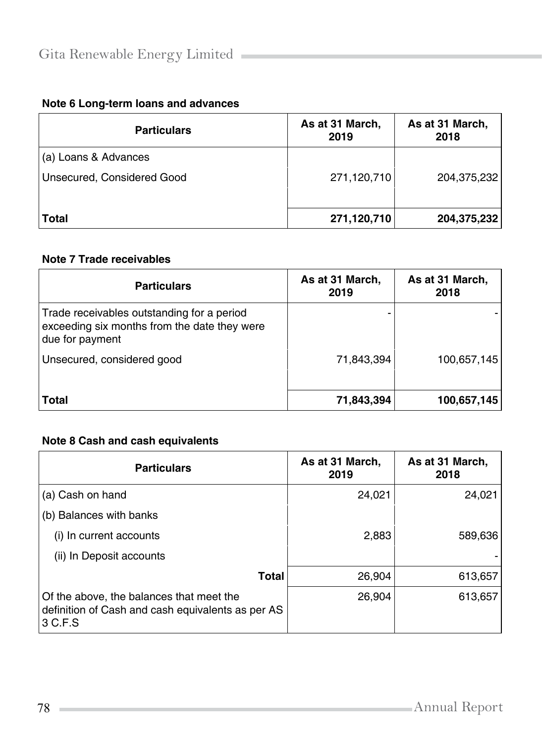**Note 6 Long-term loans and advances**

| Particulars | As at 31 March, 2019 | As at 31 March, 2018 |
|---|---|---|
| (a) Loans & Advances | | |
| Unsecured, Considered Good | 271,120,710 | 204,375,232 |
| | | |
| **Total** | **271,120,710** | **204,375,232** |

**Note 7 Trade receivables**

| Particulars | As at 31 March, 2019 | As at 31 March, 2018 |
|---|---|---|
| Trade receivables outstanding for a period exceeding six months from the date they were due for payment | - | - |
| Unsecured, considered good | 71,843,394 | 100,657,145 |
| | | |
| **Total** | **71,843,394** | **100,657,145** |

**Note 8 Cash and cash equivalents**

| Particulars | As at 31 March, 2019 | As at 31 March, 2018 |
|---|---|---|
| (a) Cash on hand | 24,021 | 24,021 |
| (b) Balances with banks | | |
| (i) In current accounts | 2,883 | 589,636 |
| (ii) In Deposit accounts | | - |
| **Total** | 26,904 | 613,657 |
| Of the above, the balances that meet the definition of Cash and cash equivalents as per AS 3 C.F.S | 26,904 | 613,657 |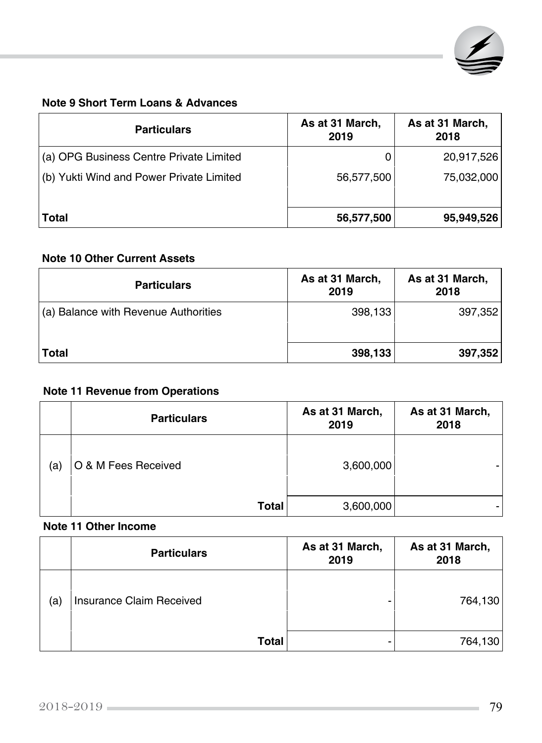**Note 9 Short Term Loans & Advances**

| Particulars | As at 31 March, 2019 | As at 31 March, 2018 |
|---|---|---|
| (a) OPG Business Centre Private Limited | 0 | 20,917,526 |
| (b) Yukti Wind and Power Private Limited | 56,577,500 | 75,032,000 |
| | | |
| **Total** | **56,577,500** | **95,949,526** |

**Note 10 Other Current Assets**

| Particulars | As at 31 March, 2019 | As at 31 March, 2018 |
|---|---|---|
| (a) Balance with Revenue Authorities | 398,133 | 397,352 |
| | | |
| **Total** | **398,133** | **397,352** |

**Note 11 Revenue from Operations**

| | Particulars | As at 31 March, 2019 | As at 31 March, 2018 |
|---|---|---|---|
| (a) | O & M Fees Received | 3,600,000 | - |
| | **Total** | 3,600,000 | - |

**Note 11 Other Income**

| | Particulars | As at 31 March, 2019 | As at 31 March, 2018 |
|---|---|---|---|
| (a) | Insurance Claim Received | - | 764,130 |
| | **Total** | - | 764,130 |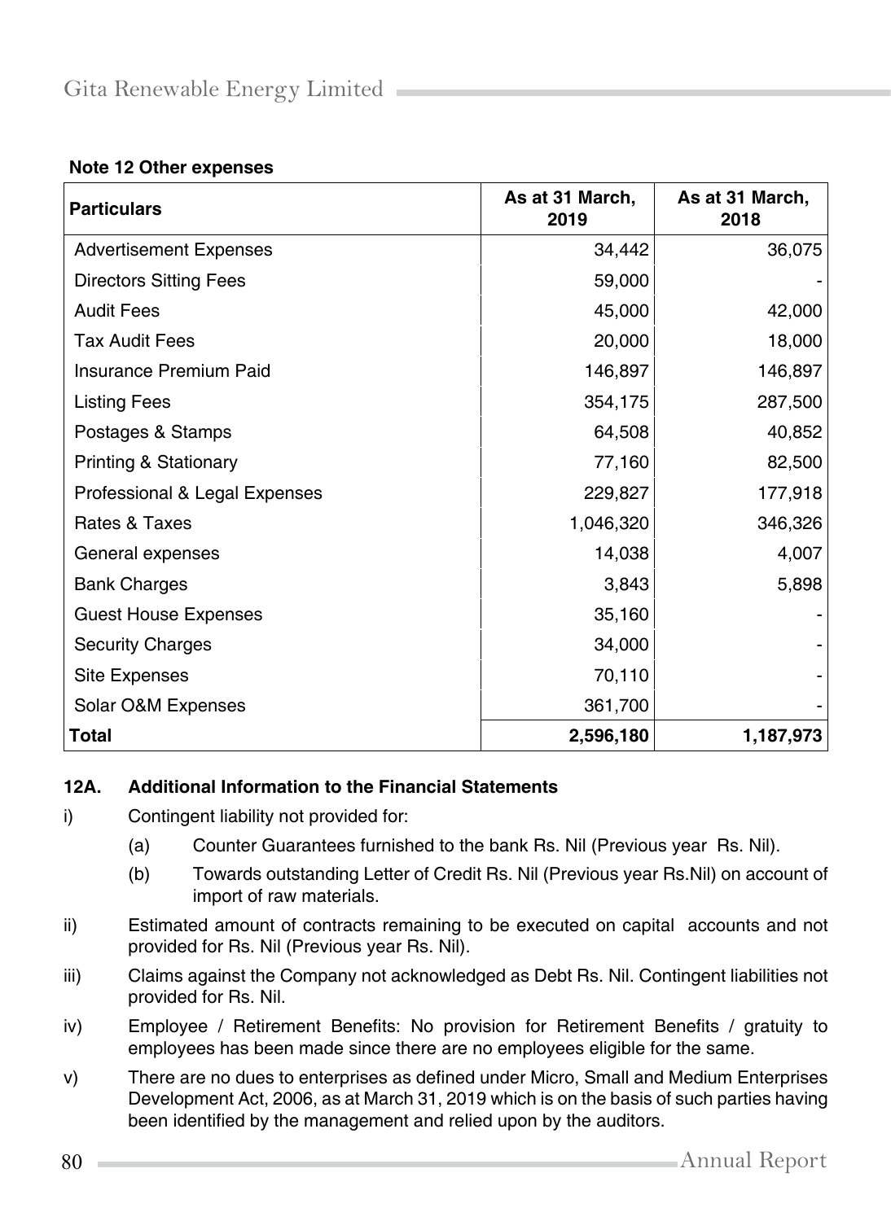**Note 12 Other expenses**

| Particulars | As at 31 March, 2019 | As at 31 March, 2018 |
|---|---|---|
| Advertisement Expenses | 34,442 | 36,075 |
| Directors Sitting Fees | 59,000 | - |
| Audit Fees | 45,000 | 42,000 |
| Tax Audit Fees | 20,000 | 18,000 |
| Insurance Premium Paid | 146,897 | 146,897 |
| Listing Fees | 354,175 | 287,500 |
| Postages & Stamps | 64,508 | 40,852 |
| Printing & Stationary | 77,160 | 82,500 |
| Professional & Legal Expenses | 229,827 | 177,918 |
| Rates & Taxes | 1,046,320 | 346,326 |
| General expenses | 14,038 | 4,007 |
| Bank Charges | 3,843 | 5,898 |
| Guest House Expenses | 35,160 | - |
| Security Charges | 34,000 | - |
| Site Expenses | 70,110 | - |
| Solar O&M Expenses | 361,700 | - |
| **Total** | **2,596,180** | **1,187,973** |

**12A. Additional Information to the Financial Statements**

i) Contingent liability not provided for:

  (a) Counter Guarantees furnished to the bank Rs. Nil (Previous year Rs. Nil).

  (b) Towards outstanding Letter of Credit Rs. Nil (Previous year Rs.Nil) on account of import of raw materials.

ii) Estimated amount of contracts remaining to be executed on capital accounts and not provided for Rs. Nil (Previous year Rs. Nil).

iii) Claims against the Company not acknowledged as Debt Rs. Nil. Contingent liabilities not provided for Rs. Nil.

iv) Employee / Retirement Benefits: No provision for Retirement Benefits / gratuity to employees has been made since there are no employees eligible for the same.

v) There are no dues to enterprises as defined under Micro, Small and Medium Enterprises Development Act, 2006, as at March 31, 2019 which is on the basis of such parties having been identified by the management and relied upon by the auditors.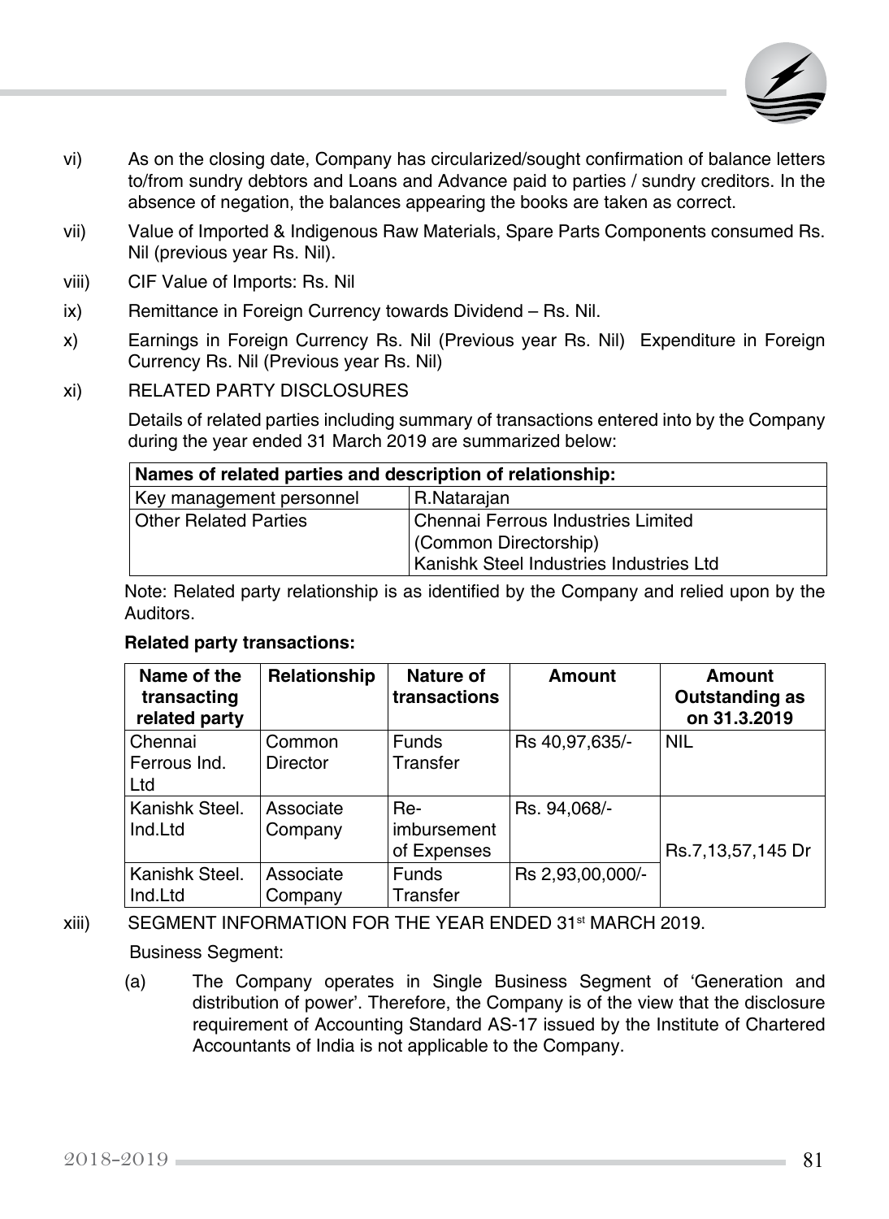vi) As on the closing date, Company has circularized/sought confirmation of balance letters to/from sundry debtors and Loans and Advance paid to parties / sundry creditors. In the absence of negation, the balances appearing the books are taken as correct.

vii) Value of Imported & Indigenous Raw Materials, Spare Parts Components consumed Rs. Nil (previous year Rs. Nil).

viii) CIF Value of Imports: Rs. Nil

ix) Remittance in Foreign Currency towards Dividend – Rs. Nil.

x) Earnings in Foreign Currency Rs. Nil (Previous year Rs. Nil) Expenditure in Foreign Currency Rs. Nil (Previous year Rs. Nil)

xi) RELATED PARTY DISCLOSURES

Details of related parties including summary of transactions entered into by the Company during the year ended 31 March 2019 are summarized below:

| **Names of related parties and description of relationship:** | |
|---|---|
| Key management personnel | R.Natarajan |
| Other Related Parties | Chennai Ferrous Industries Limited (Common Directorship)<br>Kanishk Steel Industries Industries Ltd |

Note: Related party relationship is as identified by the Company and relied upon by the Auditors.

**Related party transactions:**

| Name of the transacting related party | Relationship | Nature of transactions | Amount | Amount Outstanding as on 31.3.2019 |
|---|---|---|---|---|
| Chennai Ferrous Ind. Ltd | Common Director | Funds Transfer | Rs 40,97,635/- | NIL |
| Kanishk Steel. Ind.Ltd | Associate Company | Re-imbursement of Expenses | Rs. 94,068/- | Rs.7,13,57,145 Dr |
| Kanishk Steel. Ind.Ltd | Associate Company | Funds Transfer | Rs 2,93,00,000/- | |

xiii) SEGMENT INFORMATION FOR THE YEAR ENDED 31st MARCH 2019.

Business Segment:

(a) The Company operates in Single Business Segment of 'Generation and distribution of power'. Therefore, the Company is of the view that the disclosure requirement of Accounting Standard AS-17 issued by the Institute of Chartered Accountants of India is not applicable to the Company.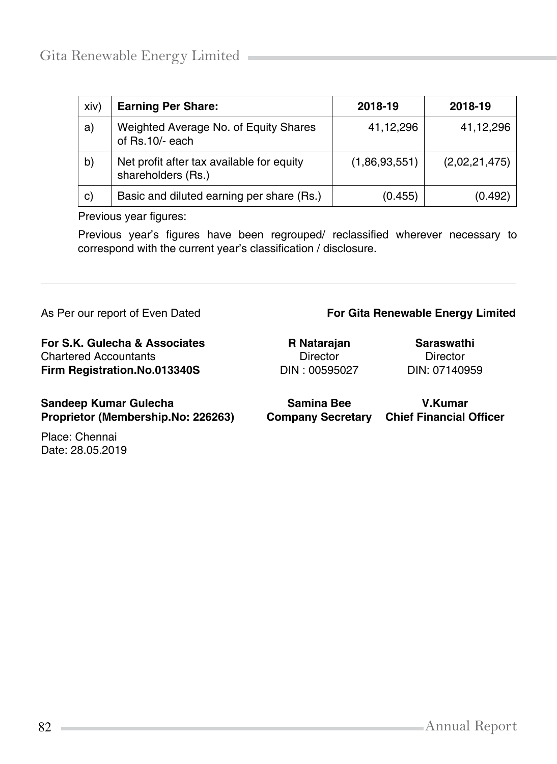| xiv) | **Earning Per Share:** | **2018-19** | **2018-19** |
|---|---|---|---|
| a) | Weighted Average No. of Equity Shares of Rs.10/- each | 41,12,296 | 41,12,296 |
| b) | Net profit after tax available for equity shareholders (Rs.) | (1,86,93,551) | (2,02,21,475) |
| c) | Basic and diluted earning per share (Rs.) | (0.455) | (0.492) |

Previous year figures:

Previous year's figures have been regrouped/ reclassified wherever necessary to correspond with the current year's classification / disclosure.

---

As Per our report of Even Dated

**For Gita Renewable Energy Limited**

**For S.K. Gulecha & Associates**
Chartered Accountants
**Firm Registration.No.013340S**

**R Natarajan**
Director
DIN : 00595027

**Saraswathi**
Director
DIN: 07140959

**Sandeep Kumar Gulecha**
**Proprietor (Membership.No: 226263)**

**Samina Bee**
**Company Secretary**

**V.Kumar**
**Chief Financial Officer**

Place: Chennai
Date: 28.05.2019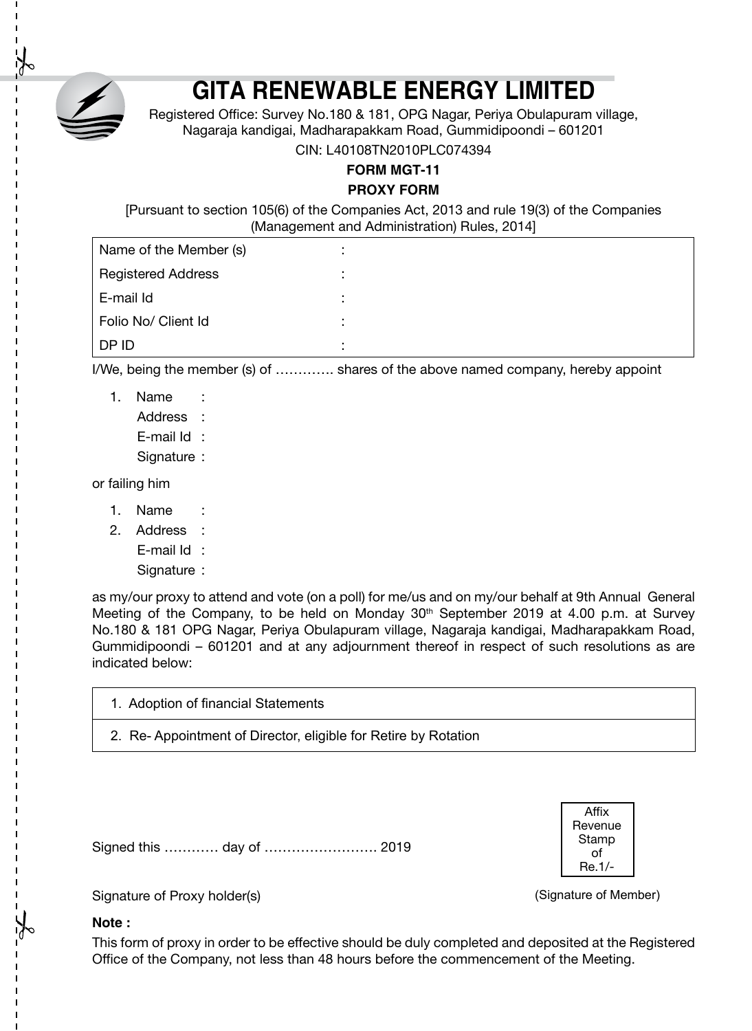# GITA RENEWABLE ENERGY LIMITED

Registered Office: Survey No.180 & 181, OPG Nagar, Periya Obulapuram village, Nagaraja kandigai, Madharapakkam Road, Gummidipoondi – 601201

CIN: L40108TN2010PLC074394

**FORM MGT-11**

**PROXY FORM**

[Pursuant to section 105(6) of the Companies Act, 2013 and rule 19(3) of the Companies (Management and Administration) Rules, 2014]

| | |
|---|---|
| Name of the Member (s) | : |
| Registered Address | : |
| E-mail Id | : |
| Folio No/ Client Id | : |
| DP ID | : |

I/We, being the member (s) of …………. shares of the above named company, hereby appoint

1. Name :
   Address :
   E-mail Id :
   Signature :

or failing him

1. Name :
2. Address :
   E-mail Id :
   Signature :

as my/our proxy to attend and vote (on a poll) for me/us and on my/our behalf at 9th Annual General Meeting of the Company, to be held on Monday 30th September 2019 at 4.00 p.m. at Survey No.180 & 181 OPG Nagar, Periya Obulapuram village, Nagaraja kandigai, Madharapakkam Road, Gummidipoondi – 601201 and at any adjournment thereof in respect of such resolutions as are indicated below:

| |
|---|
| 1. Adoption of financial Statements |
| 2. Re- Appointment of Director, eligible for Retire by Rotation |

Signed this ………… day of ……………………. 2019

Affix Revenue Stamp of Re.1/-

Signature of Proxy holder(s)

(Signature of Member)

**Note :**

This form of proxy in order to be effective should be duly completed and deposited at the Registered Office of the Company, not less than 48 hours before the commencement of the Meeting.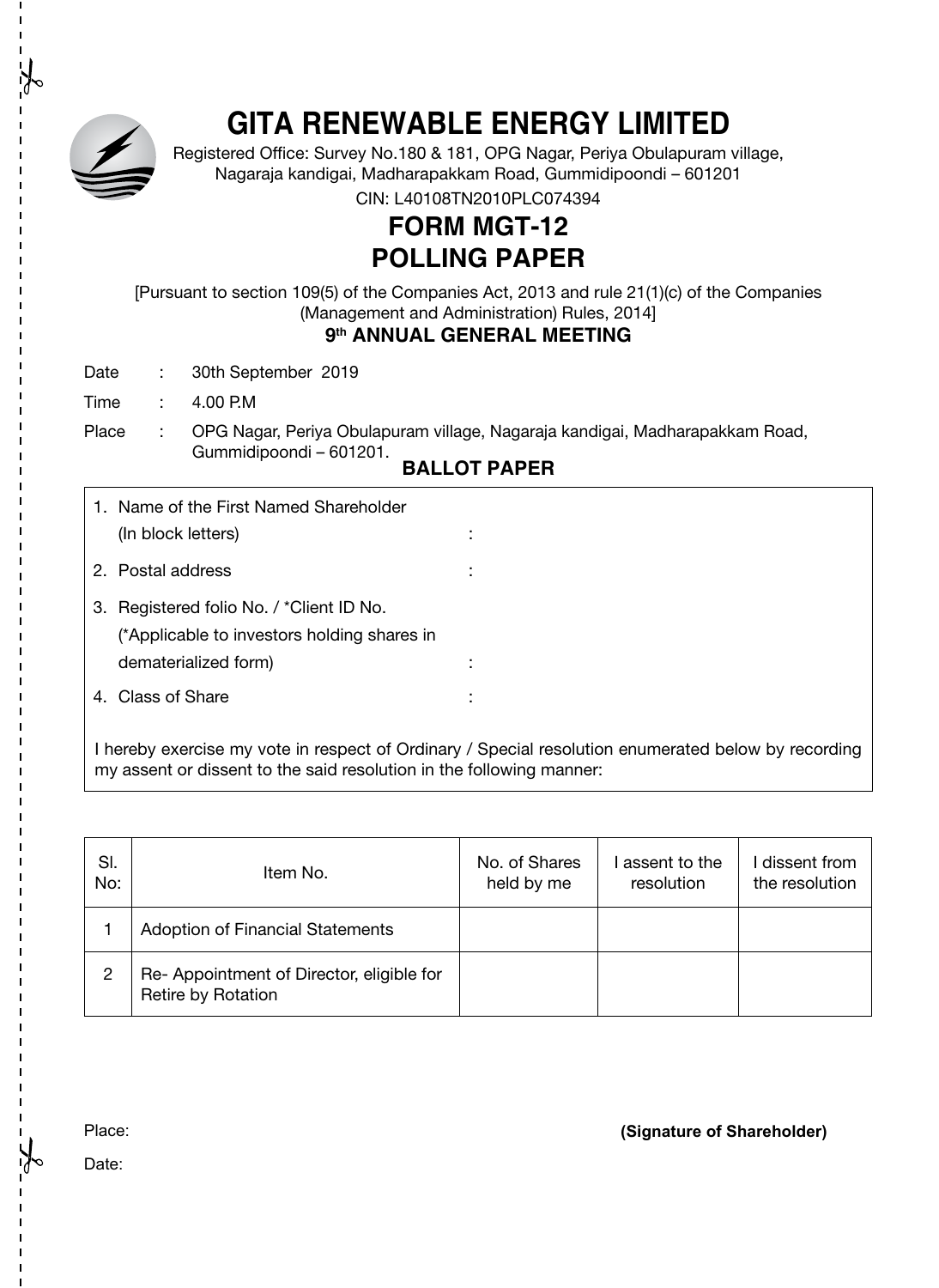# GITA RENEWABLE ENERGY LIMITED

Registered Office: Survey No.180 & 181, OPG Nagar, Periya Obulapuram village, Nagaraja kandigai, Madharapakkam Road, Gummidipoondi – 601201

CIN: L40108TN2010PLC074394

## FORM MGT-12

## POLLING PAPER

[Pursuant to section 109(5) of the Companies Act, 2013 and rule 21(1)(c) of the Companies (Management and Administration) Rules, 2014]

### 9th ANNUAL GENERAL MEETING

Date : 30th September 2019

Time : 4.00 P.M

Place : OPG Nagar, Periya Obulapuram village, Nagaraja kandigai, Madharapakkam Road, Gummidipoondi – 601201.

### BALLOT PAPER

1. Name of the First Named Shareholder (In block letters) :
2. Postal address :
3. Registered folio No. / *Client ID No. (*Applicable to investors holding shares in dematerialized form) :
4. Class of Share :

I hereby exercise my vote in respect of Ordinary / Special resolution enumerated below by recording my assent or dissent to the said resolution in the following manner:

| Sl. No: | Item No. | No. of Shares held by me | I assent to the resolution | I dissent from the resolution |
|---|---|---|---|---|
| 1 | Adoption of Financial Statements | | | |
| 2 | Re- Appointment of Director, eligible for Retire by Rotation | | | |

Place:

Date:

**(Signature of Shareholder)**